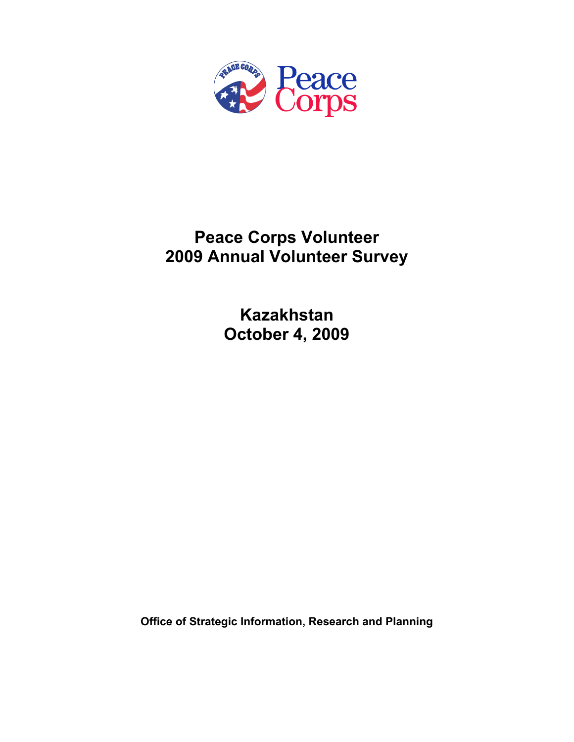Peace Corps

# Peace Corps Volunteer
# 2009 Annual Volunteer Survey

## Kazakhstan
## October 4, 2009

**Office of Strategic Information, Research and Planning**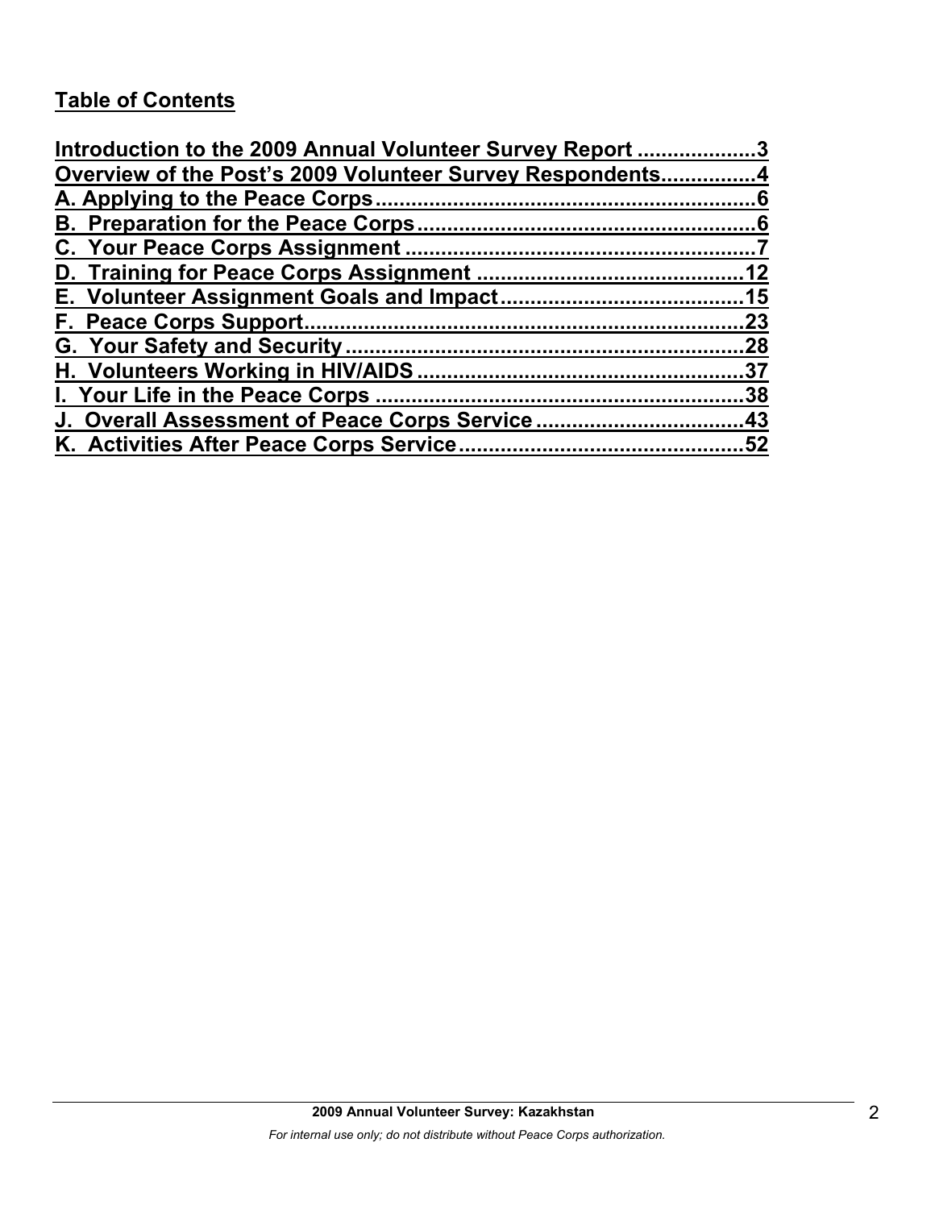## Table of Contents

Introduction to the 2009 Annual Volunteer Survey Report ....................3
Overview of the Post's 2009 Volunteer Survey Respondents................4
A. Applying to the Peace Corps................................................................6
B. Preparation for the Peace Corps.........................................................6
C. Your Peace Corps Assignment ...........................................................7
D. Training for Peace Corps Assignment ............................................12
E. Volunteer Assignment Goals and Impact........................................15
F. Peace Corps Support..........................................................................23
G. Your Safety and Security...................................................................28
H. Volunteers Working in HIV/AIDS .......................................................37
I. Your Life in the Peace Corps .............................................................38
J. Overall Assessment of Peace Corps Service ..................................43
K. Activities After Peace Corps Service...............................................52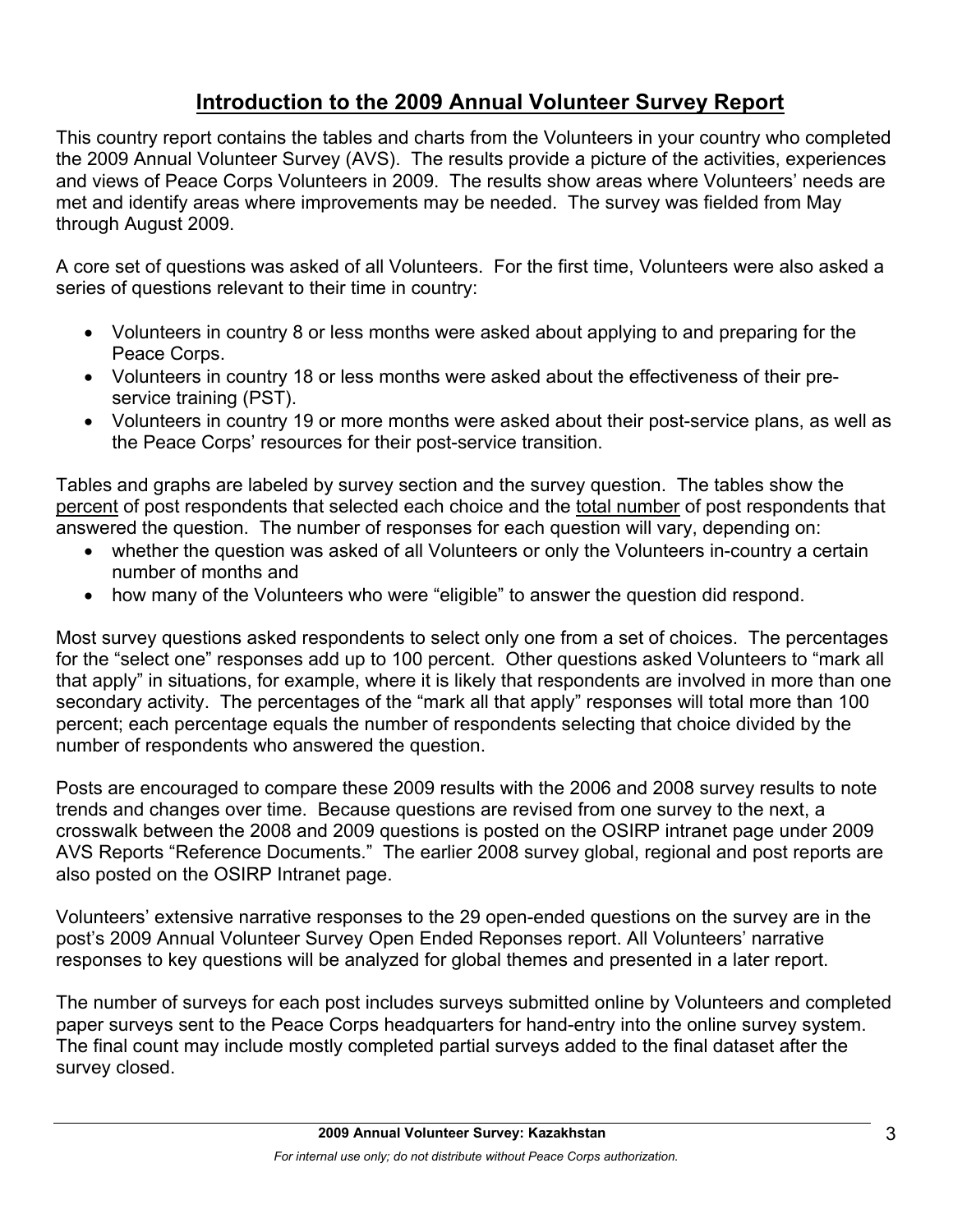## Introduction to the 2009 Annual Volunteer Survey Report

This country report contains the tables and charts from the Volunteers in your country who completed the 2009 Annual Volunteer Survey (AVS). The results provide a picture of the activities, experiences and views of Peace Corps Volunteers in 2009. The results show areas where Volunteers' needs are met and identify areas where improvements may be needed. The survey was fielded from May through August 2009.

A core set of questions was asked of all Volunteers. For the first time, Volunteers were also asked a series of questions relevant to their time in country:

- Volunteers in country 8 or less months were asked about applying to and preparing for the Peace Corps.
- Volunteers in country 18 or less months were asked about the effectiveness of their pre-service training (PST).
- Volunteers in country 19 or more months were asked about their post-service plans, as well as the Peace Corps' resources for their post-service transition.

Tables and graphs are labeled by survey section and the survey question. The tables show the percent of post respondents that selected each choice and the total number of post respondents that answered the question. The number of responses for each question will vary, depending on:

- whether the question was asked of all Volunteers or only the Volunteers in-country a certain number of months and
- how many of the Volunteers who were "eligible" to answer the question did respond.

Most survey questions asked respondents to select only one from a set of choices. The percentages for the "select one" responses add up to 100 percent. Other questions asked Volunteers to "mark all that apply" in situations, for example, where it is likely that respondents are involved in more than one secondary activity. The percentages of the "mark all that apply" responses will total more than 100 percent; each percentage equals the number of respondents selecting that choice divided by the number of respondents who answered the question.

Posts are encouraged to compare these 2009 results with the 2006 and 2008 survey results to note trends and changes over time. Because questions are revised from one survey to the next, a crosswalk between the 2008 and 2009 questions is posted on the OSIRP intranet page under 2009 AVS Reports "Reference Documents." The earlier 2008 survey global, regional and post reports are also posted on the OSIRP Intranet page.

Volunteers' extensive narrative responses to the 29 open-ended questions on the survey are in the post's 2009 Annual Volunteer Survey Open Ended Reponses report. All Volunteers' narrative responses to key questions will be analyzed for global themes and presented in a later report.

The number of surveys for each post includes surveys submitted online by Volunteers and completed paper surveys sent to the Peace Corps headquarters for hand-entry into the online survey system. The final count may include mostly completed partial surveys added to the final dataset after the survey closed.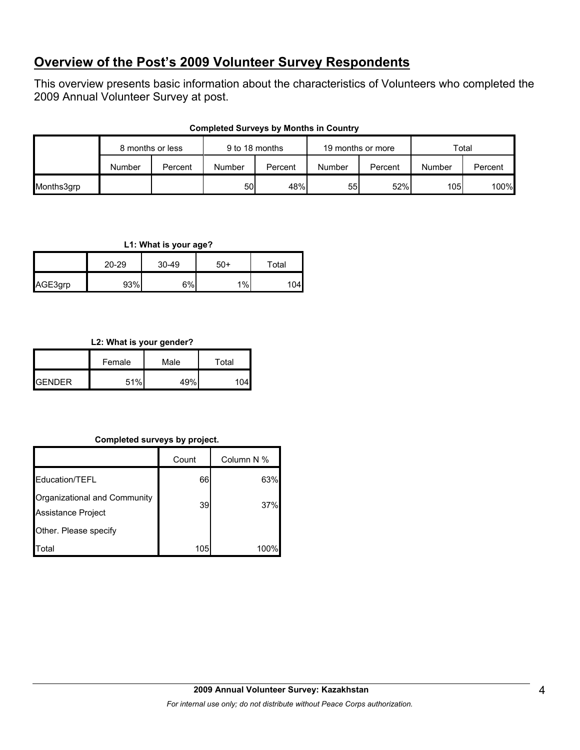## **Overview of the Post's 2009 Volunteer Survey Respondents**

This overview presents basic information about the characteristics of Volunteers who completed the 2009 Annual Volunteer Survey at post.

**Completed Surveys by Months in Country**

| | 8 months or less | | 9 to 18 months | | 19 months or more | | Total | |
|---|---|---|---|---|---|---|---|---|
| | Number | Percent | Number | Percent | Number | Percent | Number | Percent |
| Months3grp | | | 50 | 48% | 55 | 52% | 105 | 100% |

**L1: What is your age?**

| | 20-29 | 30-49 | 50+ | Total |
|---|---|---|---|---|
| AGE3grp | 93% | 6% | 1% | 104 |

**L2: What is your gender?**

| | Female | Male | Total |
|---|---|---|---|
| GENDER | 51% | 49% | 104 |

**Completed surveys by project.**

| | Count | Column N % |
|---|---|---|
| Education/TEFL | 66 | 63% |
| Organizational and Community Assistance Project | 39 | 37% |
| Other. Please specify | | |
| Total | 105 | 100% |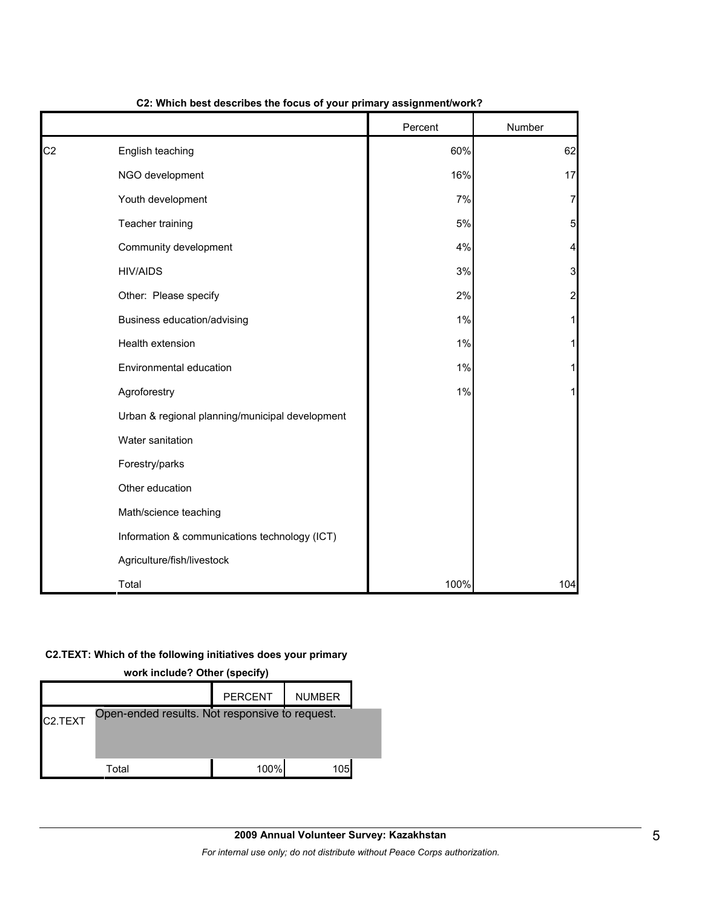**C2: Which best describes the focus of your primary assignment/work?**

| | | Percent | Number |
|---|---|---|---|
| C2 | English teaching | 60% | 62 |
| | NGO development | 16% | 17 |
| | Youth development | 7% | 7 |
| | Teacher training | 5% | 5 |
| | Community development | 4% | 4 |
| | HIV/AIDS | 3% | 3 |
| | Other: Please specify | 2% | 2 |
| | Business education/advising | 1% | 1 |
| | Health extension | 1% | 1 |
| | Environmental education | 1% | 1 |
| | Agroforestry | 1% | 1 |
| | Urban & regional planning/municipal development | | |
| | Water sanitation | | |
| | Forestry/parks | | |
| | Other education | | |
| | Math/science teaching | | |
| | Information & communications technology (ICT) | | |
| | Agriculture/fish/livestock | | |
| | Total | 100% | 104 |

**C2.TEXT: Which of the following initiatives does your primary work include? Other (specify)**

| | | PERCENT | NUMBER |
|---|---|---|---|
| C2.TEXT | Open-ended results. Not responsive to request. | | |
| | Total | 100% | 105 |

**2009 Annual Volunteer Survey: Kazakhstan**

*For internal use only; do not distribute without Peace Corps authorization.*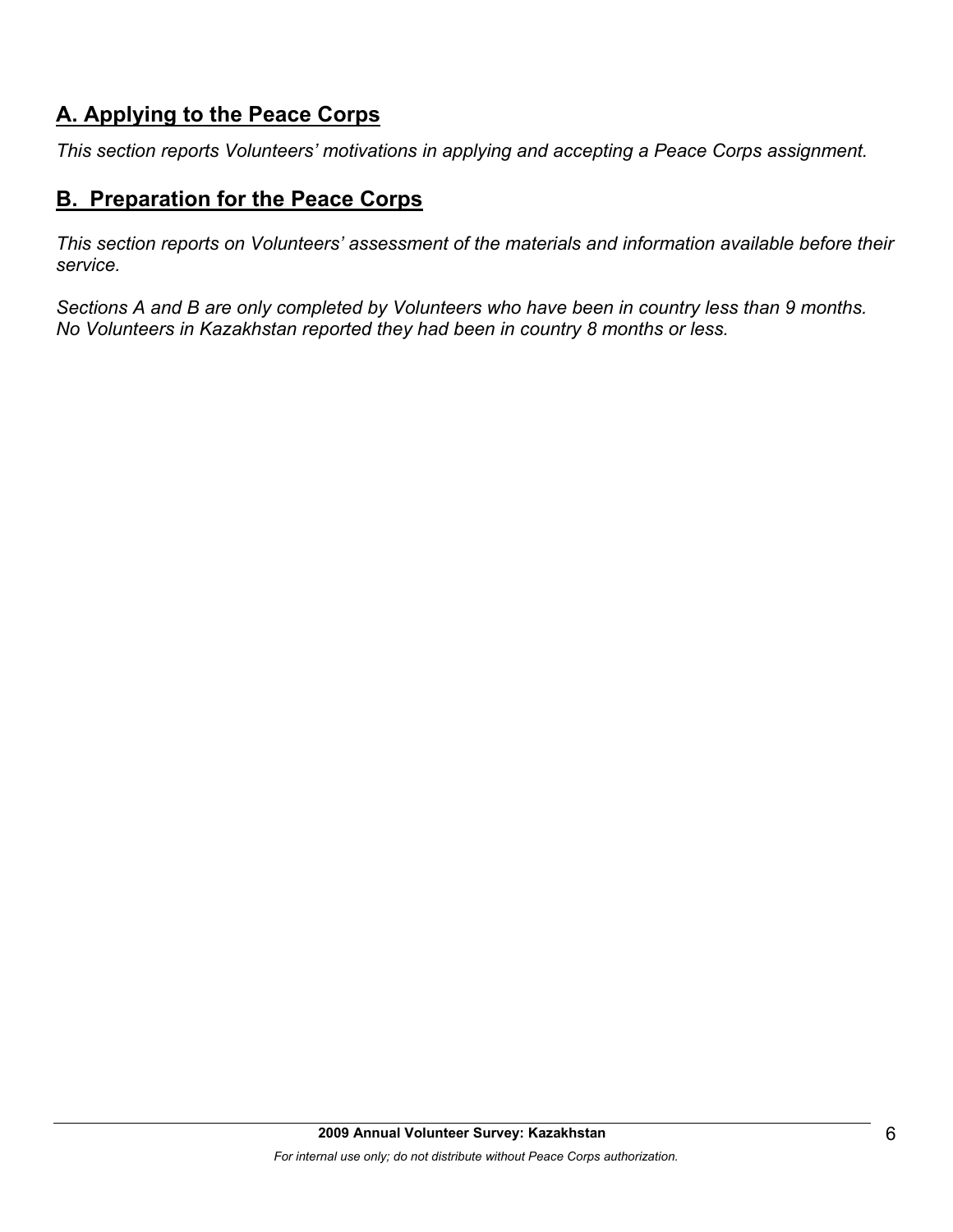## A. Applying to the Peace Corps

*This section reports Volunteers' motivations in applying and accepting a Peace Corps assignment.*

## B. Preparation for the Peace Corps

*This section reports on Volunteers' assessment of the materials and information available before their service.*

*Sections A and B are only completed by Volunteers who have been in country less than 9 months. No Volunteers in Kazakhstan reported they had been in country 8 months or less.*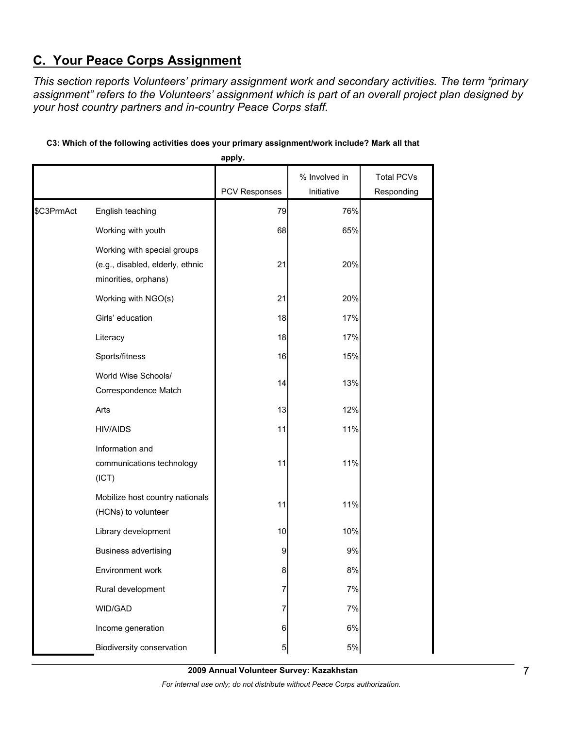## C. Your Peace Corps Assignment

*This section reports Volunteers' primary assignment work and secondary activities. The term "primary assignment" refers to the Volunteers' assignment which is part of an overall project plan designed by your host country partners and in-country Peace Corps staff.*

**C3: Which of the following activities does your primary assignment/work include? Mark all that apply.**

| | | PCV Responses | % Involved in Initiative | Total PCVs Responding |
|---|---|---|---|---|
| $C3PrmAct | English teaching | 79 | 76% | |
| | Working with youth | 68 | 65% | |
| | Working with special groups (e.g., disabled, elderly, ethnic minorities, orphans) | 21 | 20% | |
| | Working with NGO(s) | 21 | 20% | |
| | Girls' education | 18 | 17% | |
| | Literacy | 18 | 17% | |
| | Sports/fitness | 16 | 15% | |
| | World Wise Schools/ Correspondence Match | 14 | 13% | |
| | Arts | 13 | 12% | |
| | HIV/AIDS | 11 | 11% | |
| | Information and communications technology (ICT) | 11 | 11% | |
| | Mobilize host country nationals (HCNs) to volunteer | 11 | 11% | |
| | Library development | 10 | 10% | |
| | Business advertising | 9 | 9% | |
| | Environment work | 8 | 8% | |
| | Rural development | 7 | 7% | |
| | WID/GAD | 7 | 7% | |
| | Income generation | 6 | 6% | |
| | Biodiversity conservation | 5 | 5% | |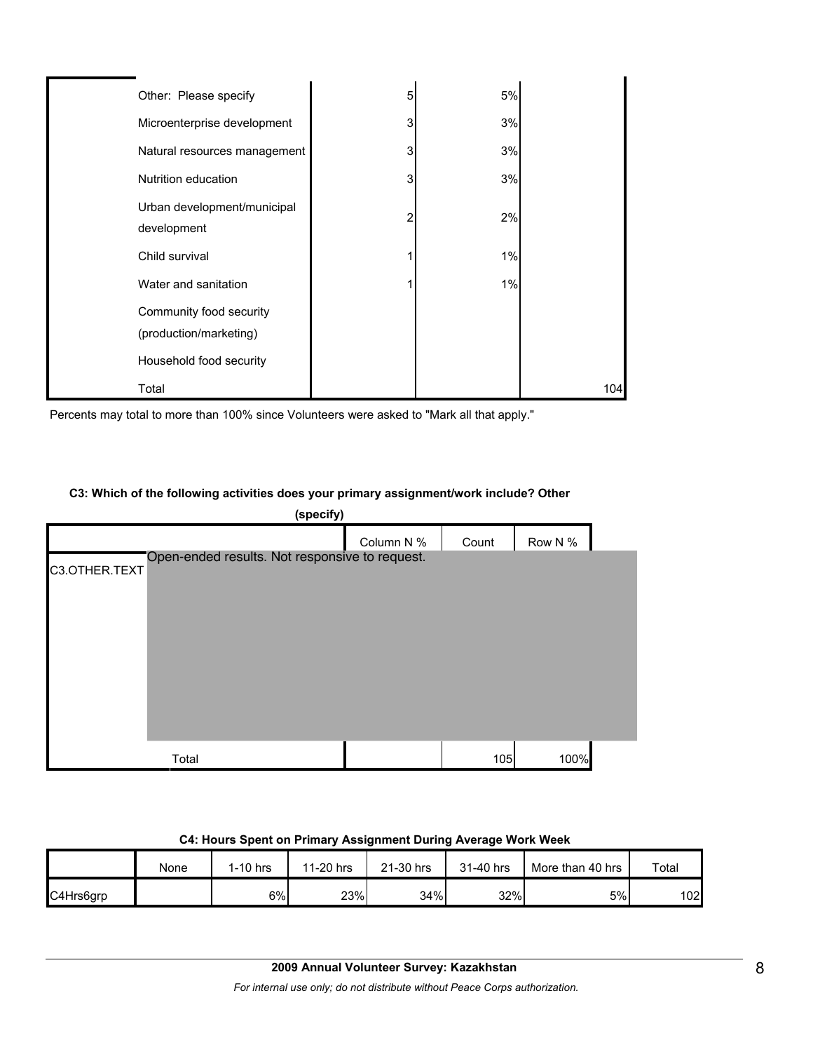| | | | | |
|---|---|---|---|---|
| | Other: Please specify | 5 | 5% | |
| | Microenterprise development | 3 | 3% | |
| | Natural resources management | 3 | 3% | |
| | Nutrition education | 3 | 3% | |
| | Urban development/municipal development | 2 | 2% | |
| | Child survival | 1 | 1% | |
| | Water and sanitation | 1 | 1% | |
| | Community food security (production/marketing) | | | |
| | Household food security | | | |
| | Total | | | 104 |

Percents may total to more than 100% since Volunteers were asked to "Mark all that apply."

**C3: Which of the following activities does your primary assignment/work include? Other (specify)**

| | | Column N % | Count | Row N % |
|---|---|---|---|---|
| C3.OTHER.TEXT | Open-ended results. Not responsive to request. | | | |
| | Total | | 105 | 100% |

**C4: Hours Spent on Primary Assignment During Average Work Week**

| | None | 1-10 hrs | 11-20 hrs | 21-30 hrs | 31-40 hrs | More than 40 hrs | Total |
|---|---|---|---|---|---|---|---|
| C4Hrs6grp | | 6% | 23% | 34% | 32% | 5% | 102 |

**2009 Annual Volunteer Survey: Kazakhstan**

*For internal use only; do not distribute without Peace Corps authorization.*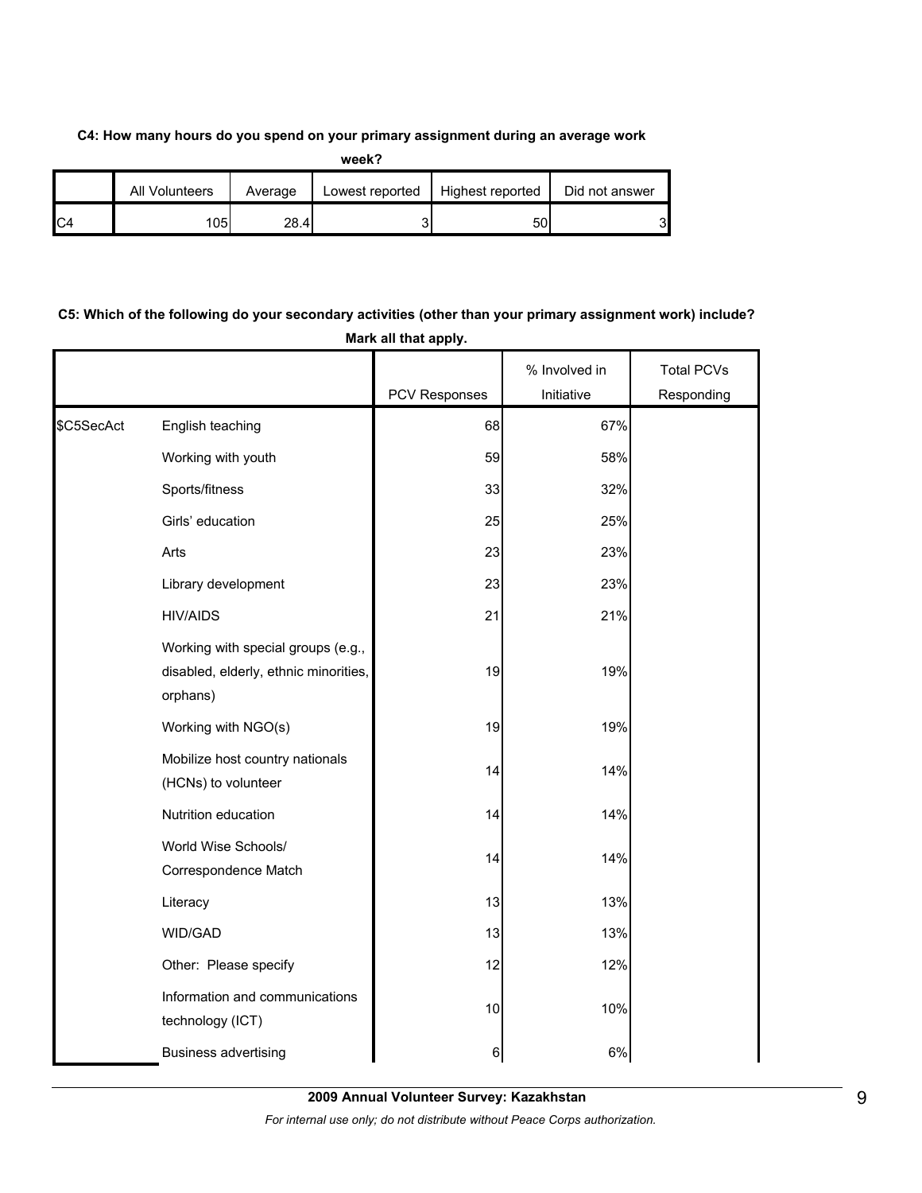**C4: How many hours do you spend on your primary assignment during an average work week?**

| | All Volunteers | Average | Lowest reported | Highest reported | Did not answer |
|---|---|---|---|---|---|
| C4 | 105 | 28.4 | 3 | 50 | 3 |

**C5: Which of the following do your secondary activities (other than your primary assignment work) include? Mark all that apply.**

| | | PCV Responses | % Involved in Initiative | Total PCVs Responding |
|---|---|---|---|---|
| $C5SecAct | English teaching | 68 | 67% | |
| | Working with youth | 59 | 58% | |
| | Sports/fitness | 33 | 32% | |
| | Girls' education | 25 | 25% | |
| | Arts | 23 | 23% | |
| | Library development | 23 | 23% | |
| | HIV/AIDS | 21 | 21% | |
| | Working with special groups (e.g., disabled, elderly, ethnic minorities, orphans) | 19 | 19% | |
| | Working with NGO(s) | 19 | 19% | |
| | Mobilize host country nationals (HCNs) to volunteer | 14 | 14% | |
| | Nutrition education | 14 | 14% | |
| | World Wise Schools/ Correspondence Match | 14 | 14% | |
| | Literacy | 13 | 13% | |
| | WID/GAD | 13 | 13% | |
| | Other: Please specify | 12 | 12% | |
| | Information and communications technology (ICT) | 10 | 10% | |
| | Business advertising | 6 | 6% | |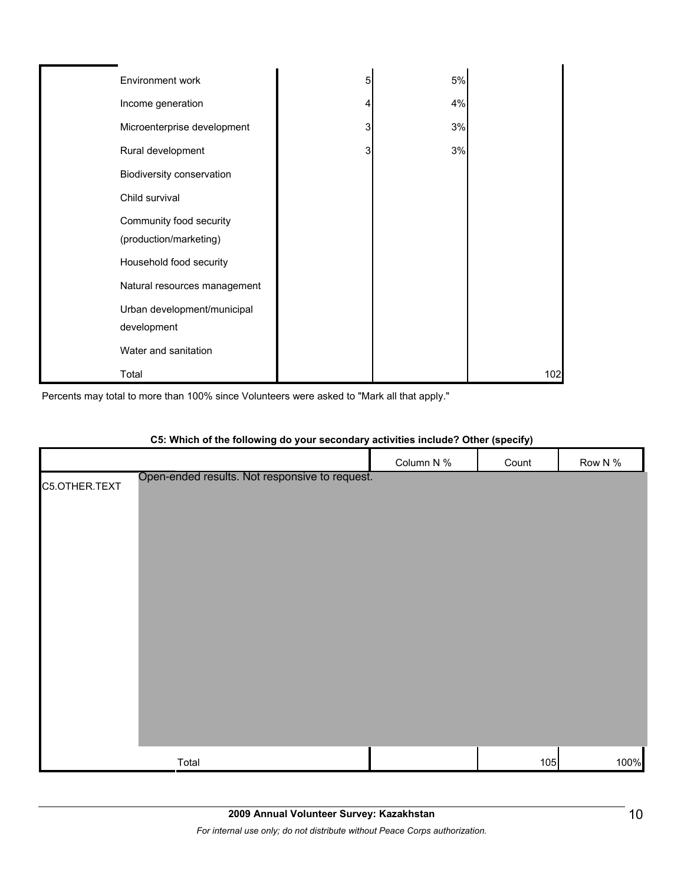| | | | |
|---|---|---|---|
| Environment work | 5 | 5% | |
| Income generation | 4 | 4% | |
| Microenterprise development | 3 | 3% | |
| Rural development | 3 | 3% | |
| Biodiversity conservation | | | |
| Child survival | | | |
| Community food security (production/marketing) | | | |
| Household food security | | | |
| Natural resources management | | | |
| Urban development/municipal development | | | |
| Water and sanitation | | | |
| Total | | | 102 |

Percents may total to more than 100% since Volunteers were asked to "Mark all that apply."

**C5: Which of the following do your secondary activities include? Other (specify)**

| | | Column N % | Count | Row N % |
|---|---|---|---|---|
| C5.OTHER.TEXT | Open-ended results. Not responsive to request. | | | |
| | Total | | 105 | 100% |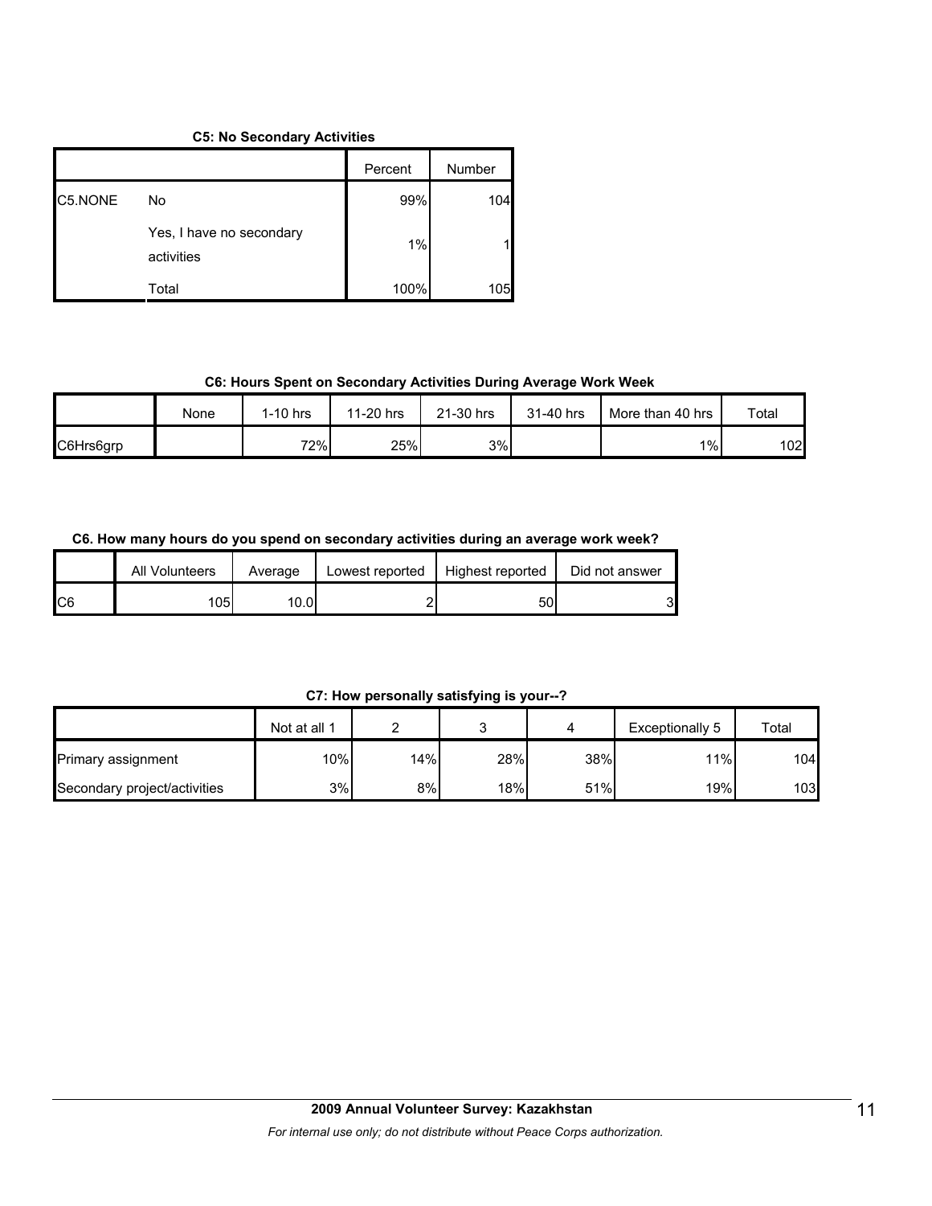**C5: No Secondary Activities**

| | | Percent | Number |
|---|---|---|---|
| C5.NONE | No | 99% | 104 |
| | Yes, I have no secondary activities | 1% | 1 |
| | Total | 100% | 105 |

**C6: Hours Spent on Secondary Activities During Average Work Week**

| | None | 1-10 hrs | 11-20 hrs | 21-30 hrs | 31-40 hrs | More than 40 hrs | Total |
|---|---|---|---|---|---|---|---|
| C6Hrs6grp | | 72% | 25% | 3% | | 1% | 102 |

**C6. How many hours do you spend on secondary activities during an average work week?**

| | All Volunteers | Average | Lowest reported | Highest reported | Did not answer |
|---|---|---|---|---|---|
| C6 | 105 | 10.0 | 2 | 50 | 3 |

**C7: How personally satisfying is your--?**

| | Not at all 1 | 2 | 3 | 4 | Exceptionally 5 | Total |
|---|---|---|---|---|---|---|
| Primary assignment | 10% | 14% | 28% | 38% | 11% | 104 |
| Secondary project/activities | 3% | 8% | 18% | 51% | 19% | 103 |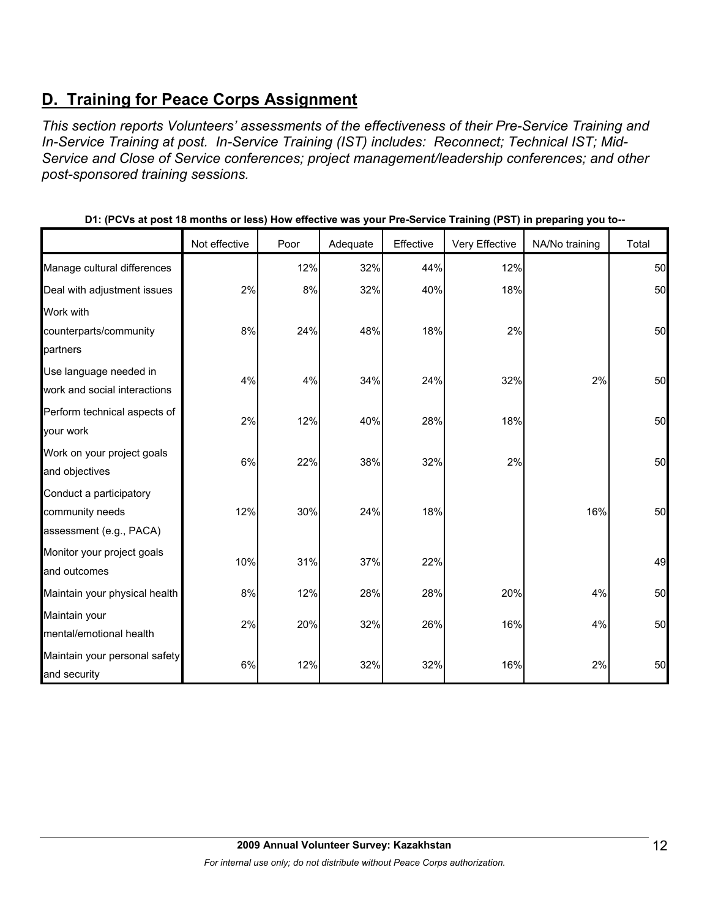## D. Training for Peace Corps Assignment

*This section reports Volunteers' assessments of the effectiveness of their Pre-Service Training and In-Service Training at post. In-Service Training (IST) includes: Reconnect; Technical IST; Mid-Service and Close of Service conferences; project management/leadership conferences; and other post-sponsored training sessions.*

**D1: (PCVs at post 18 months or less) How effective was your Pre-Service Training (PST) in preparing you to--**

| | Not effective | Poor | Adequate | Effective | Very Effective | NA/No training | Total |
|---|---|---|---|---|---|---|---|
| Manage cultural differences | | 12% | 32% | 44% | 12% | | 50 |
| Deal with adjustment issues | 2% | 8% | 32% | 40% | 18% | | 50 |
| Work with counterparts/community partners | 8% | 24% | 48% | 18% | 2% | | 50 |
| Use language needed in work and social interactions | 4% | 4% | 34% | 24% | 32% | 2% | 50 |
| Perform technical aspects of your work | 2% | 12% | 40% | 28% | 18% | | 50 |
| Work on your project goals and objectives | 6% | 22% | 38% | 32% | 2% | | 50 |
| Conduct a participatory community needs assessment (e.g., PACA) | 12% | 30% | 24% | 18% | | 16% | 50 |
| Monitor your project goals and outcomes | 10% | 31% | 37% | 22% | | | 49 |
| Maintain your physical health | 8% | 12% | 28% | 28% | 20% | 4% | 50 |
| Maintain your mental/emotional health | 2% | 20% | 32% | 26% | 16% | 4% | 50 |
| Maintain your personal safety and security | 6% | 12% | 32% | 32% | 16% | 2% | 50 |

**2009 Annual Volunteer Survey: Kazakhstan**

*For internal use only; do not distribute without Peace Corps authorization.*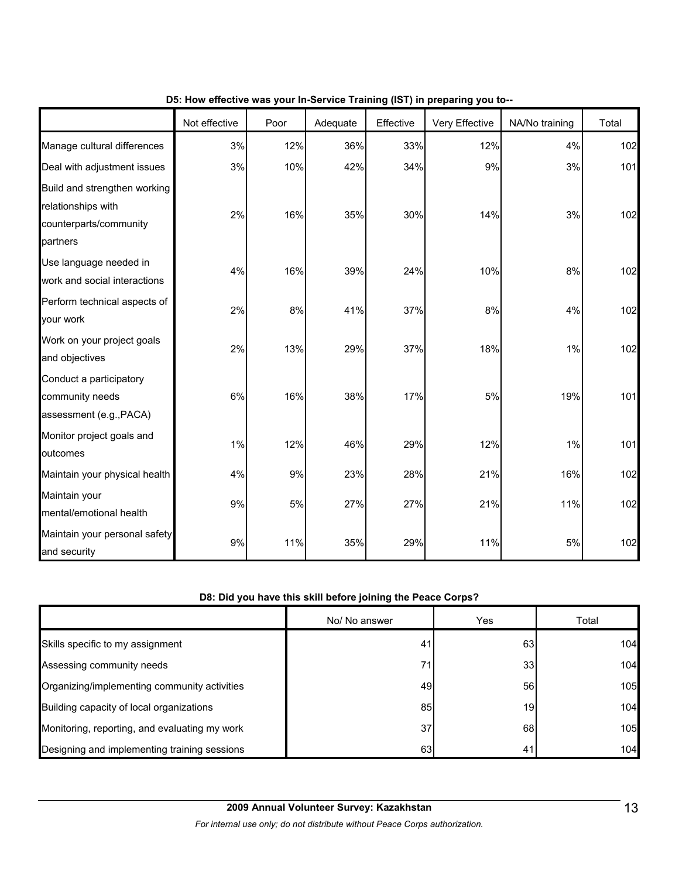**D5: How effective was your In-Service Training (IST) in preparing you to--**

| | Not effective | Poor | Adequate | Effective | Very Effective | NA/No training | Total |
|---|---|---|---|---|---|---|---|
| Manage cultural differences | 3% | 12% | 36% | 33% | 12% | 4% | 102 |
| Deal with adjustment issues | 3% | 10% | 42% | 34% | 9% | 3% | 101 |
| Build and strengthen working relationships with counterparts/community partners | 2% | 16% | 35% | 30% | 14% | 3% | 102 |
| Use language needed in work and social interactions | 4% | 16% | 39% | 24% | 10% | 8% | 102 |
| Perform technical aspects of your work | 2% | 8% | 41% | 37% | 8% | 4% | 102 |
| Work on your project goals and objectives | 2% | 13% | 29% | 37% | 18% | 1% | 102 |
| Conduct a participatory community needs assessment (e.g.,PACA) | 6% | 16% | 38% | 17% | 5% | 19% | 101 |
| Monitor project goals and outcomes | 1% | 12% | 46% | 29% | 12% | 1% | 101 |
| Maintain your physical health | 4% | 9% | 23% | 28% | 21% | 16% | 102 |
| Maintain your mental/emotional health | 9% | 5% | 27% | 27% | 21% | 11% | 102 |
| Maintain your personal safety and security | 9% | 11% | 35% | 29% | 11% | 5% | 102 |

**D8: Did you have this skill before joining the Peace Corps?**

| | No/ No answer | Yes | Total |
|---|---|---|---|
| Skills specific to my assignment | 41 | 63 | 104 |
| Assessing community needs | 71 | 33 | 104 |
| Organizing/implementing community activities | 49 | 56 | 105 |
| Building capacity of local organizations | 85 | 19 | 104 |
| Monitoring, reporting, and evaluating my work | 37 | 68 | 105 |
| Designing and implementing training sessions | 63 | 41 | 104 |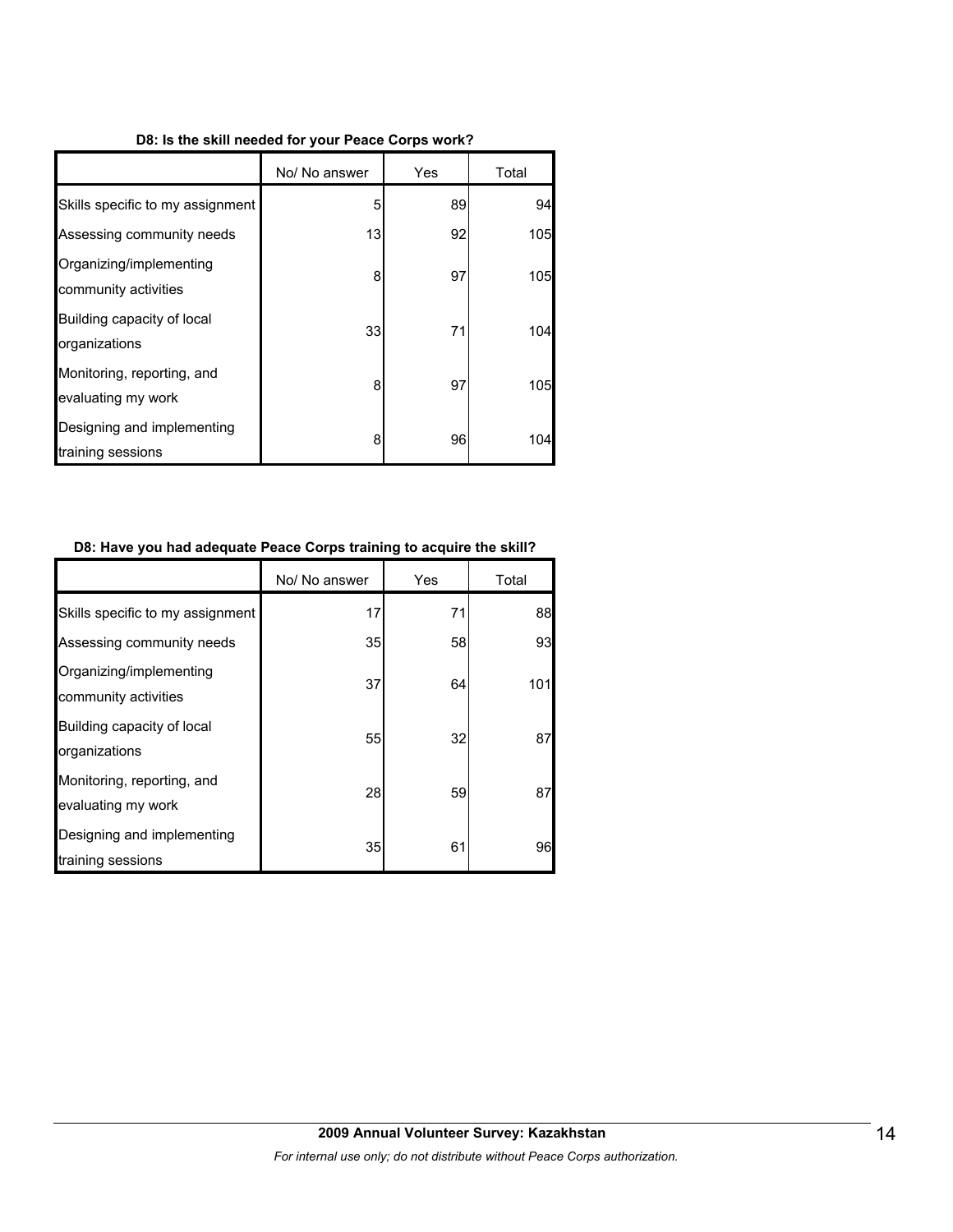**D8: Is the skill needed for your Peace Corps work?**

| | No/ No answer | Yes | Total |
|---|---|---|---|
| Skills specific to my assignment | 5 | 89 | 94 |
| Assessing community needs | 13 | 92 | 105 |
| Organizing/implementing community activities | 8 | 97 | 105 |
| Building capacity of local organizations | 33 | 71 | 104 |
| Monitoring, reporting, and evaluating my work | 8 | 97 | 105 |
| Designing and implementing training sessions | 8 | 96 | 104 |

**D8: Have you had adequate Peace Corps training to acquire the skill?**

| | No/ No answer | Yes | Total |
|---|---|---|---|
| Skills specific to my assignment | 17 | 71 | 88 |
| Assessing community needs | 35 | 58 | 93 |
| Organizing/implementing community activities | 37 | 64 | 101 |
| Building capacity of local organizations | 55 | 32 | 87 |
| Monitoring, reporting, and evaluating my work | 28 | 59 | 87 |
| Designing and implementing training sessions | 35 | 61 | 96 |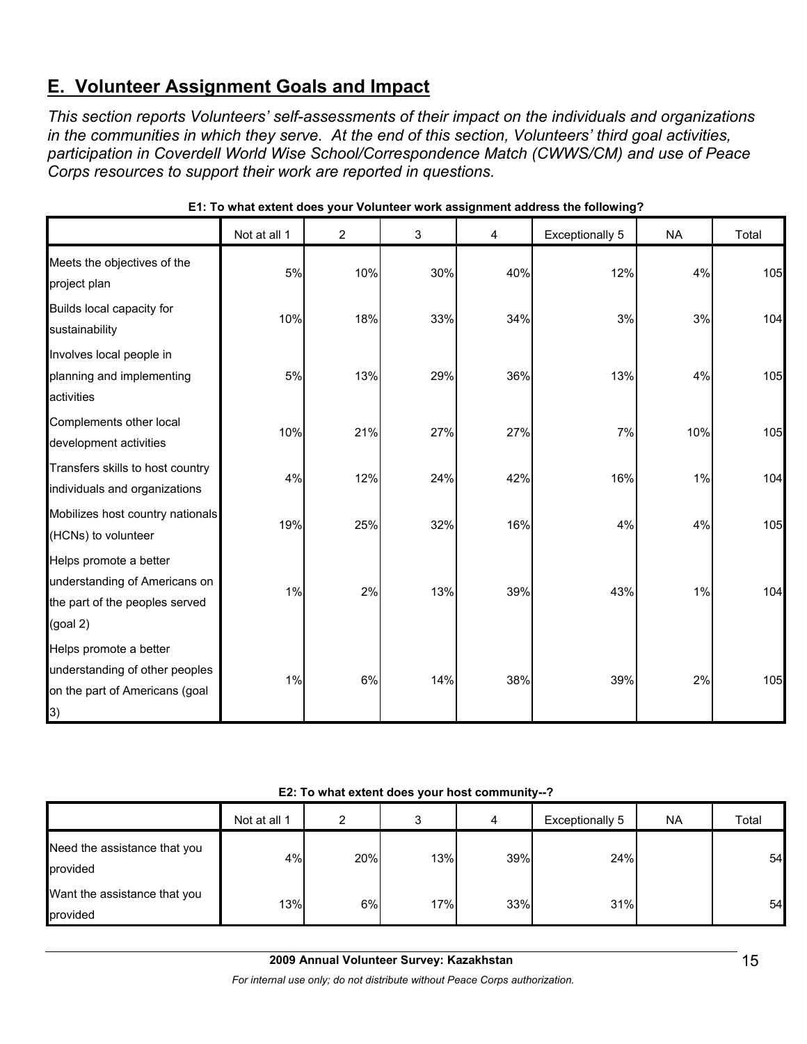## E. Volunteer Assignment Goals and Impact

*This section reports Volunteers' self-assessments of their impact on the individuals and organizations in the communities in which they serve. At the end of this section, Volunteers' third goal activities, participation in Coverdell World Wise School/Correspondence Match (CWWS/CM) and use of Peace Corps resources to support their work are reported in questions.*

**E1: To what extent does your Volunteer work assignment address the following?**

| | Not at all 1 | 2 | 3 | 4 | Exceptionally 5 | NA | Total |
|---|---|---|---|---|---|---|---|
| Meets the objectives of the project plan | 5% | 10% | 30% | 40% | 12% | 4% | 105 |
| Builds local capacity for sustainability | 10% | 18% | 33% | 34% | 3% | 3% | 104 |
| Involves local people in planning and implementing activities | 5% | 13% | 29% | 36% | 13% | 4% | 105 |
| Complements other local development activities | 10% | 21% | 27% | 27% | 7% | 10% | 105 |
| Transfers skills to host country individuals and organizations | 4% | 12% | 24% | 42% | 16% | 1% | 104 |
| Mobilizes host country nationals (HCNs) to volunteer | 19% | 25% | 32% | 16% | 4% | 4% | 105 |
| Helps promote a better understanding of Americans on the part of the peoples served (goal 2) | 1% | 2% | 13% | 39% | 43% | 1% | 104 |
| Helps promote a better understanding of other peoples on the part of Americans (goal 3) | 1% | 6% | 14% | 38% | 39% | 2% | 105 |

**E2: To what extent does your host community--?**

| | Not at all 1 | 2 | 3 | 4 | Exceptionally 5 | NA | Total |
|---|---|---|---|---|---|---|---|
| Need the assistance that you provided | 4% | 20% | 13% | 39% | 24% | | 54 |
| Want the assistance that you provided | 13% | 6% | 17% | 33% | 31% | | 54 |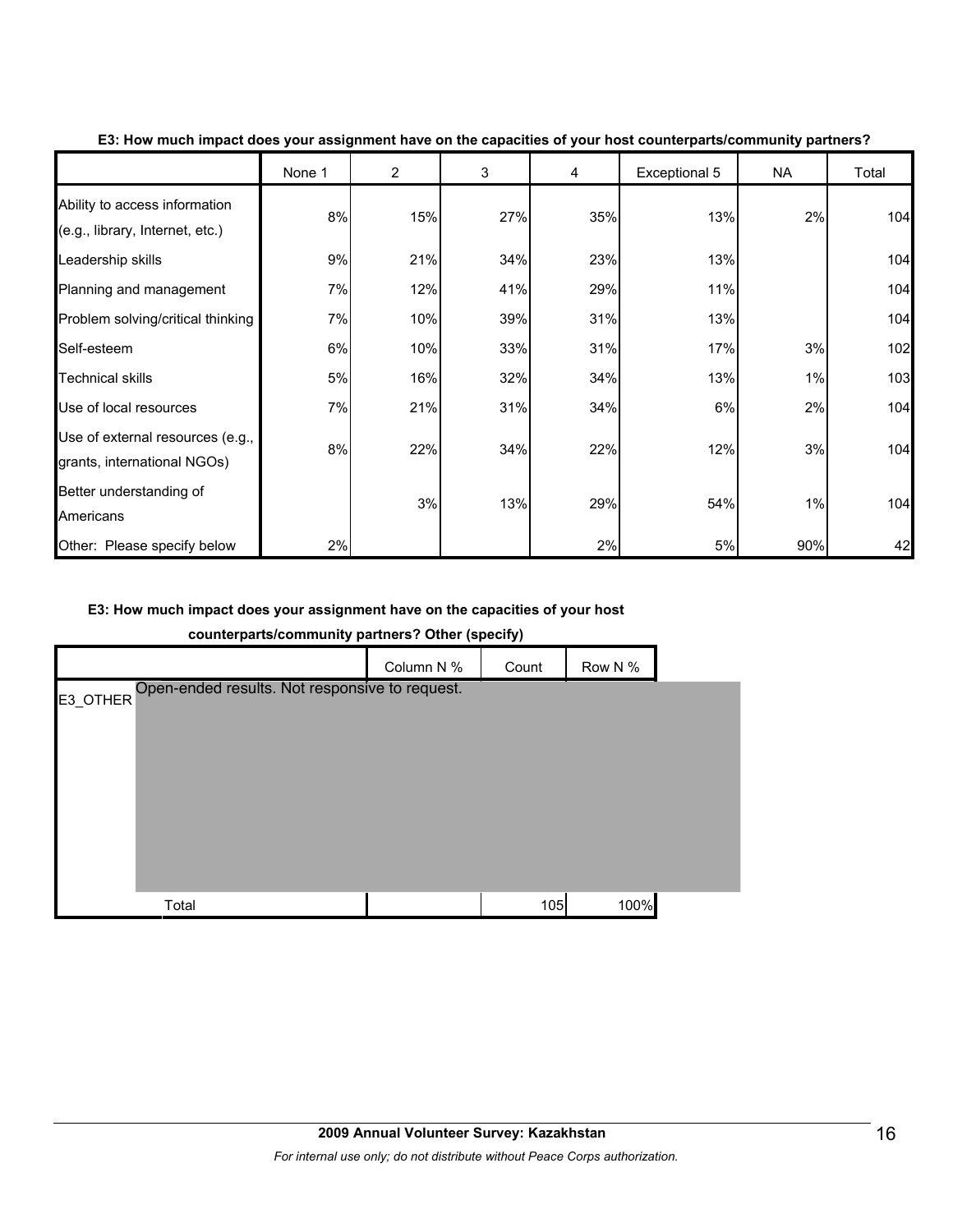**E3: How much impact does your assignment have on the capacities of your host counterparts/community partners?**

| | None 1 | 2 | 3 | 4 | Exceptional 5 | NA | Total |
|---|---|---|---|---|---|---|---|
| Ability to access information (e.g., library, Internet, etc.) | 8% | 15% | 27% | 35% | 13% | 2% | 104 |
| Leadership skills | 9% | 21% | 34% | 23% | 13% | | 104 |
| Planning and management | 7% | 12% | 41% | 29% | 11% | | 104 |
| Problem solving/critical thinking | 7% | 10% | 39% | 31% | 13% | | 104 |
| Self-esteem | 6% | 10% | 33% | 31% | 17% | 3% | 102 |
| Technical skills | 5% | 16% | 32% | 34% | 13% | 1% | 103 |
| Use of local resources | 7% | 21% | 31% | 34% | 6% | 2% | 104 |
| Use of external resources (e.g., grants, international NGOs) | 8% | 22% | 34% | 22% | 12% | 3% | 104 |
| Better understanding of Americans | | 3% | 13% | 29% | 54% | 1% | 104 |
| Other: Please specify below | 2% | | | 2% | 5% | 90% | 42 |

**E3: How much impact does your assignment have on the capacities of your host counterparts/community partners? Other (specify)**

| | | Column N % | Count | Row N % |
|---|---|---|---|---|
| E3_OTHER | Open-ended results. Not responsive to request. | | | |
| | Total | | 105 | 100% |

2009 Annual Volunteer Survey: Kazakhstan

*For internal use only; do not distribute without Peace Corps authorization.*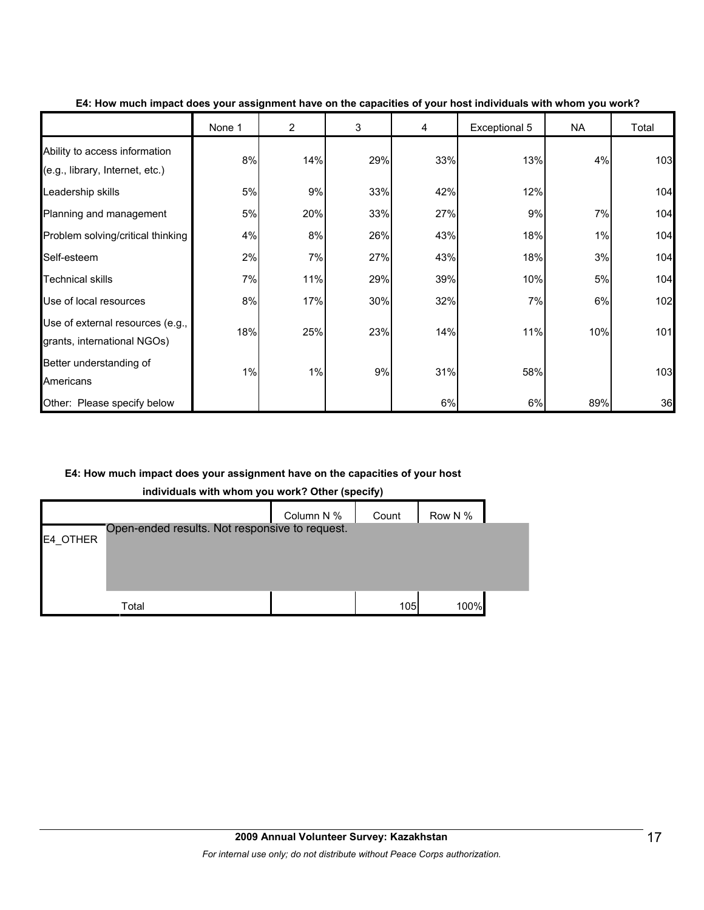**E4: How much impact does your assignment have on the capacities of your host individuals with whom you work?**

| | None 1 | 2 | 3 | 4 | Exceptional 5 | NA | Total |
|---|---|---|---|---|---|---|---|
| Ability to access information (e.g., library, Internet, etc.) | 8% | 14% | 29% | 33% | 13% | 4% | 103 |
| Leadership skills | 5% | 9% | 33% | 42% | 12% | | 104 |
| Planning and management | 5% | 20% | 33% | 27% | 9% | 7% | 104 |
| Problem solving/critical thinking | 4% | 8% | 26% | 43% | 18% | 1% | 104 |
| Self-esteem | 2% | 7% | 27% | 43% | 18% | 3% | 104 |
| Technical skills | 7% | 11% | 29% | 39% | 10% | 5% | 104 |
| Use of local resources | 8% | 17% | 30% | 32% | 7% | 6% | 102 |
| Use of external resources (e.g., grants, international NGOs) | 18% | 25% | 23% | 14% | 11% | 10% | 101 |
| Better understanding of Americans | 1% | 1% | 9% | 31% | 58% | | 103 |
| Other: Please specify below | | | | 6% | 6% | 89% | 36 |

**E4: How much impact does your assignment have on the capacities of your host individuals with whom you work? Other (specify)**

| | | Column N % | Count | Row N % |
|---|---|---|---|---|
| E4_OTHER | Open-ended results. Not responsive to request. | | | |
| | Total | | 105 | 100% |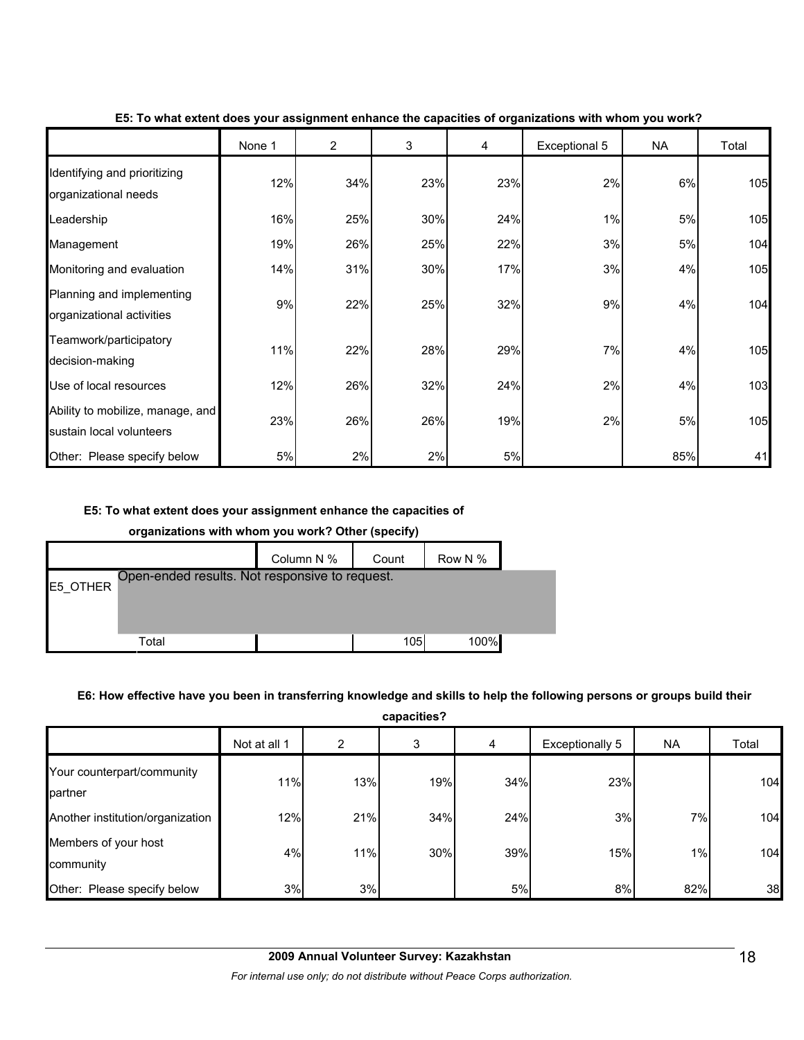**E5: To what extent does your assignment enhance the capacities of organizations with whom you work?**

| | None 1 | 2 | 3 | 4 | Exceptional 5 | NA | Total |
|---|---|---|---|---|---|---|---|
| Identifying and prioritizing organizational needs | 12% | 34% | 23% | 23% | 2% | 6% | 105 |
| Leadership | 16% | 25% | 30% | 24% | 1% | 5% | 105 |
| Management | 19% | 26% | 25% | 22% | 3% | 5% | 104 |
| Monitoring and evaluation | 14% | 31% | 30% | 17% | 3% | 4% | 105 |
| Planning and implementing organizational activities | 9% | 22% | 25% | 32% | 9% | 4% | 104 |
| Teamwork/participatory decision-making | 11% | 22% | 28% | 29% | 7% | 4% | 105 |
| Use of local resources | 12% | 26% | 32% | 24% | 2% | 4% | 103 |
| Ability to mobilize, manage, and sustain local volunteers | 23% | 26% | 26% | 19% | 2% | 5% | 105 |
| Other: Please specify below | 5% | 2% | 2% | 5% | | 85% | 41 |

**E5: To what extent does your assignment enhance the capacities of organizations with whom you work? Other (specify)**

| | | Column N % | Count | Row N % |
|---|---|---|---|---|
| E5_OTHER | Open-ended results. Not responsive to request. | | | |
| | Total | | 105 | 100% |

**E6: How effective have you been in transferring knowledge and skills to help the following persons or groups build their capacities?**

| | Not at all 1 | 2 | 3 | 4 | Exceptionally 5 | NA | Total |
|---|---|---|---|---|---|---|---|
| Your counterpart/community partner | 11% | 13% | 19% | 34% | 23% | | 104 |
| Another institution/organization | 12% | 21% | 34% | 24% | 3% | 7% | 104 |
| Members of your host community | 4% | 11% | 30% | 39% | 15% | 1% | 104 |
| Other: Please specify below | 3% | 3% | | 5% | 8% | 82% | 38 |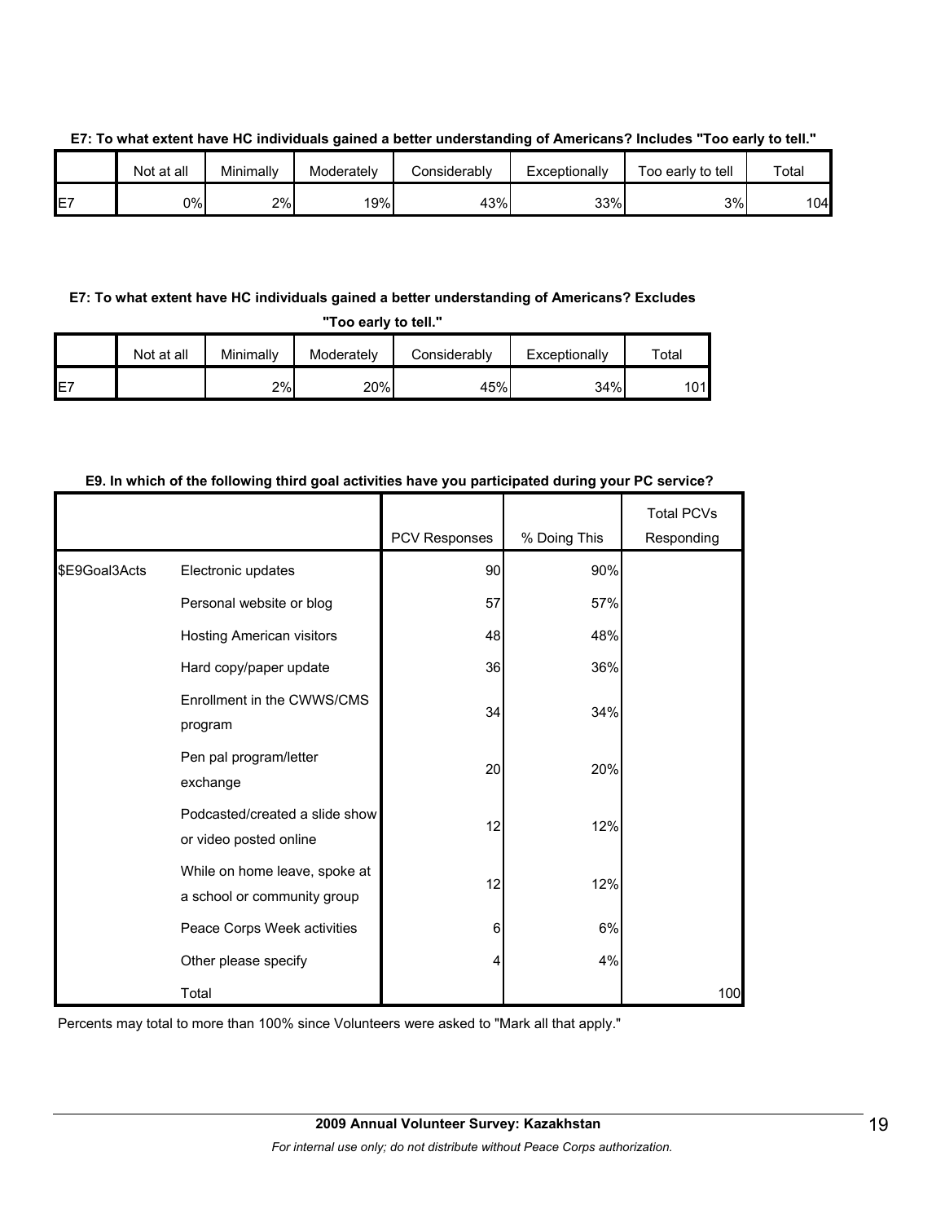**E7: To what extent have HC individuals gained a better understanding of Americans? Includes "Too early to tell."**

| | Not at all | Minimally | Moderately | Considerably | Exceptionally | Too early to tell | Total |
|---|---|---|---|---|---|---|---|
| E7 | 0% | 2% | 19% | 43% | 33% | 3% | 104 |

**E7: To what extent have HC individuals gained a better understanding of Americans? Excludes "Too early to tell."**

| | Not at all | Minimally | Moderately | Considerably | Exceptionally | Total |
|---|---|---|---|---|---|---|
| E7 | | 2% | 20% | 45% | 34% | 101 |

**E9. In which of the following third goal activities have you participated during your PC service?**

| | | PCV Responses | % Doing This | Total PCVs Responding |
|---|---|---|---|---|
| $E9Goal3Acts | Electronic updates | 90 | 90% | |
| | Personal website or blog | 57 | 57% | |
| | Hosting American visitors | 48 | 48% | |
| | Hard copy/paper update | 36 | 36% | |
| | Enrollment in the CWWS/CMS program | 34 | 34% | |
| | Pen pal program/letter exchange | 20 | 20% | |
| | Podcasted/created a slide show or video posted online | 12 | 12% | |
| | While on home leave, spoke at a school or community group | 12 | 12% | |
| | Peace Corps Week activities | 6 | 6% | |
| | Other please specify | 4 | 4% | |
| | Total | | | 100 |

Percents may total to more than 100% since Volunteers were asked to "Mark all that apply."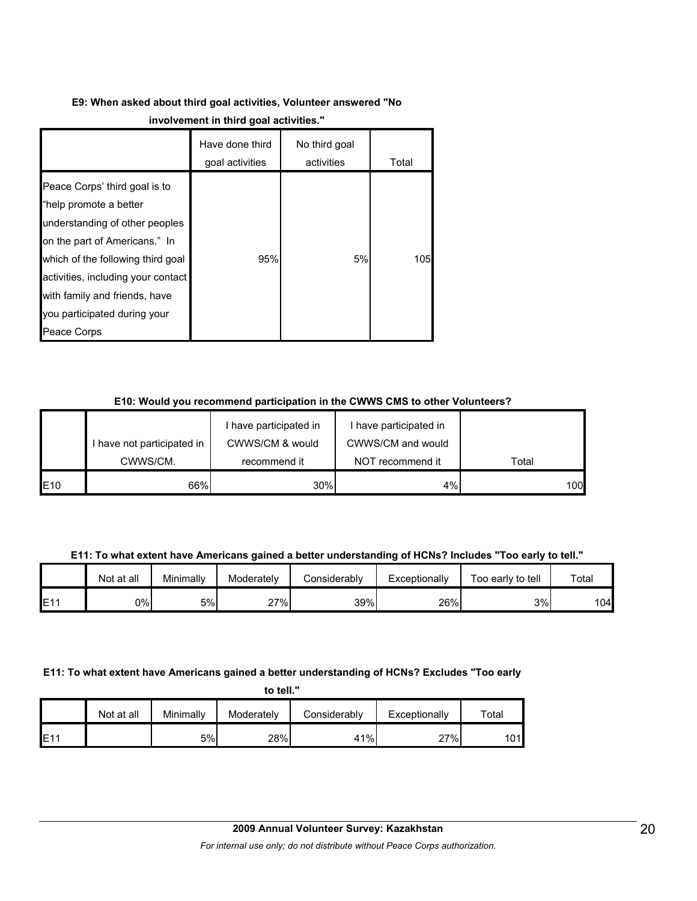**E9: When asked about third goal activities, Volunteer answered "No involvement in third goal activities."**

| | Have done third goal activities | No third goal activities | Total |
|---|---|---|---|
| Peace Corps' third goal is to "help promote a better understanding of other peoples on the part of Americans." In which of the following third goal activities, including your contact with family and friends, have you participated during your Peace Corps | 95% | 5% | 105 |

**E10: Would you recommend participation in the CWWS CMS to other Volunteers?**

| | I have not participated in CWWS/CM. | I have participated in CWWS/CM & would recommend it | I have participated in CWWS/CM and would NOT recommend it | Total |
|---|---|---|---|---|
| E10 | 66% | 30% | 4% | 100 |

**E11: To what extent have Americans gained a better understanding of HCNs? Includes "Too early to tell."**

| | Not at all | Minimally | Moderately | Considerably | Exceptionally | Too early to tell | Total |
|---|---|---|---|---|---|---|---|
| E11 | 0% | 5% | 27% | 39% | 26% | 3% | 104 |

**E11: To what extent have Americans gained a better understanding of HCNs? Excludes "Too early to tell."**

| | Not at all | Minimally | Moderately | Considerably | Exceptionally | Total |
|---|---|---|---|---|---|---|
| E11 | | 5% | 28% | 41% | 27% | 101 |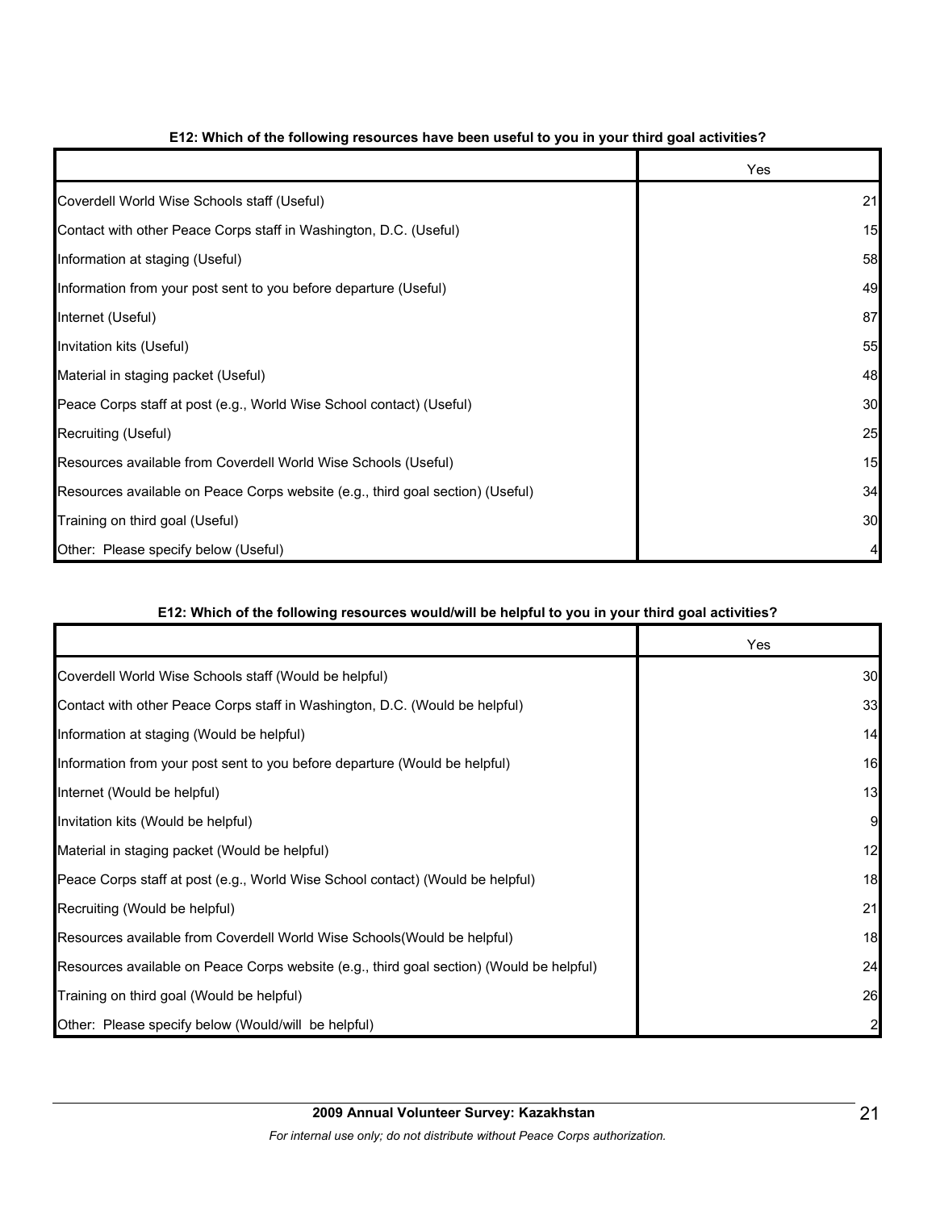### E12: Which of the following resources have been useful to you in your third goal activities?

| | Yes |
|---|---|
| Coverdell World Wise Schools staff (Useful) | 21 |
| Contact with other Peace Corps staff in Washington, D.C. (Useful) | 15 |
| Information at staging (Useful) | 58 |
| Information from your post sent to you before departure (Useful) | 49 |
| Internet (Useful) | 87 |
| Invitation kits (Useful) | 55 |
| Material in staging packet (Useful) | 48 |
| Peace Corps staff at post (e.g., World Wise School contact) (Useful) | 30 |
| Recruiting (Useful) | 25 |
| Resources available from Coverdell World Wise Schools (Useful) | 15 |
| Resources available on Peace Corps website (e.g., third goal section) (Useful) | 34 |
| Training on third goal (Useful) | 30 |
| Other: Please specify below (Useful) | 4 |

### E12: Which of the following resources would/will be helpful to you in your third goal activities?

| | Yes |
|---|---|
| Coverdell World Wise Schools staff (Would be helpful) | 30 |
| Contact with other Peace Corps staff in Washington, D.C. (Would be helpful) | 33 |
| Information at staging (Would be helpful) | 14 |
| Information from your post sent to you before departure (Would be helpful) | 16 |
| Internet (Would be helpful) | 13 |
| Invitation kits (Would be helpful) | 9 |
| Material in staging packet (Would be helpful) | 12 |
| Peace Corps staff at post (e.g., World Wise School contact) (Would be helpful) | 18 |
| Recruiting (Would be helpful) | 21 |
| Resources available from Coverdell World Wise Schools(Would be helpful) | 18 |
| Resources available on Peace Corps website (e.g., third goal section) (Would be helpful) | 24 |
| Training on third goal (Would be helpful) | 26 |
| Other: Please specify below (Would/will be helpful) | 2 |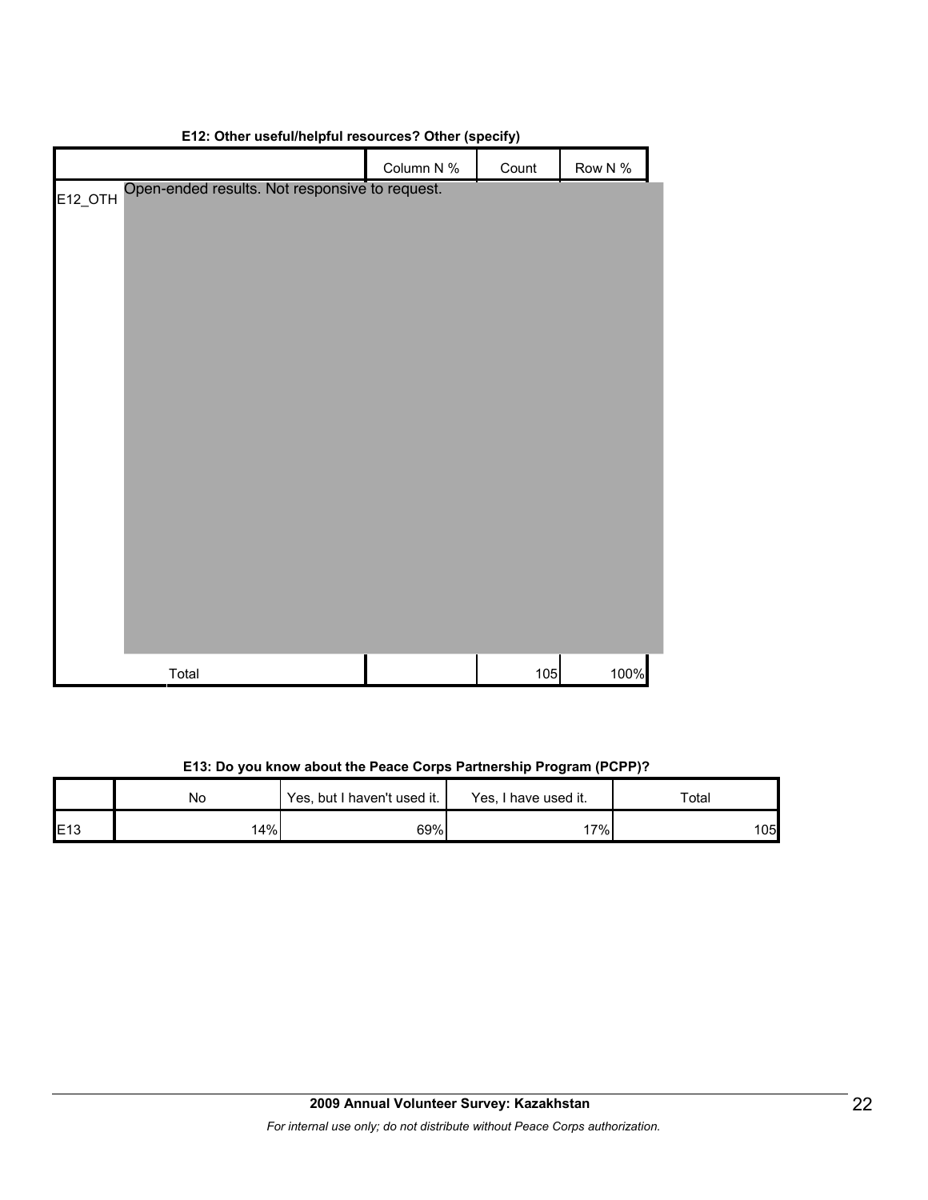**E12: Other useful/helpful resources? Other (specify)**

| | | Column N % | Count | Row N % |
|---|---|---|---|---|
| E12_OTH | Open-ended results. Not responsive to request. | | | |
| | Total | | 105 | 100% |

**E13: Do you know about the Peace Corps Partnership Program (PCPP)?**

| | No | Yes, but I haven't used it. | Yes, I have used it. | Total |
|---|---|---|---|---|
| E13 | 14% | 69% | 17% | 105 |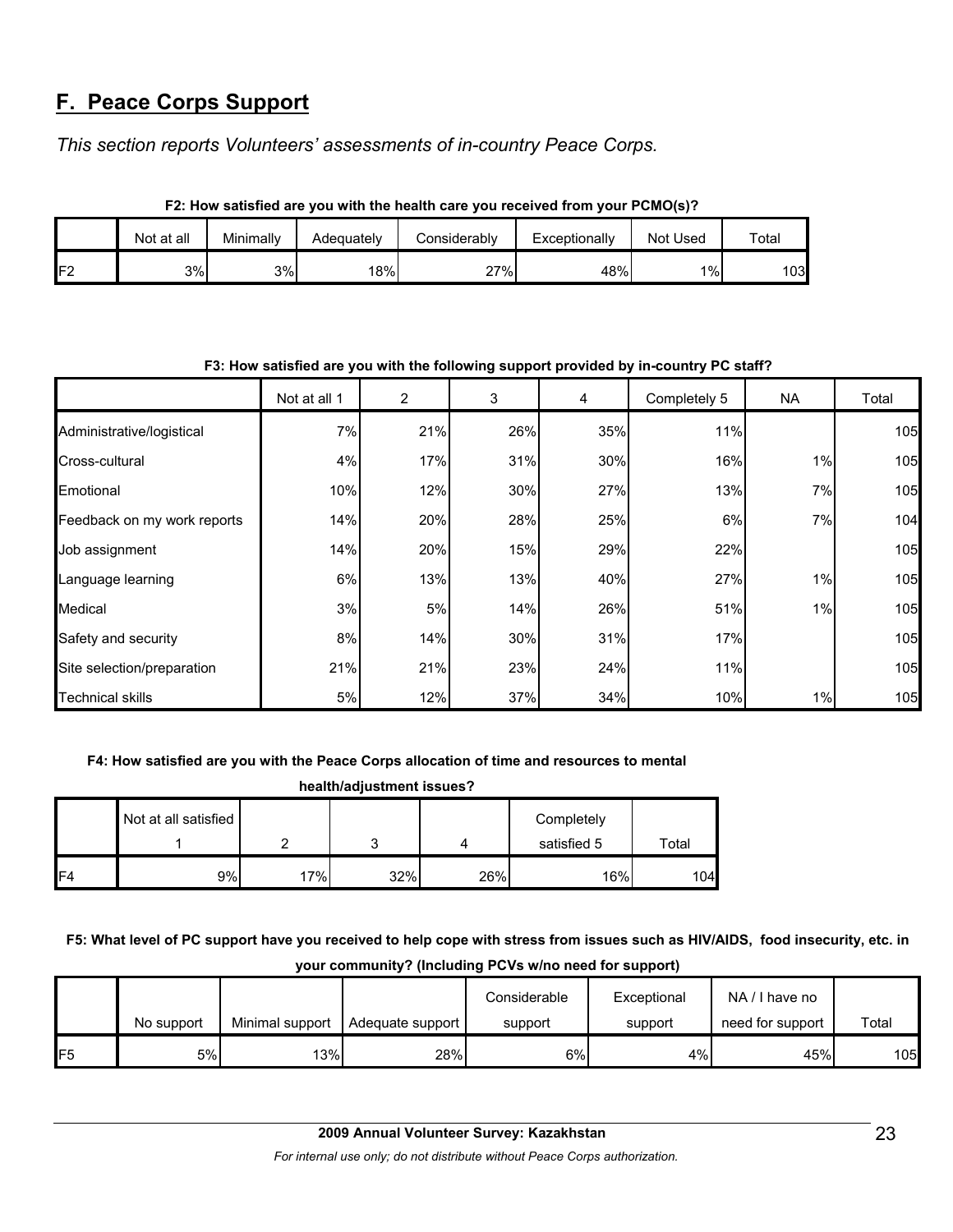## F. Peace Corps Support

*This section reports Volunteers' assessments of in-country Peace Corps.*

**F2: How satisfied are you with the health care you received from your PCMO(s)?**

| | Not at all | Minimally | Adequately | Considerably | Exceptionally | Not Used | Total |
|---|---|---|---|---|---|---|---|
| F2 | 3% | 3% | 18% | 27% | 48% | 1% | 103 |

**F3: How satisfied are you with the following support provided by in-country PC staff?**

| | Not at all 1 | 2 | 3 | 4 | Completely 5 | NA | Total |
|---|---|---|---|---|---|---|---|
| Administrative/logistical | 7% | 21% | 26% | 35% | 11% | | 105 |
| Cross-cultural | 4% | 17% | 31% | 30% | 16% | 1% | 105 |
| Emotional | 10% | 12% | 30% | 27% | 13% | 7% | 105 |
| Feedback on my work reports | 14% | 20% | 28% | 25% | 6% | 7% | 104 |
| Job assignment | 14% | 20% | 15% | 29% | 22% | | 105 |
| Language learning | 6% | 13% | 13% | 40% | 27% | 1% | 105 |
| Medical | 3% | 5% | 14% | 26% | 51% | 1% | 105 |
| Safety and security | 8% | 14% | 30% | 31% | 17% | | 105 |
| Site selection/preparation | 21% | 21% | 23% | 24% | 11% | | 105 |
| Technical skills | 5% | 12% | 37% | 34% | 10% | 1% | 105 |

**F4: How satisfied are you with the Peace Corps allocation of time and resources to mental health/adjustment issues?**

| | Not at all satisfied 1 | 2 | 3 | 4 | Completely satisfied 5 | Total |
|---|---|---|---|---|---|---|
| F4 | 9% | 17% | 32% | 26% | 16% | 104 |

**F5: What level of PC support have you received to help cope with stress from issues such as HIV/AIDS, food insecurity, etc. in your community? (Including PCVs w/no need for support)**

| | No support | Minimal support | Adequate support | Considerable support | Exceptional support | NA / I have no need for support | Total |
|---|---|---|---|---|---|---|---|
| F5 | 5% | 13% | 28% | 6% | 4% | 45% | 105 |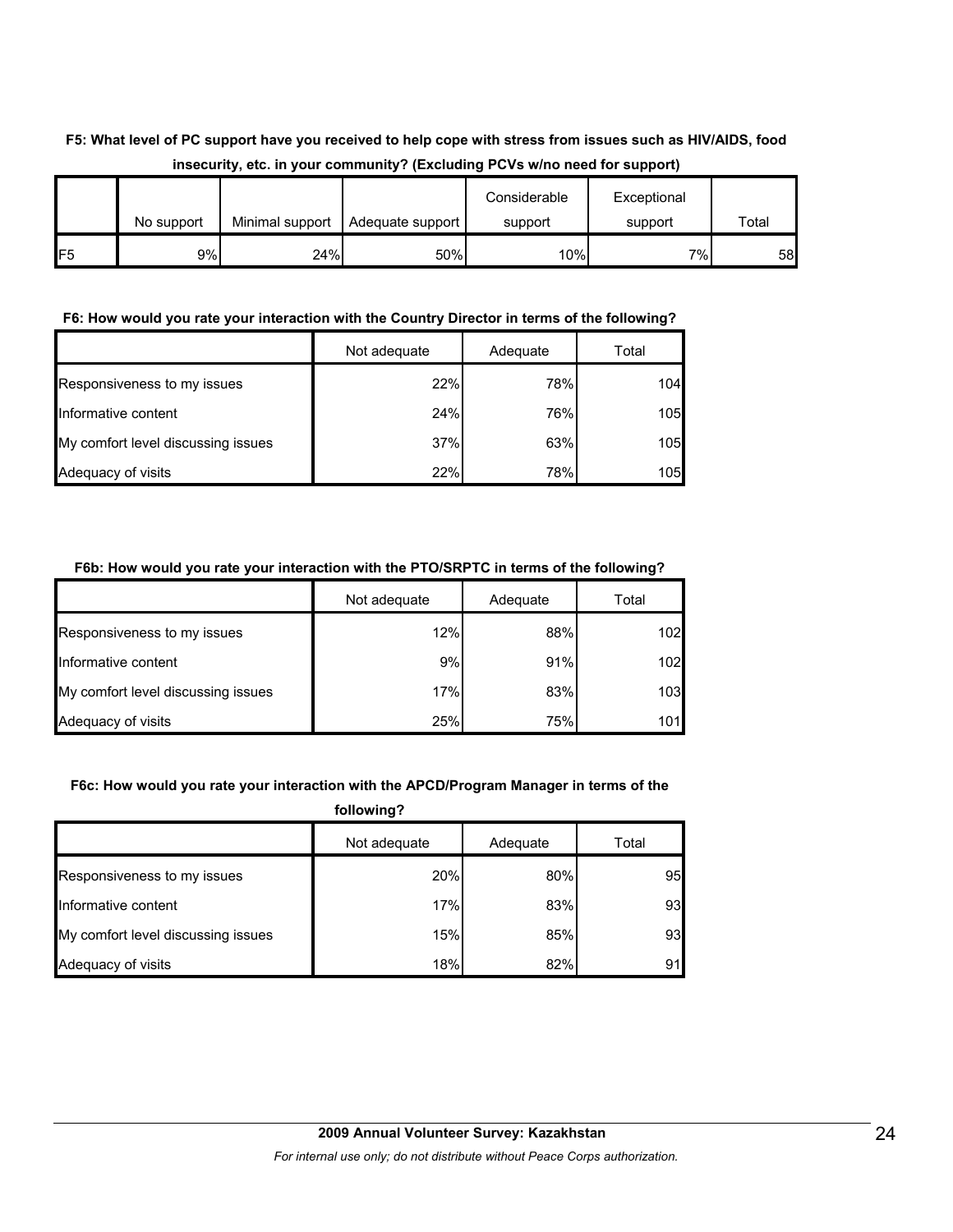**F5: What level of PC support have you received to help cope with stress from issues such as HIV/AIDS, food insecurity, etc. in your community? (Excluding PCVs w/no need for support)**

| | No support | Minimal support | Adequate support | Considerable support | Exceptional support | Total |
|---|---|---|---|---|---|---|
| F5 | 9% | 24% | 50% | 10% | 7% | 58 |

**F6: How would you rate your interaction with the Country Director in terms of the following?**

| | Not adequate | Adequate | Total |
|---|---|---|---|
| Responsiveness to my issues | 22% | 78% | 104 |
| Informative content | 24% | 76% | 105 |
| My comfort level discussing issues | 37% | 63% | 105 |
| Adequacy of visits | 22% | 78% | 105 |

**F6b: How would you rate your interaction with the PTO/SRPTC in terms of the following?**

| | Not adequate | Adequate | Total |
|---|---|---|---|
| Responsiveness to my issues | 12% | 88% | 102 |
| Informative content | 9% | 91% | 102 |
| My comfort level discussing issues | 17% | 83% | 103 |
| Adequacy of visits | 25% | 75% | 101 |

**F6c: How would you rate your interaction with the APCD/Program Manager in terms of the following?**

| | Not adequate | Adequate | Total |
|---|---|---|---|
| Responsiveness to my issues | 20% | 80% | 95 |
| Informative content | 17% | 83% | 93 |
| My comfort level discussing issues | 15% | 85% | 93 |
| Adequacy of visits | 18% | 82% | 91 |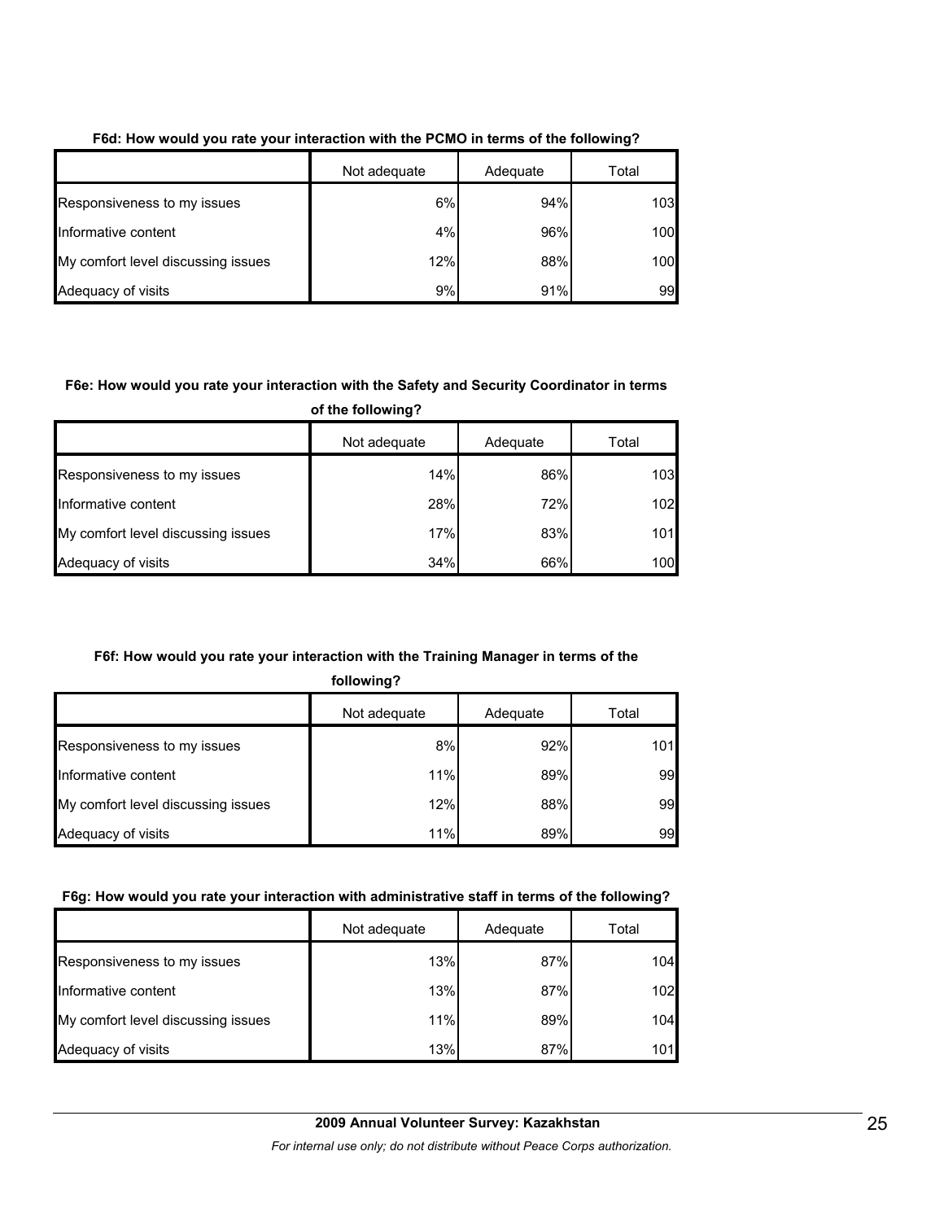**F6d: How would you rate your interaction with the PCMO in terms of the following?**

| | Not adequate | Adequate | Total |
|---|---|---|---|
| Responsiveness to my issues | 6% | 94% | 103 |
| Informative content | 4% | 96% | 100 |
| My comfort level discussing issues | 12% | 88% | 100 |
| Adequacy of visits | 9% | 91% | 99 |

**F6e: How would you rate your interaction with the Safety and Security Coordinator in terms of the following?**

| | Not adequate | Adequate | Total |
|---|---|---|---|
| Responsiveness to my issues | 14% | 86% | 103 |
| Informative content | 28% | 72% | 102 |
| My comfort level discussing issues | 17% | 83% | 101 |
| Adequacy of visits | 34% | 66% | 100 |

**F6f: How would you rate your interaction with the Training Manager in terms of the following?**

| | Not adequate | Adequate | Total |
|---|---|---|---|
| Responsiveness to my issues | 8% | 92% | 101 |
| Informative content | 11% | 89% | 99 |
| My comfort level discussing issues | 12% | 88% | 99 |
| Adequacy of visits | 11% | 89% | 99 |

**F6g: How would you rate your interaction with administrative staff in terms of the following?**

| | Not adequate | Adequate | Total |
|---|---|---|---|
| Responsiveness to my issues | 13% | 87% | 104 |
| Informative content | 13% | 87% | 102 |
| My comfort level discussing issues | 11% | 89% | 104 |
| Adequacy of visits | 13% | 87% | 101 |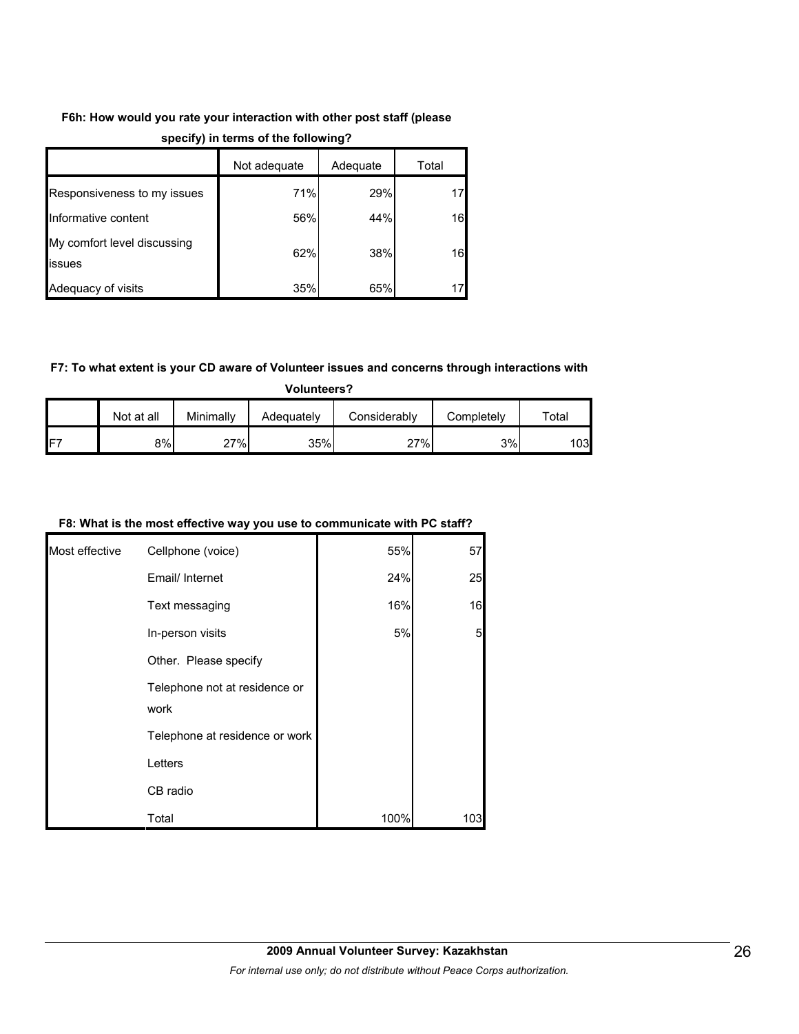**F6h: How would you rate your interaction with other post staff (please specify) in terms of the following?**

| | Not adequate | Adequate | Total |
|---|---|---|---|
| Responsiveness to my issues | 71% | 29% | 17 |
| Informative content | 56% | 44% | 16 |
| My comfort level discussing issues | 62% | 38% | 16 |
| Adequacy of visits | 35% | 65% | 17 |

**F7: To what extent is your CD aware of Volunteer issues and concerns through interactions with Volunteers?**

| | Not at all | Minimally | Adequately | Considerably | Completely | Total |
|---|---|---|---|---|---|---|
| F7 | 8% | 27% | 35% | 27% | 3% | 103 |

**F8: What is the most effective way you use to communicate with PC staff?**

| | | | |
|---|---|---|---|
| Most effective | Cellphone (voice) | 55% | 57 |
| | Email/ Internet | 24% | 25 |
| | Text messaging | 16% | 16 |
| | In-person visits | 5% | 5 |
| | Other. Please specify | | |
| | Telephone not at residence or work | | |
| | Telephone at residence or work | | |
| | Letters | | |
| | CB radio | | |
| | Total | 100% | 103 |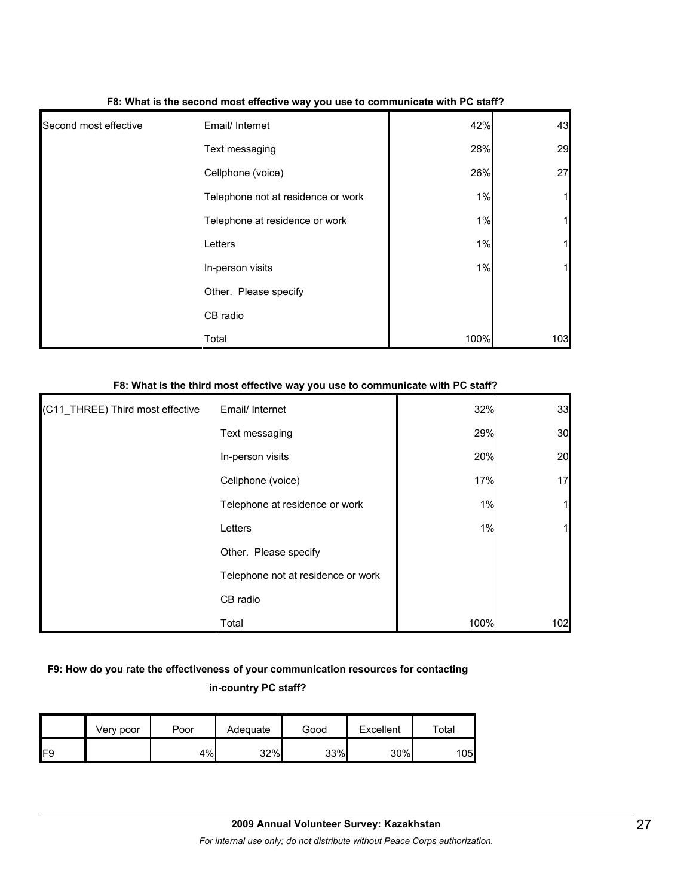**F8: What is the second most effective way you use to communicate with PC staff?**

| | | | |
|---|---|---|---|
| Second most effective | Email/ Internet | 42% | 43 |
| | Text messaging | 28% | 29 |
| | Cellphone (voice) | 26% | 27 |
| | Telephone not at residence or work | 1% | 1 |
| | Telephone at residence or work | 1% | 1 |
| | Letters | 1% | 1 |
| | In-person visits | 1% | 1 |
| | Other. Please specify | | |
| | CB radio | | |
| | Total | 100% | 103 |

**F8: What is the third most effective way you use to communicate with PC staff?**

| | | | |
|---|---|---|---|
| (C11_THREE) Third most effective | Email/ Internet | 32% | 33 |
| | Text messaging | 29% | 30 |
| | In-person visits | 20% | 20 |
| | Cellphone (voice) | 17% | 17 |
| | Telephone at residence or work | 1% | 1 |
| | Letters | 1% | 1 |
| | Other. Please specify | | |
| | Telephone not at residence or work | | |
| | CB radio | | |
| | Total | 100% | 102 |

**F9: How do you rate the effectiveness of your communication resources for contacting in-country PC staff?**

| | Very poor | Poor | Adequate | Good | Excellent | Total |
|---|---|---|---|---|---|---|
| F9 | | 4% | 32% | 33% | 30% | 105 |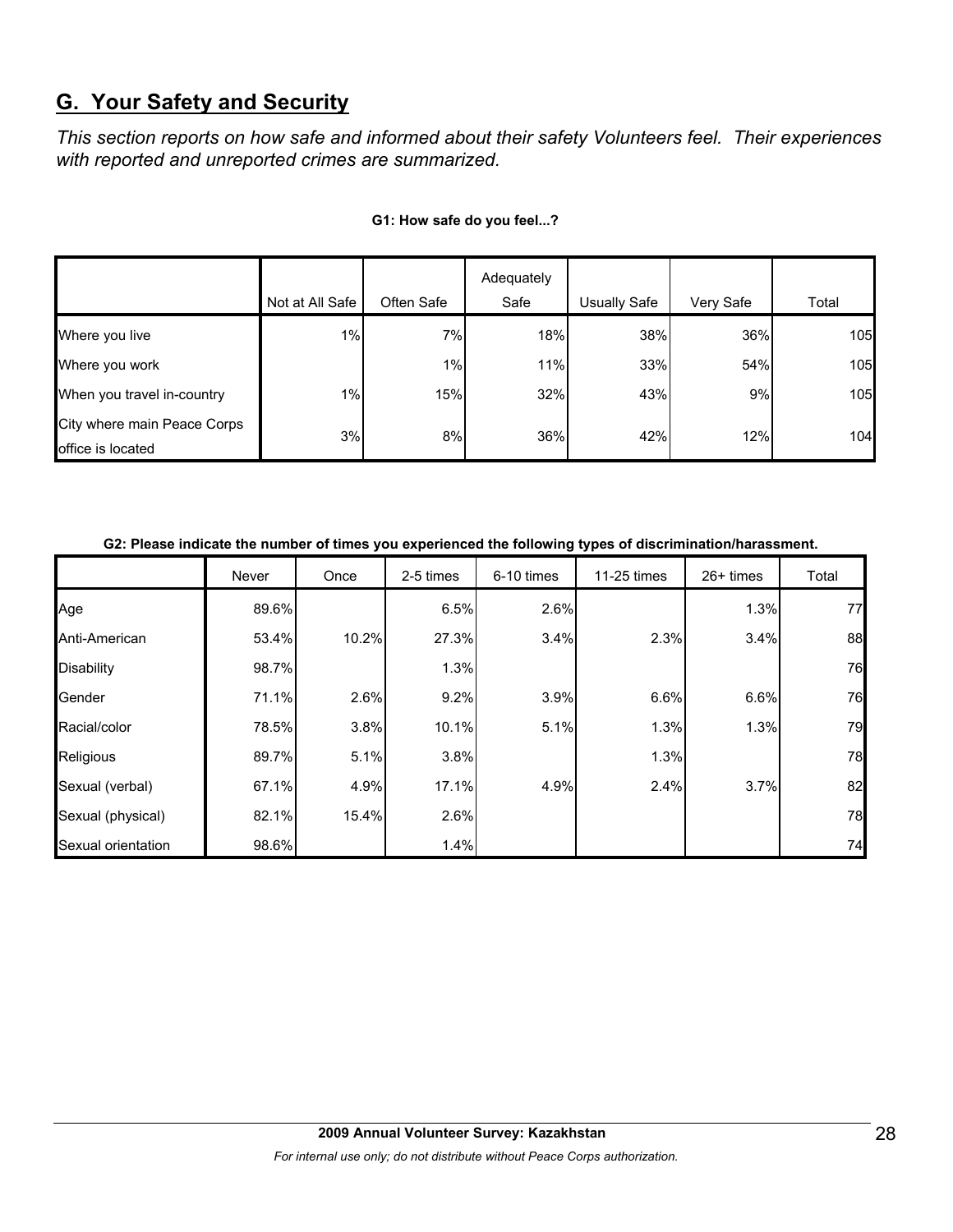## G. Your Safety and Security

*This section reports on how safe and informed about their safety Volunteers feel. Their experiences with reported and unreported crimes are summarized.*

**G1: How safe do you feel...?**

| | Not at All Safe | Often Safe | Adequately Safe | Usually Safe | Very Safe | Total |
|---|---|---|---|---|---|---|
| Where you live | 1% | 7% | 18% | 38% | 36% | 105 |
| Where you work | | 1% | 11% | 33% | 54% | 105 |
| When you travel in-country | 1% | 15% | 32% | 43% | 9% | 105 |
| City where main Peace Corps office is located | 3% | 8% | 36% | 42% | 12% | 104 |

**G2: Please indicate the number of times you experienced the following types of discrimination/harassment.**

| | Never | Once | 2-5 times | 6-10 times | 11-25 times | 26+ times | Total |
|---|---|---|---|---|---|---|---|
| Age | 89.6% | | 6.5% | 2.6% | | 1.3% | 77 |
| Anti-American | 53.4% | 10.2% | 27.3% | 3.4% | 2.3% | 3.4% | 88 |
| Disability | 98.7% | | 1.3% | | | | 76 |
| Gender | 71.1% | 2.6% | 9.2% | 3.9% | 6.6% | 6.6% | 76 |
| Racial/color | 78.5% | 3.8% | 10.1% | 5.1% | 1.3% | 1.3% | 79 |
| Religious | 89.7% | 5.1% | 3.8% | | 1.3% | | 78 |
| Sexual (verbal) | 67.1% | 4.9% | 17.1% | 4.9% | 2.4% | 3.7% | 82 |
| Sexual (physical) | 82.1% | 15.4% | 2.6% | | | | 78 |
| Sexual orientation | 98.6% | | 1.4% | | | | 74 |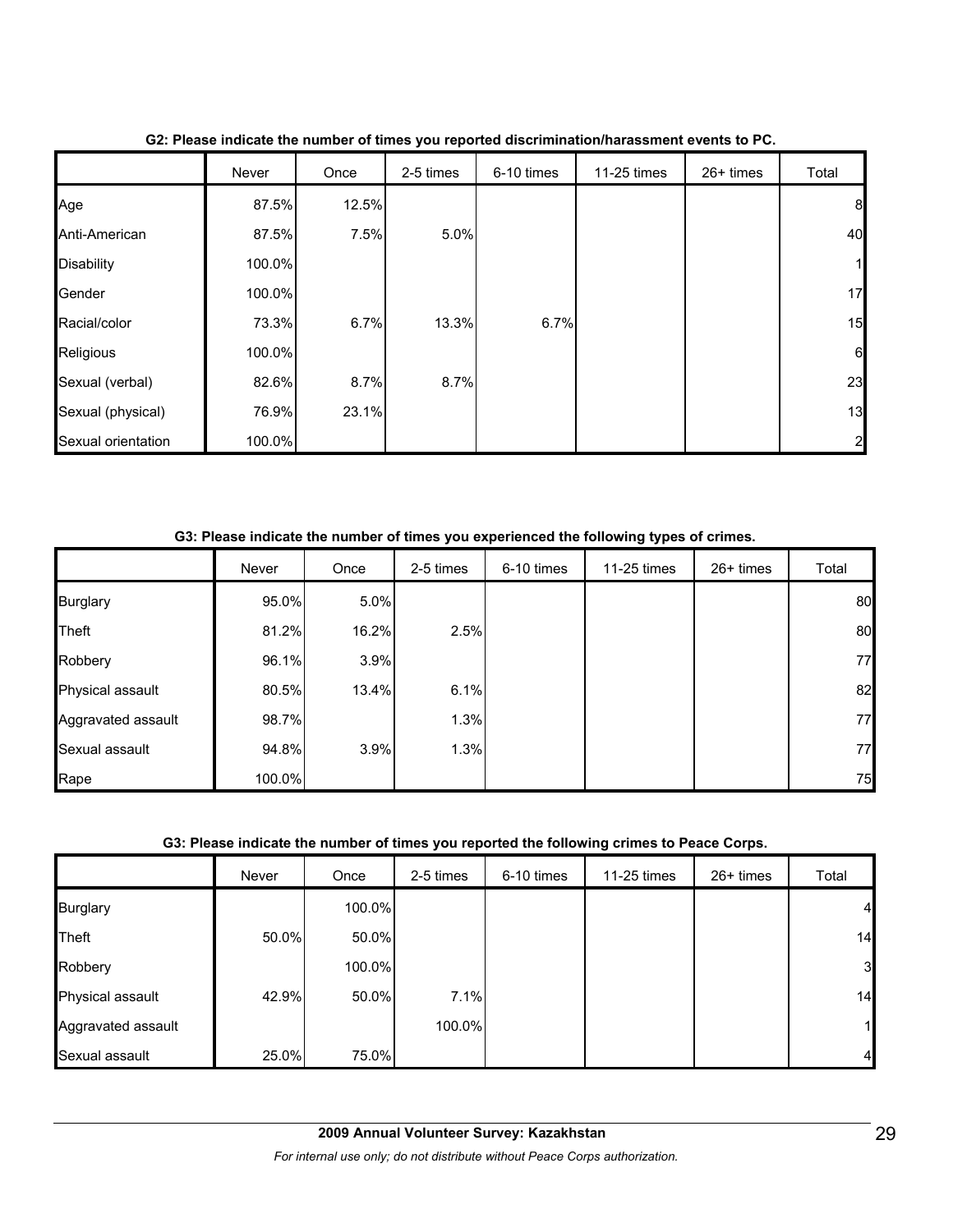**G2: Please indicate the number of times you reported discrimination/harassment events to PC.**

| | Never | Once | 2-5 times | 6-10 times | 11-25 times | 26+ times | Total |
|---|---|---|---|---|---|---|---|
| Age | 87.5% | 12.5% | | | | | 8 |
| Anti-American | 87.5% | 7.5% | 5.0% | | | | 40 |
| Disability | 100.0% | | | | | | 1 |
| Gender | 100.0% | | | | | | 17 |
| Racial/color | 73.3% | 6.7% | 13.3% | 6.7% | | | 15 |
| Religious | 100.0% | | | | | | 6 |
| Sexual (verbal) | 82.6% | 8.7% | 8.7% | | | | 23 |
| Sexual (physical) | 76.9% | 23.1% | | | | | 13 |
| Sexual orientation | 100.0% | | | | | | 2 |

**G3: Please indicate the number of times you experienced the following types of crimes.**

| | Never | Once | 2-5 times | 6-10 times | 11-25 times | 26+ times | Total |
|---|---|---|---|---|---|---|---|
| Burglary | 95.0% | 5.0% | | | | | 80 |
| Theft | 81.2% | 16.2% | 2.5% | | | | 80 |
| Robbery | 96.1% | 3.9% | | | | | 77 |
| Physical assault | 80.5% | 13.4% | 6.1% | | | | 82 |
| Aggravated assault | 98.7% | | 1.3% | | | | 77 |
| Sexual assault | 94.8% | 3.9% | 1.3% | | | | 77 |
| Rape | 100.0% | | | | | | 75 |

**G3: Please indicate the number of times you reported the following crimes to Peace Corps.**

| | Never | Once | 2-5 times | 6-10 times | 11-25 times | 26+ times | Total |
|---|---|---|---|---|---|---|---|
| Burglary | | 100.0% | | | | | 4 |
| Theft | 50.0% | 50.0% | | | | | 14 |
| Robbery | | 100.0% | | | | | 3 |
| Physical assault | 42.9% | 50.0% | 7.1% | | | | 14 |
| Aggravated assault | | | 100.0% | | | | 1 |
| Sexual assault | 25.0% | 75.0% | | | | | 4 |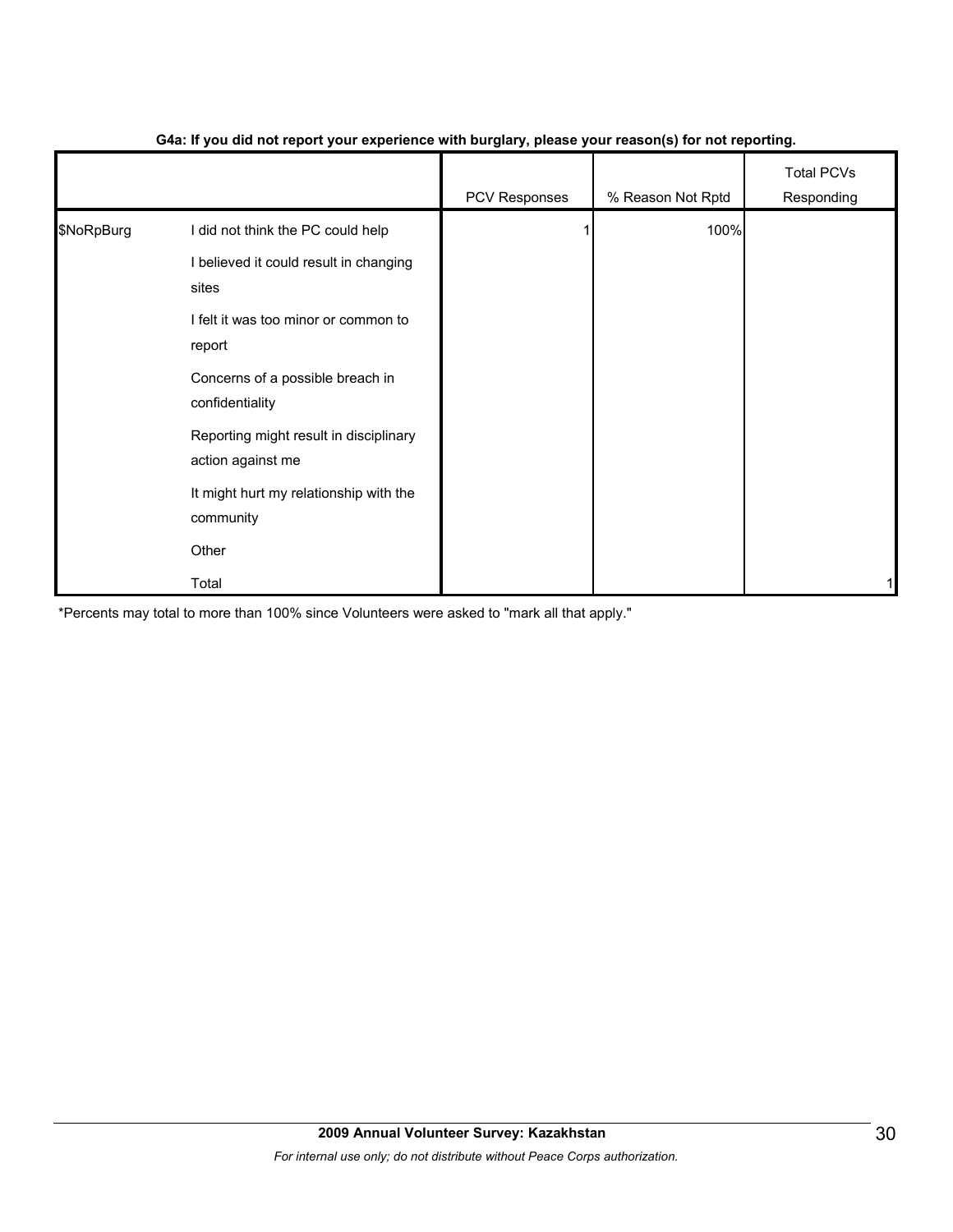**G4a: If you did not report your experience with burglary, please your reason(s) for not reporting.**

| | | PCV Responses | % Reason Not Rptd | Total PCVs Responding |
|---|---|---|---|---|
| $NoRpBurg | I did not think the PC could help | 1 | 100% | |
| | I believed it could result in changing sites | | | |
| | I felt it was too minor or common to report | | | |
| | Concerns of a possible breach in confidentiality | | | |
| | Reporting might result in disciplinary action against me | | | |
| | It might hurt my relationship with the community | | | |
| | Other | | | |
| | Total | | | 1 |

*Percents may total to more than 100% since Volunteers were asked to "mark all that apply."

**2009 Annual Volunteer Survey: Kazakhstan**

*For internal use only; do not distribute without Peace Corps authorization.*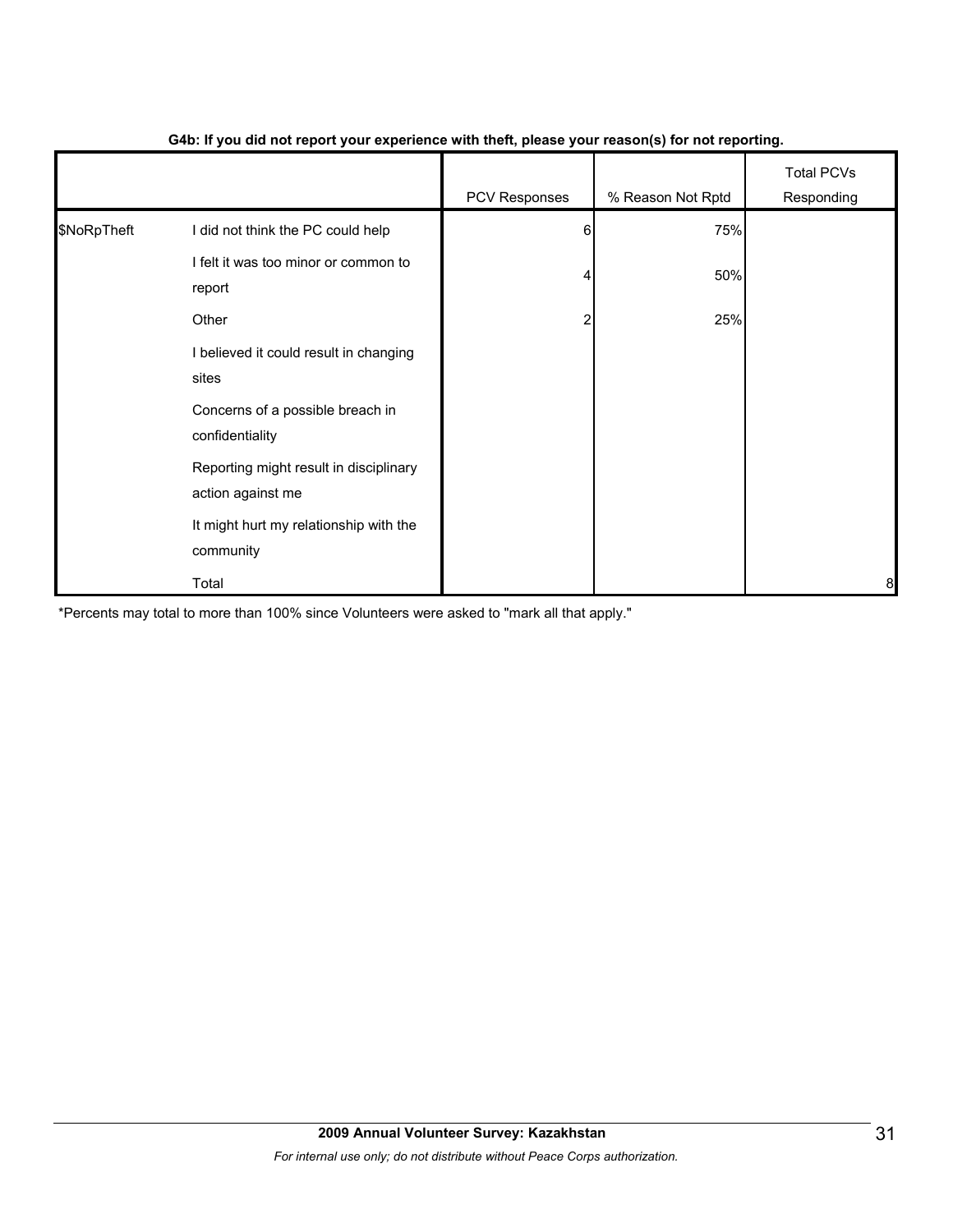**G4b: If you did not report your experience with theft, please your reason(s) for not reporting.**

| | | PCV Responses | % Reason Not Rptd | Total PCVs Responding |
|---|---|---|---|---|
| $NoRpTheft | I did not think the PC could help | 6 | 75% | |
| | I felt it was too minor or common to report | 4 | 50% | |
| | Other | 2 | 25% | |
| | I believed it could result in changing sites | | | |
| | Concerns of a possible breach in confidentiality | | | |
| | Reporting might result in disciplinary action against me | | | |
| | It might hurt my relationship with the community | | | |
| | Total | | | 8 |

*Percents may total to more than 100% since Volunteers were asked to "mark all that apply."

**2009 Annual Volunteer Survey: Kazakhstan**

*For internal use only; do not distribute without Peace Corps authorization.*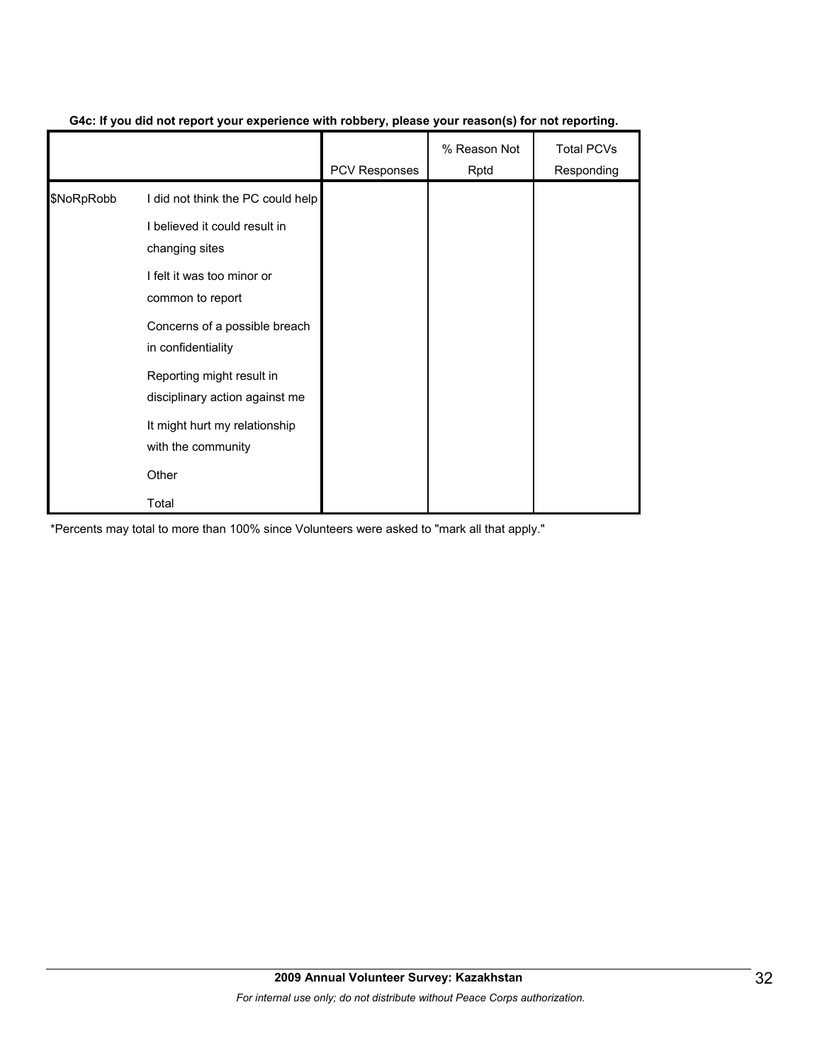**G4c: If you did not report your experience with robbery, please your reason(s) for not reporting.**

| | | PCV Responses | % Reason Not Rptd | Total PCVs Responding |
|---|---|---|---|---|
| $NoRpRobb | I did not think the PC could help | | | |
| | I believed it could result in changing sites | | | |
| | I felt it was too minor or common to report | | | |
| | Concerns of a possible breach in confidentiality | | | |
| | Reporting might result in disciplinary action against me | | | |
| | It might hurt my relationship with the community | | | |
| | Other | | | |
| | Total | | | |

*Percents may total to more than 100% since Volunteers were asked to "mark all that apply."

**2009 Annual Volunteer Survey: Kazakhstan**

*For internal use only; do not distribute without Peace Corps authorization.*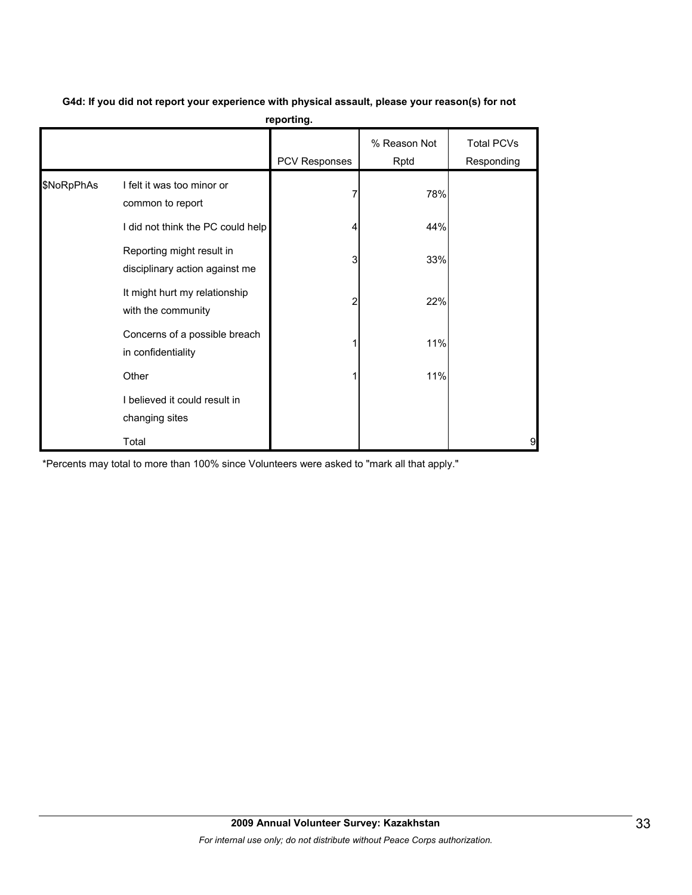**G4d: If you did not report your experience with physical assault, please your reason(s) for not reporting.**

| | | PCV Responses | % Reason Not Rptd | Total PCVs Responding |
|---|---|---|---|---|
| $NoRpPhAs | I felt it was too minor or common to report | 7 | 78% | |
| | I did not think the PC could help | 4 | 44% | |
| | Reporting might result in disciplinary action against me | 3 | 33% | |
| | It might hurt my relationship with the community | 2 | 22% | |
| | Concerns of a possible breach in confidentiality | 1 | 11% | |
| | Other | 1 | 11% | |
| | I believed it could result in changing sites | | | |
| | Total | | | 9 |

*Percents may total to more than 100% since Volunteers were asked to "mark all that apply."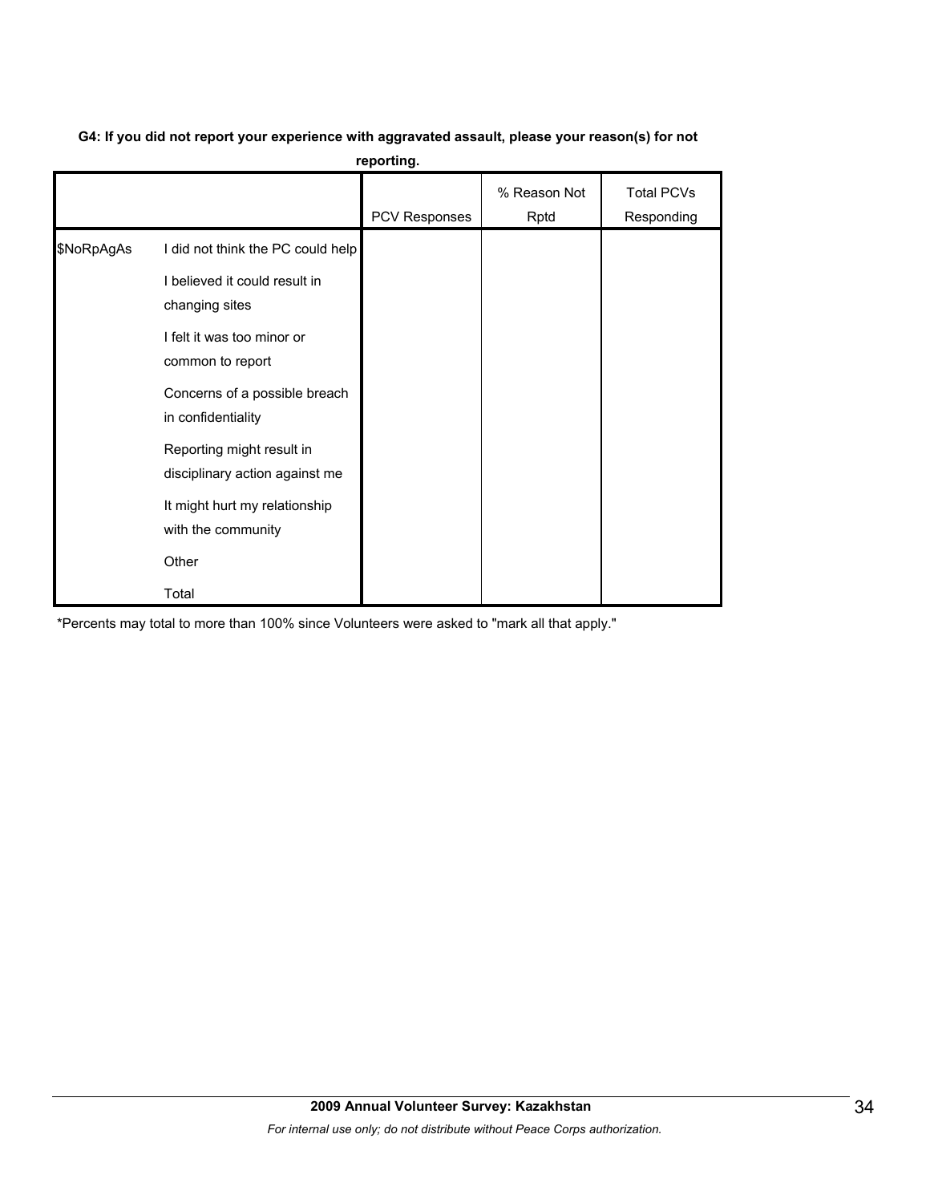**G4: If you did not report your experience with aggravated assault, please your reason(s) for not reporting.**

| | | PCV Responses | % Reason Not Rptd | Total PCVs Responding |
|---|---|---|---|---|
| $NoRpAgAs | I did not think the PC could help | | | |
| | I believed it could result in changing sites | | | |
| | I felt it was too minor or common to report | | | |
| | Concerns of a possible breach in confidentiality | | | |
| | Reporting might result in disciplinary action against me | | | |
| | It might hurt my relationship with the community | | | |
| | Other | | | |
| | Total | | | |

*Percents may total to more than 100% since Volunteers were asked to "mark all that apply."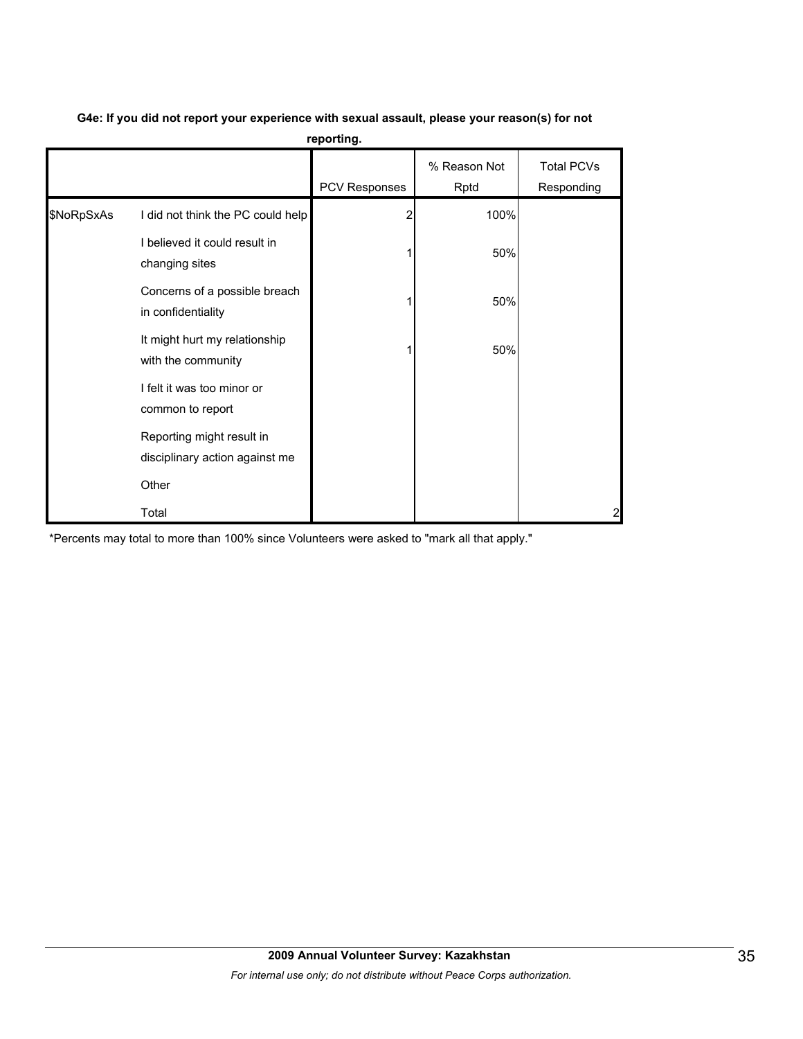**G4e: If you did not report your experience with sexual assault, please your reason(s) for not reporting.**

| | | PCV Responses | % Reason Not Rptd | Total PCVs Responding |
|---|---|---|---|---|
| $NoRpSxAs | I did not think the PC could help | 2 | 100% | |
| | I believed it could result in changing sites | 1 | 50% | |
| | Concerns of a possible breach in confidentiality | 1 | 50% | |
| | It might hurt my relationship with the community | 1 | 50% | |
| | I felt it was too minor or common to report | | | |
| | Reporting might result in disciplinary action against me | | | |
| | Other | | | |
| | Total | | | 2 |

*Percents may total to more than 100% since Volunteers were asked to "mark all that apply."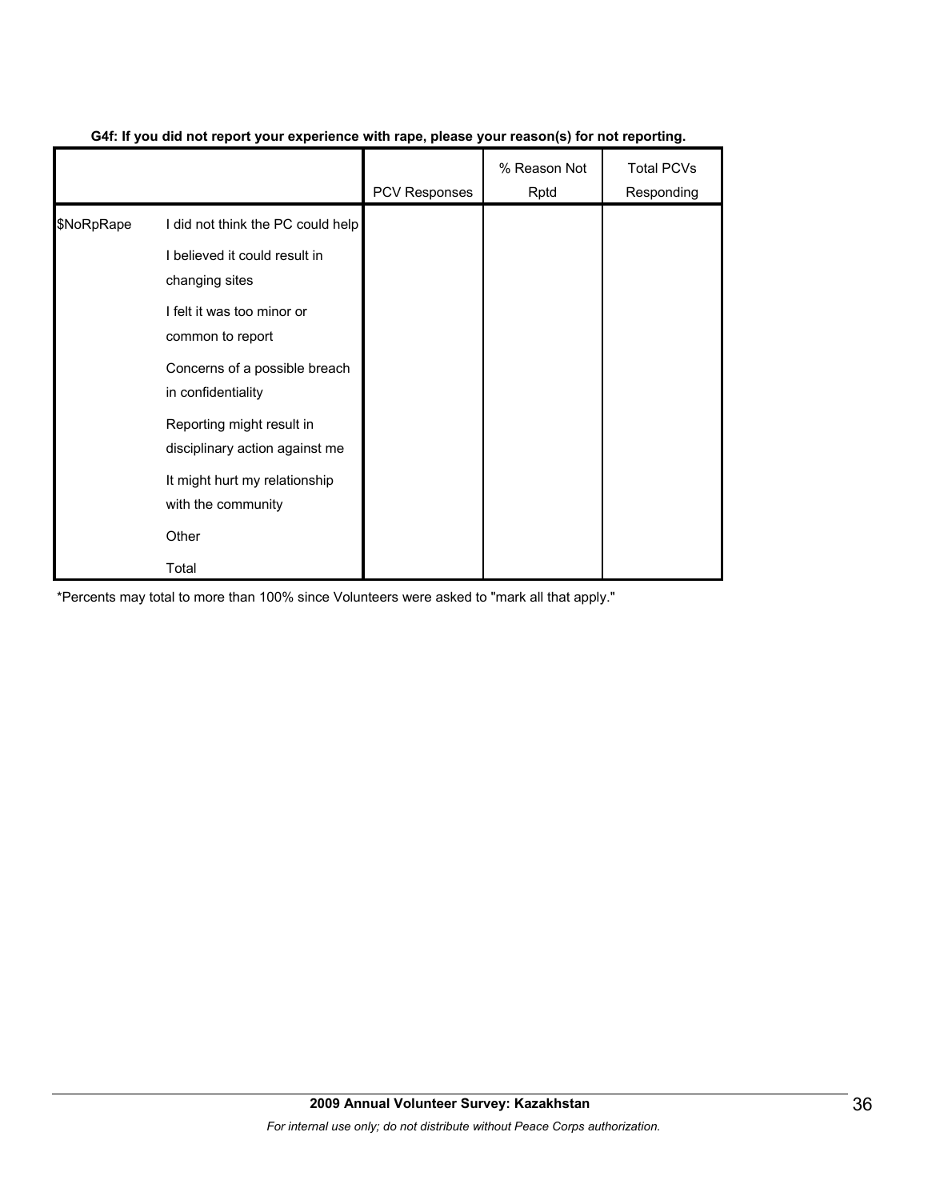**G4f: If you did not report your experience with rape, please your reason(s) for not reporting.**

| | | PCV Responses | % Reason Not Rptd | Total PCVs Responding |
|---|---|---|---|---|
| $NoRpRape | I did not think the PC could help | | | |
| | I believed it could result in changing sites | | | |
| | I felt it was too minor or common to report | | | |
| | Concerns of a possible breach in confidentiality | | | |
| | Reporting might result in disciplinary action against me | | | |
| | It might hurt my relationship with the community | | | |
| | Other | | | |
| | Total | | | |

*Percents may total to more than 100% since Volunteers were asked to "mark all that apply."

**2009 Annual Volunteer Survey: Kazakhstan**

*For internal use only; do not distribute without Peace Corps authorization.*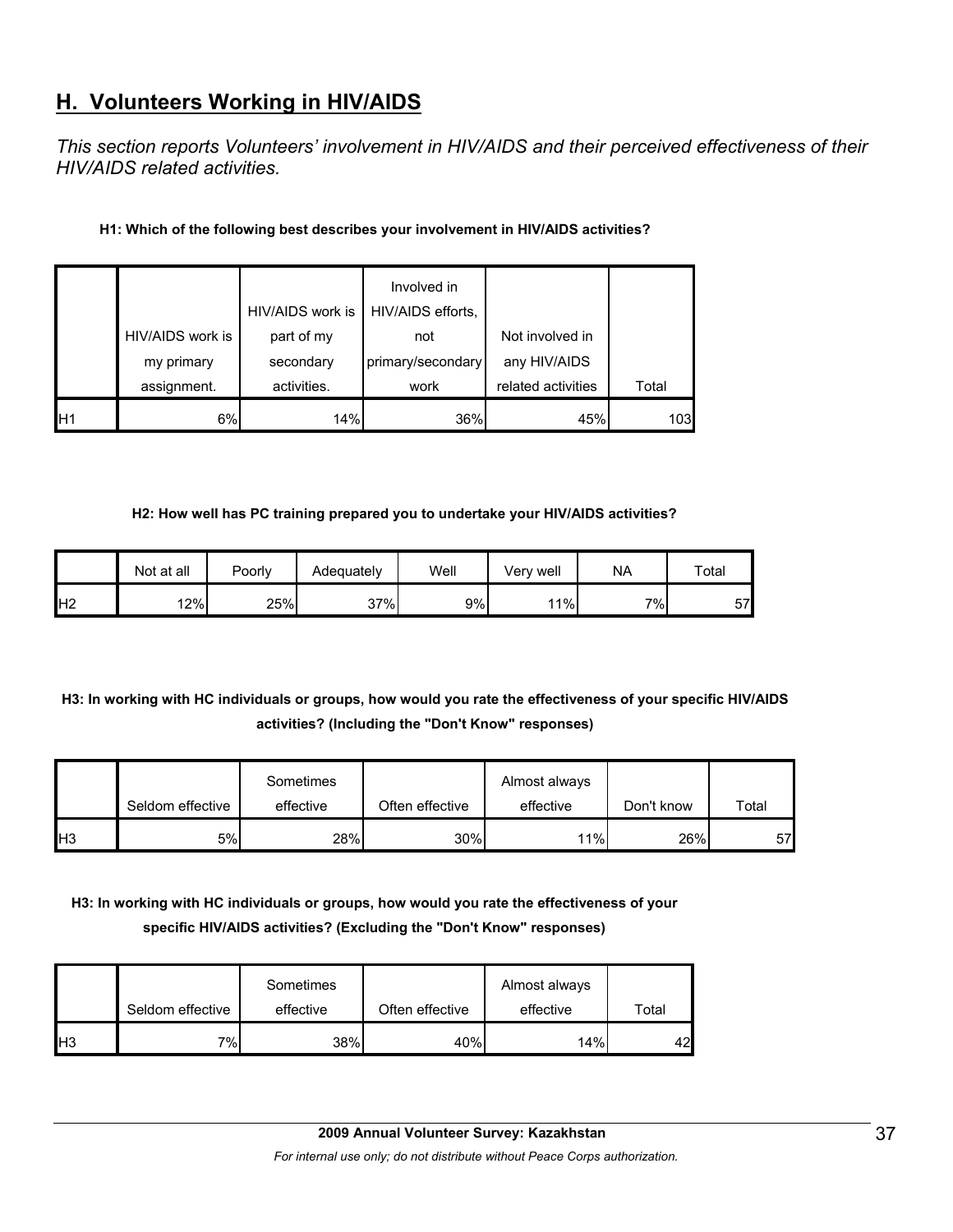## H. Volunteers Working in HIV/AIDS

*This section reports Volunteers' involvement in HIV/AIDS and their perceived effectiveness of their HIV/AIDS related activities.*

**H1: Which of the following best describes your involvement in HIV/AIDS activities?**

| | HIV/AIDS work is my primary assignment. | HIV/AIDS work is part of my secondary activities. | Involved in HIV/AIDS efforts, not primary/secondary work | Not involved in any HIV/AIDS related activities | Total |
|---|---|---|---|---|---|
| H1 | 6% | 14% | 36% | 45% | 103 |

**H2: How well has PC training prepared you to undertake your HIV/AIDS activities?**

| | Not at all | Poorly | Adequately | Well | Very well | NA | Total |
|---|---|---|---|---|---|---|---|
| H2 | 12% | 25% | 37% | 9% | 11% | 7% | 57 |

**H3: In working with HC individuals or groups, how would you rate the effectiveness of your specific HIV/AIDS activities? (Including the "Don't Know" responses)**

| | Seldom effective | Sometimes effective | Often effective | Almost always effective | Don't know | Total |
|---|---|---|---|---|---|---|
| H3 | 5% | 28% | 30% | 11% | 26% | 57 |

**H3: In working with HC individuals or groups, how would you rate the effectiveness of your specific HIV/AIDS activities? (Excluding the "Don't Know" responses)**

| | Seldom effective | Sometimes effective | Often effective | Almost always effective | Total |
|---|---|---|---|---|---|
| H3 | 7% | 38% | 40% | 14% | 42 |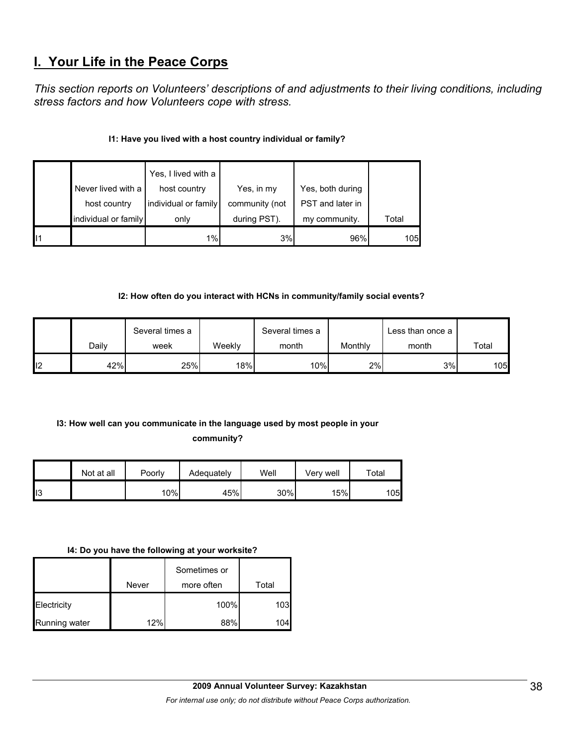## I. Your Life in the Peace Corps

*This section reports on Volunteers' descriptions of and adjustments to their living conditions, including stress factors and how Volunteers cope with stress.*

**I1: Have you lived with a host country individual or family?**

| | Never lived with a host country individual or family | Yes, I lived with a host country individual or family only | Yes, in my community (not during PST). | Yes, both during PST and later in my community. | Total |
|---|---|---|---|---|---|
| I1 | | 1% | 3% | 96% | 105 |

**I2: How often do you interact with HCNs in community/family social events?**

| | Daily | Several times a week | Weekly | Several times a month | Monthly | Less than once a month | Total |
|---|---|---|---|---|---|---|---|
| I2 | 42% | 25% | 18% | 10% | 2% | 3% | 105 |

**I3: How well can you communicate in the language used by most people in your community?**

| | Not at all | Poorly | Adequately | Well | Very well | Total |
|---|---|---|---|---|---|---|
| I3 | | 10% | 45% | 30% | 15% | 105 |

**I4: Do you have the following at your worksite?**

| | Never | Sometimes or more often | Total |
|---|---|---|---|
| Electricity | | 100% | 103 |
| Running water | 12% | 88% | 104 |

**2009 Annual Volunteer Survey: Kazakhstan**

*For internal use only; do not distribute without Peace Corps authorization.*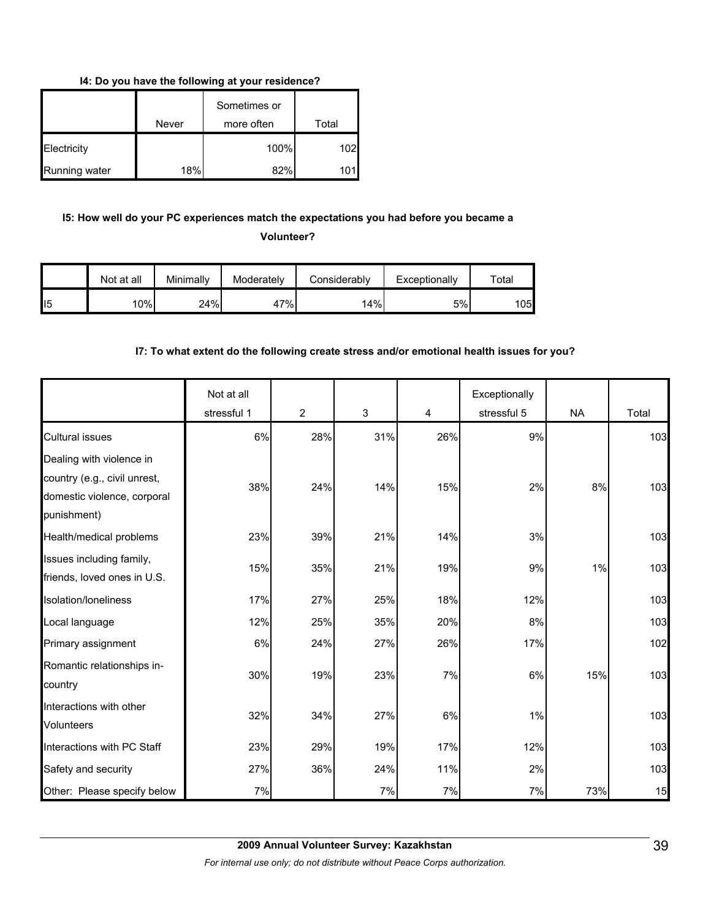**I4: Do you have the following at your residence?**

| | Never | Sometimes or more often | Total |
|---|---|---|---|
| Electricity | | 100% | 102 |
| Running water | 18% | 82% | 101 |

**I5: How well do your PC experiences match the expectations you had before you became a Volunteer?**

| | Not at all | Minimally | Moderately | Considerably | Exceptionally | Total |
|---|---|---|---|---|---|---|
| I5 | 10% | 24% | 47% | 14% | 5% | 105 |

**I7: To what extent do the following create stress and/or emotional health issues for you?**

| | Not at all stressful 1 | 2 | 3 | 4 | Exceptionally stressful 5 | NA | Total |
|---|---|---|---|---|---|---|---|
| Cultural issues | 6% | 28% | 31% | 26% | 9% | | 103 |
| Dealing with violence in country (e.g., civil unrest, domestic violence, corporal punishment) | 38% | 24% | 14% | 15% | 2% | 8% | 103 |
| Health/medical problems | 23% | 39% | 21% | 14% | 3% | | 103 |
| Issues including family, friends, loved ones in U.S. | 15% | 35% | 21% | 19% | 9% | 1% | 103 |
| Isolation/loneliness | 17% | 27% | 25% | 18% | 12% | | 103 |
| Local language | 12% | 25% | 35% | 20% | 8% | | 103 |
| Primary assignment | 6% | 24% | 27% | 26% | 17% | | 102 |
| Romantic relationships in-country | 30% | 19% | 23% | 7% | 6% | 15% | 103 |
| Interactions with other Volunteers | 32% | 34% | 27% | 6% | 1% | | 103 |
| Interactions with PC Staff | 23% | 29% | 19% | 17% | 12% | | 103 |
| Safety and security | 27% | 36% | 24% | 11% | 2% | | 103 |
| Other: Please specify below | 7% | | 7% | 7% | 7% | 73% | 15 |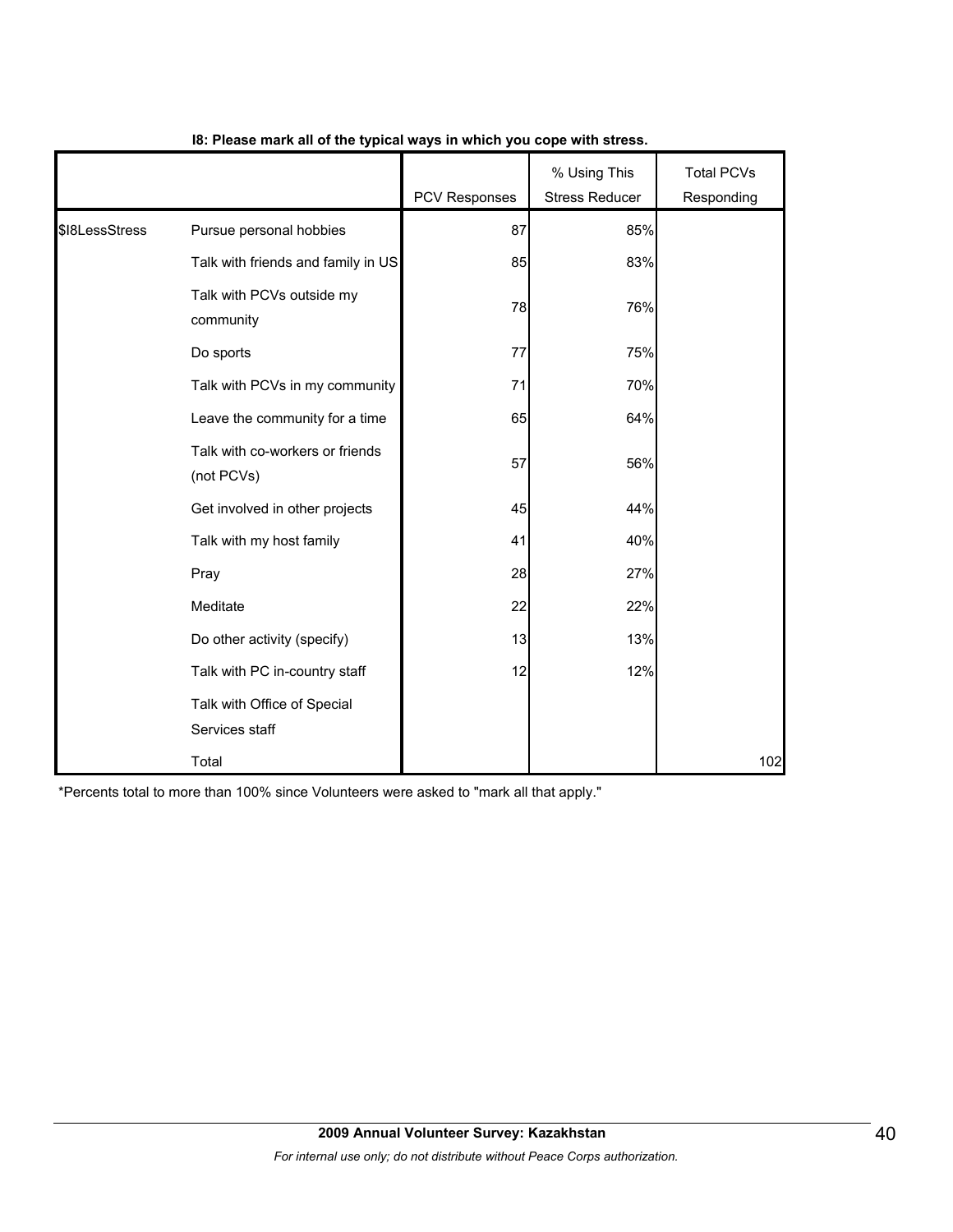**I8: Please mark all of the typical ways in which you cope with stress.**

| | | PCV Responses | % Using This Stress Reducer | Total PCVs Responding |
|---|---|---|---|---|
| $I8LessStress | Pursue personal hobbies | 87 | 85% | |
| | Talk with friends and family in US | 85 | 83% | |
| | Talk with PCVs outside my community | 78 | 76% | |
| | Do sports | 77 | 75% | |
| | Talk with PCVs in my community | 71 | 70% | |
| | Leave the community for a time | 65 | 64% | |
| | Talk with co-workers or friends (not PCVs) | 57 | 56% | |
| | Get involved in other projects | 45 | 44% | |
| | Talk with my host family | 41 | 40% | |
| | Pray | 28 | 27% | |
| | Meditate | 22 | 22% | |
| | Do other activity (specify) | 13 | 13% | |
| | Talk with PC in-country staff | 12 | 12% | |
| | Talk with Office of Special Services staff | | | |
| | Total | | | 102 |

*Percents total to more than 100% since Volunteers were asked to "mark all that apply."

**2009 Annual Volunteer Survey: Kazakhstan**

*For internal use only; do not distribute without Peace Corps authorization.*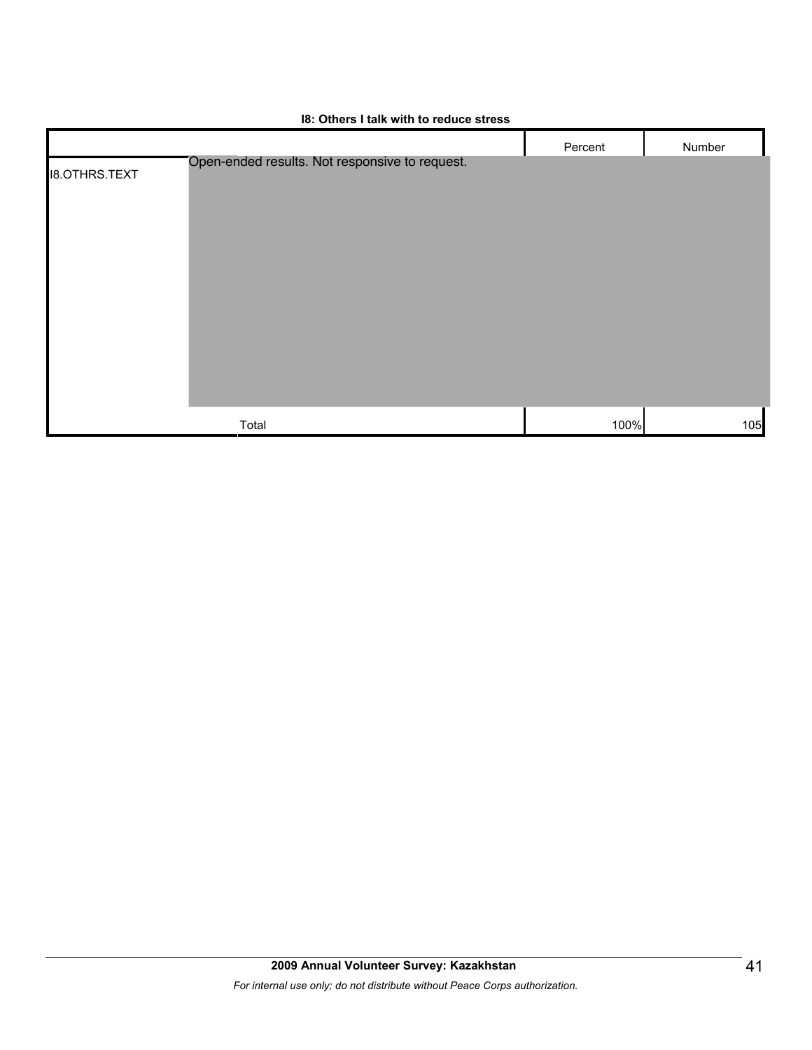**I8: Others I talk with to reduce stress**

| | | Percent | Number |
|---|---|---|---|
| I8.OTHRS.TEXT | Open-ended results. Not responsive to request. | | |
| | Total | 100% | 105 |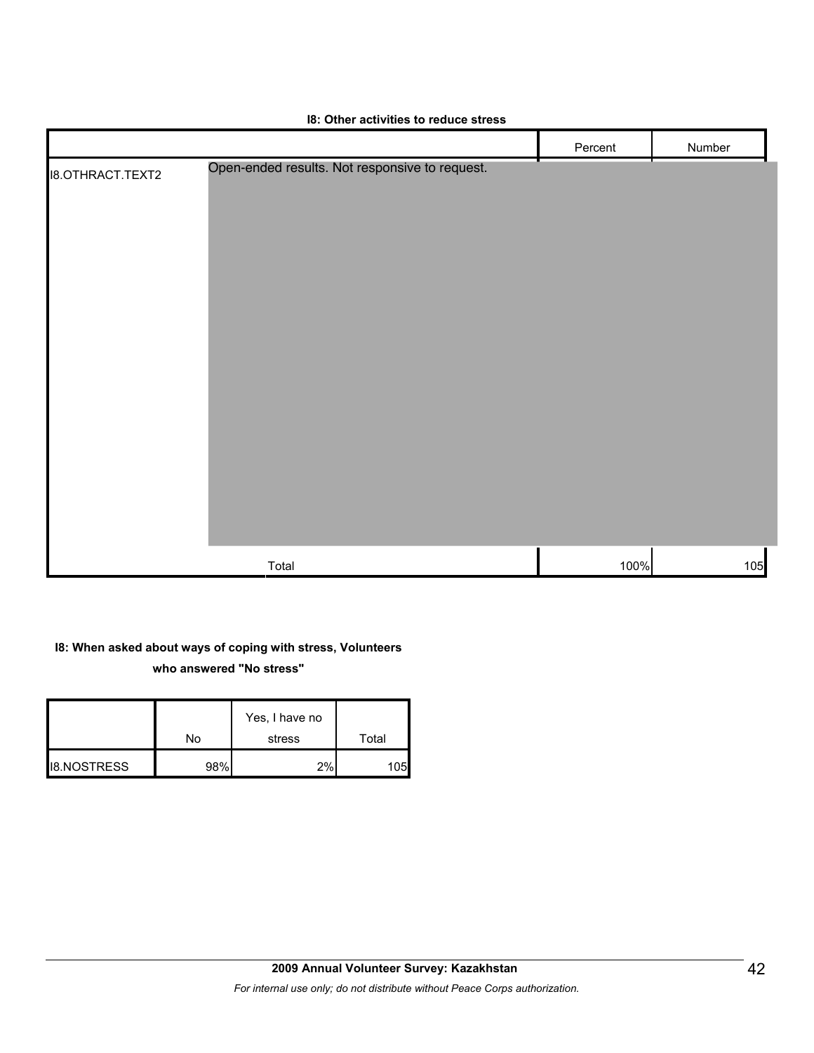**I8: Other activities to reduce stress**

| | | Percent | Number |
|---|---|---|---|
| I8.OTHRACT.TEXT2 | Open-ended results. Not responsive to request. | | |
| | Total | 100% | 105 |

**I8: When asked about ways of coping with stress, Volunteers who answered "No stress"**

| | No | Yes, I have no stress | Total |
|---|---|---|---|
| I8.NOSTRESS | 98% | 2% | 105 |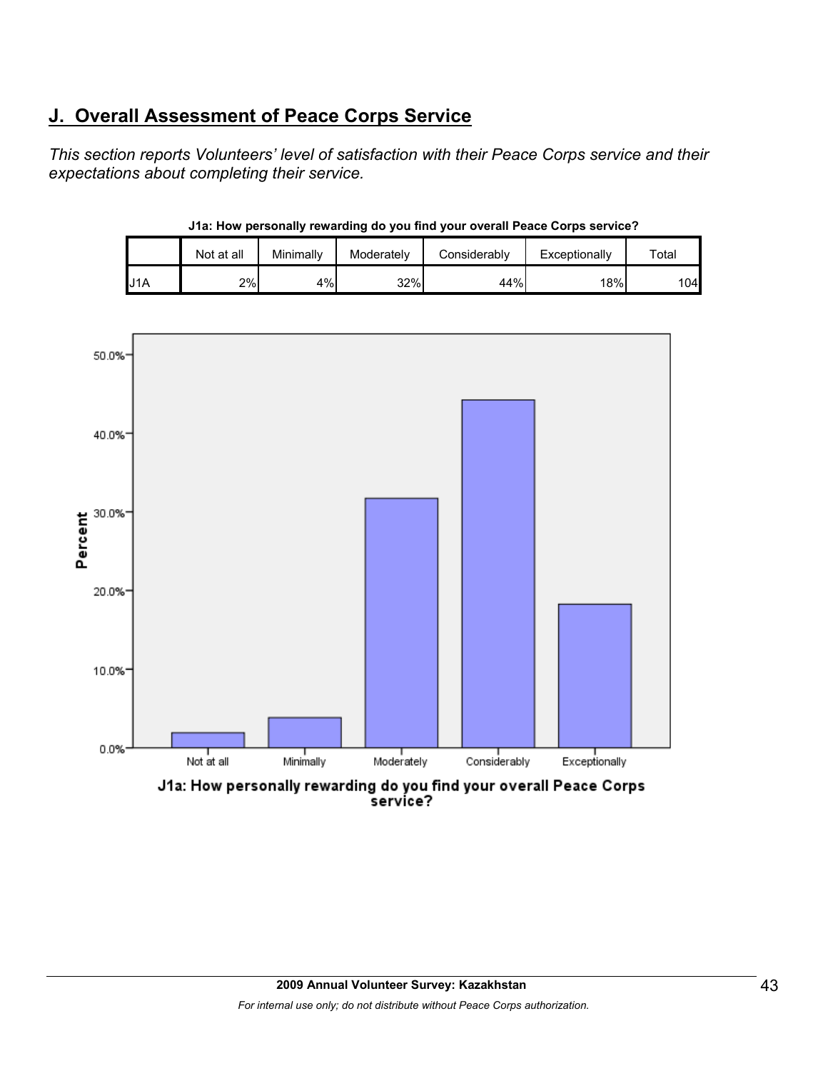## J. Overall Assessment of Peace Corps Service

*This section reports Volunteers' level of satisfaction with their Peace Corps service and their expectations about completing their service.*

**J1a: How personally rewarding do you find your overall Peace Corps service?**

| | Not at all | Minimally | Moderately | Considerably | Exceptionally | Total |
|---|---|---|---|---|---|---|
| J1A | 2% | 4% | 32% | 44% | 18% | 104 |

J1a: How personally rewarding do you find your overall Peace Corps service?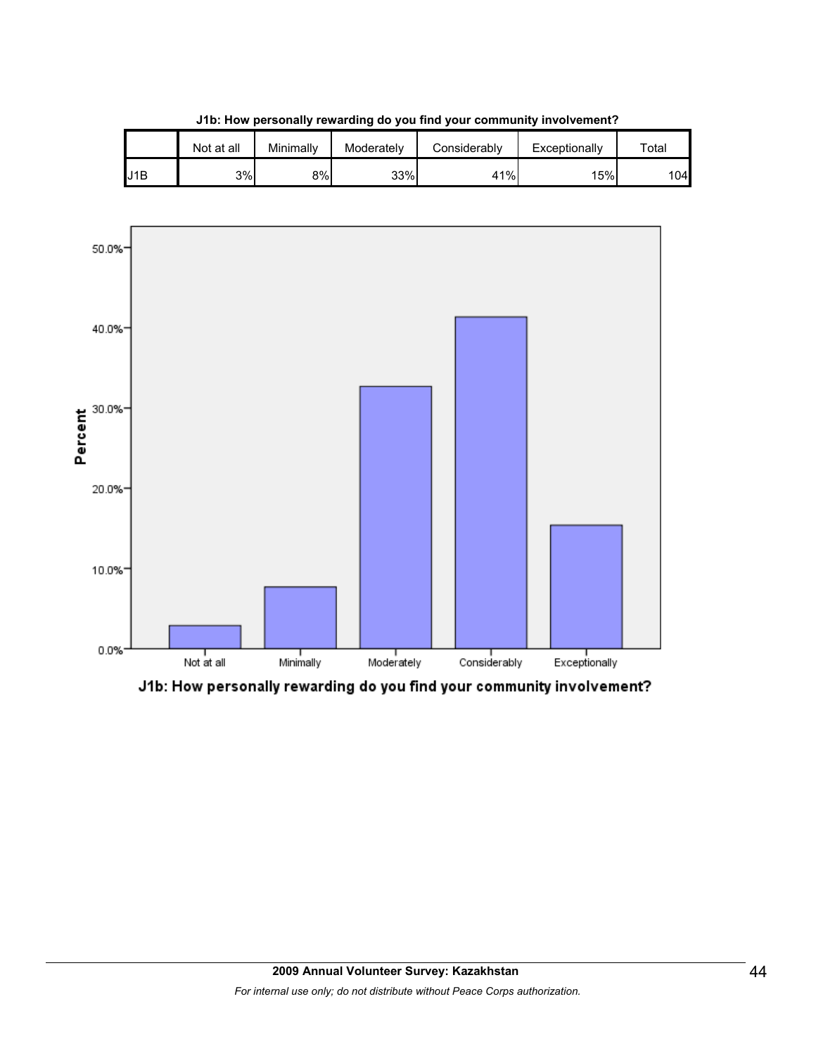**J1b: How personally rewarding do you find your community involvement?**

| | Not at all | Minimally | Moderately | Considerably | Exceptionally | Total |
|---|---|---|---|---|---|---|
| J1B | 3% | 8% | 33% | 41% | 15% | 104 |

J1b: How personally rewarding do you find your community involvement?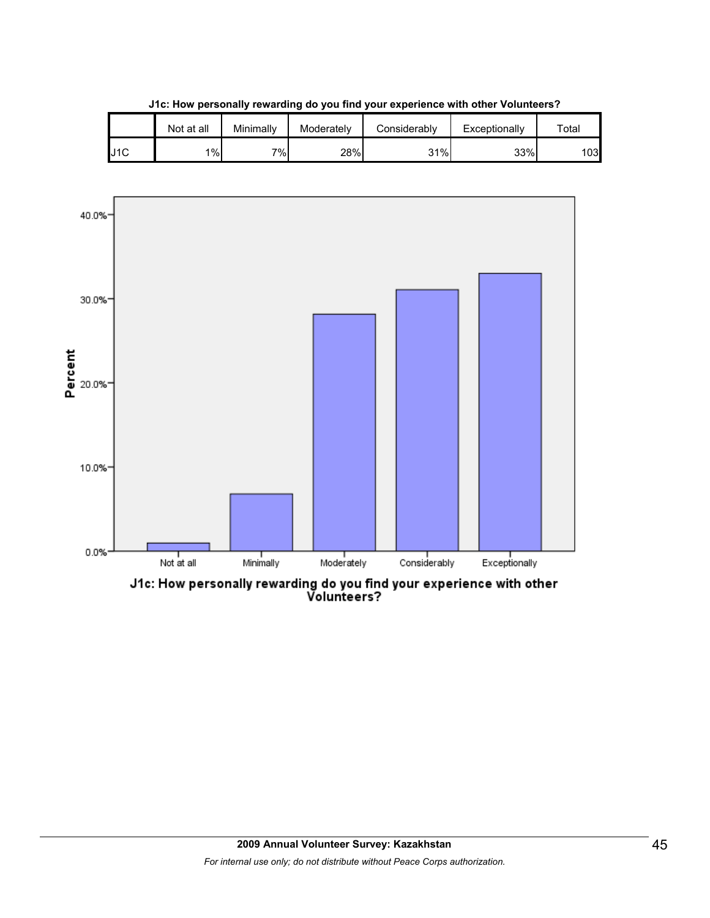**J1c: How personally rewarding do you find your experience with other Volunteers?**

| | Not at all | Minimally | Moderately | Considerably | Exceptionally | Total |
|---|---|---|---|---|---|---|
| J1C | 1% | 7% | 28% | 31% | 33% | 103 |

J1c: How personally rewarding do you find your experience with other Volunteers?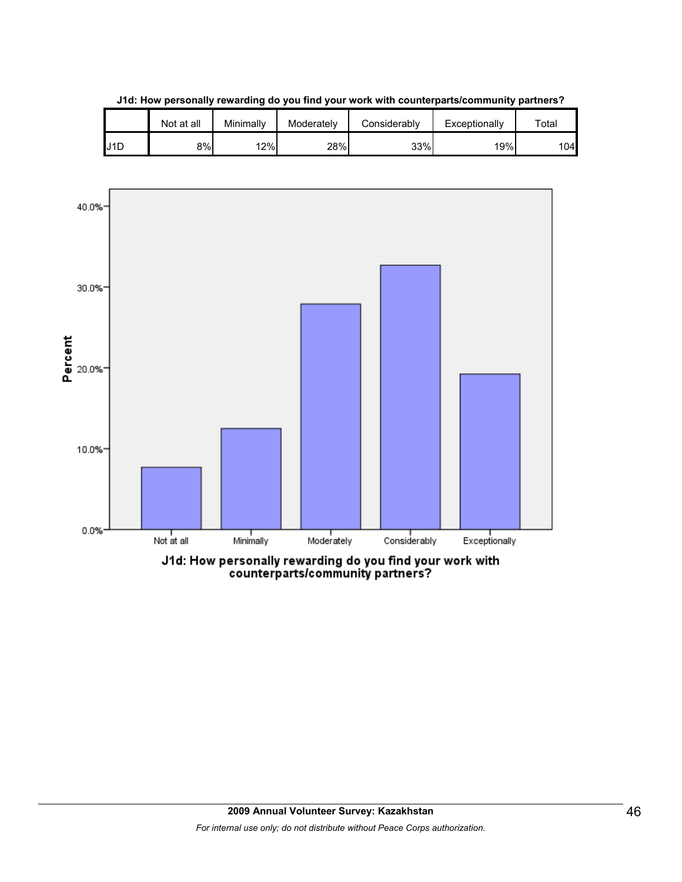**J1d: How personally rewarding do you find your work with counterparts/community partners?**

| | Not at all | Minimally | Moderately | Considerably | Exceptionally | Total |
|---|---|---|---|---|---|---|
| J1D | 8% | 12% | 28% | 33% | 19% | 104 |

J1d: How personally rewarding do you find your work with counterparts/community partners?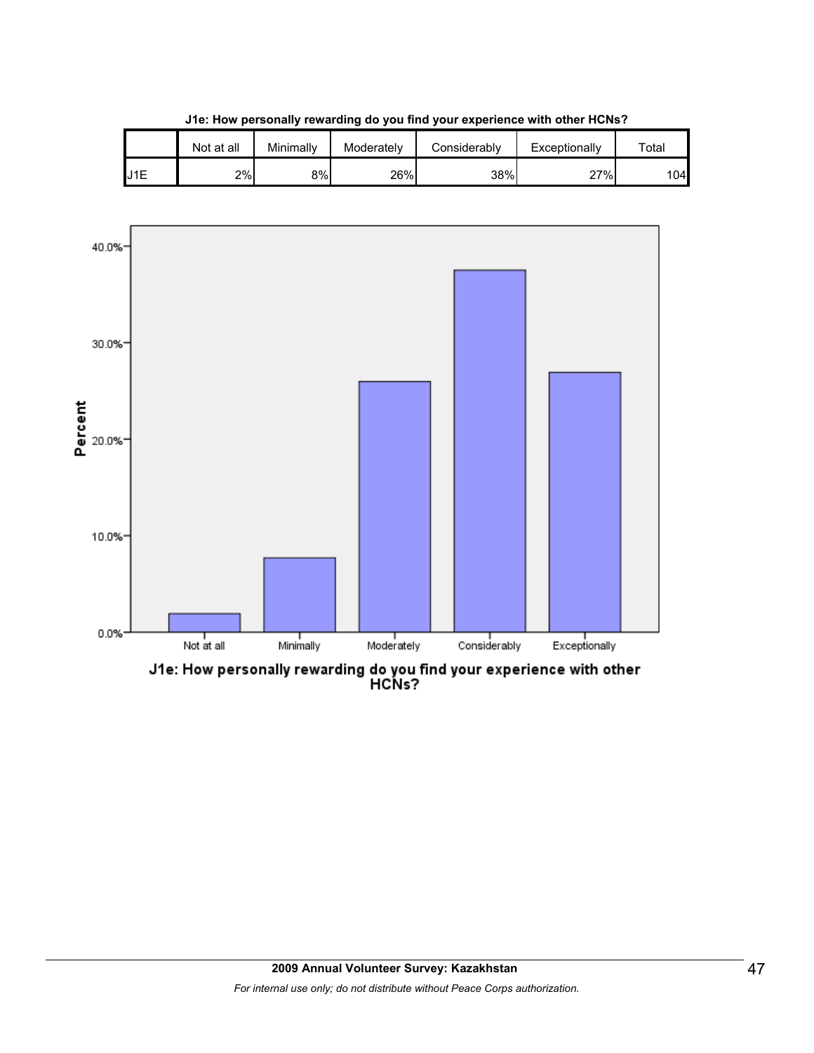**J1e: How personally rewarding do you find your experience with other HCNs?**

| | Not at all | Minimally | Moderately | Considerably | Exceptionally | Total |
|---|---|---|---|---|---|---|
| J1E | 2% | 8% | 26% | 38% | 27% | 104 |

Percent

40.0%
30.0%
20.0%
10.0%
0.0%

Not at all | Minimally | Moderately | Considerably | Exceptionally

J1e: How personally rewarding do you find your experience with other HCNs?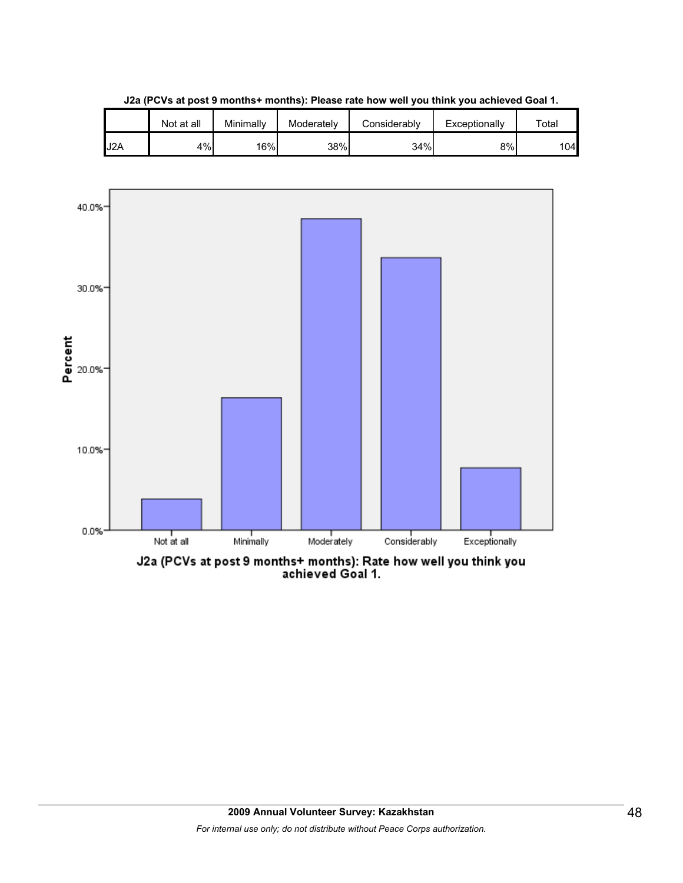**J2a (PCVs at post 9 months+ months): Please rate how well you think you achieved Goal 1.**

| | Not at all | Minimally | Moderately | Considerably | Exceptionally | Total |
|---|---|---|---|---|---|---|
| J2A | 4% | 16% | 38% | 34% | 8% | 104 |

J2a (PCVs at post 9 months+ months): Rate how well you think you achieved Goal 1.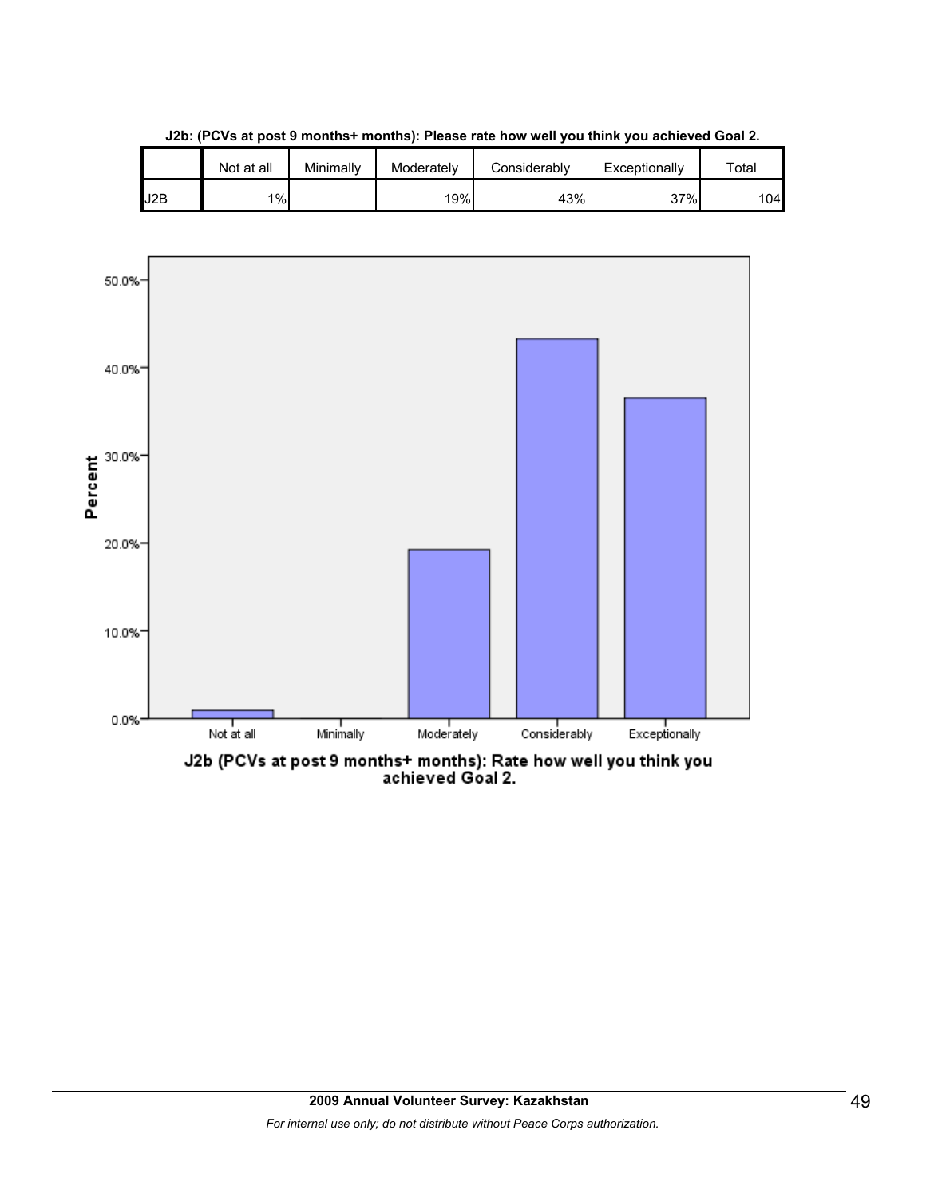**J2b: (PCVs at post 9 months+ months): Please rate how well you think you achieved Goal 2.**

| | Not at all | Minimally | Moderately | Considerably | Exceptionally | Total |
|---|---|---|---|---|---|---|
| J2B | 1% | | 19% | 43% | 37% | 104 |

J2b (PCVs at post 9 months+ months): Rate how well you think you achieved Goal 2.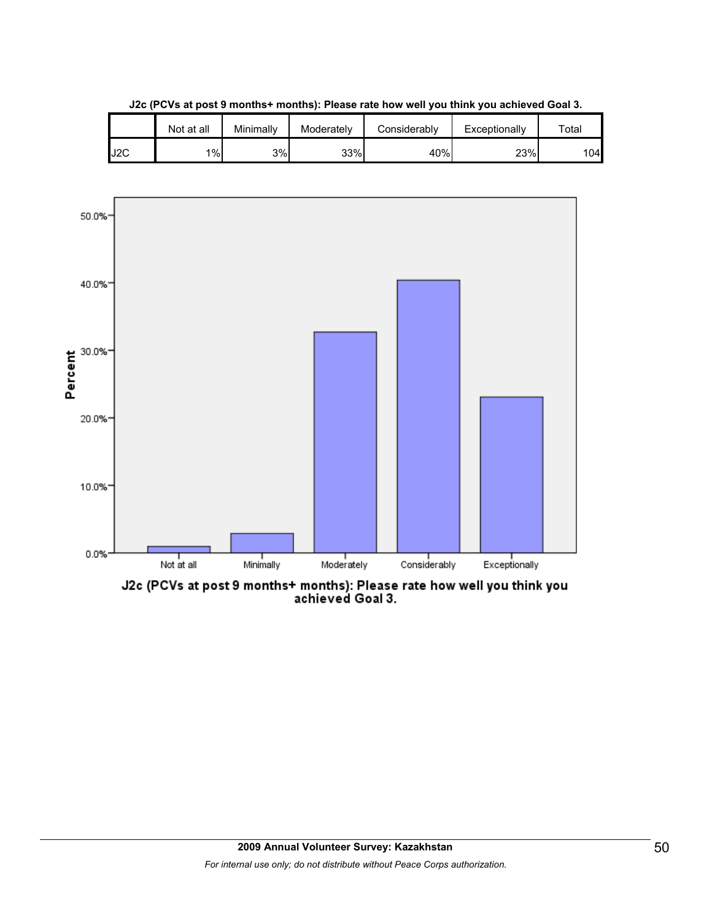**J2c (PCVs at post 9 months+ months): Please rate how well you think you achieved Goal 3.**

| | Not at all | Minimally | Moderately | Considerably | Exceptionally | Total |
|---|---|---|---|---|---|---|
| J2C | 1% | 3% | 33% | 40% | 23% | 104 |

J2c (PCVs at post 9 months+ months): Please rate how well you think you achieved Goal 3.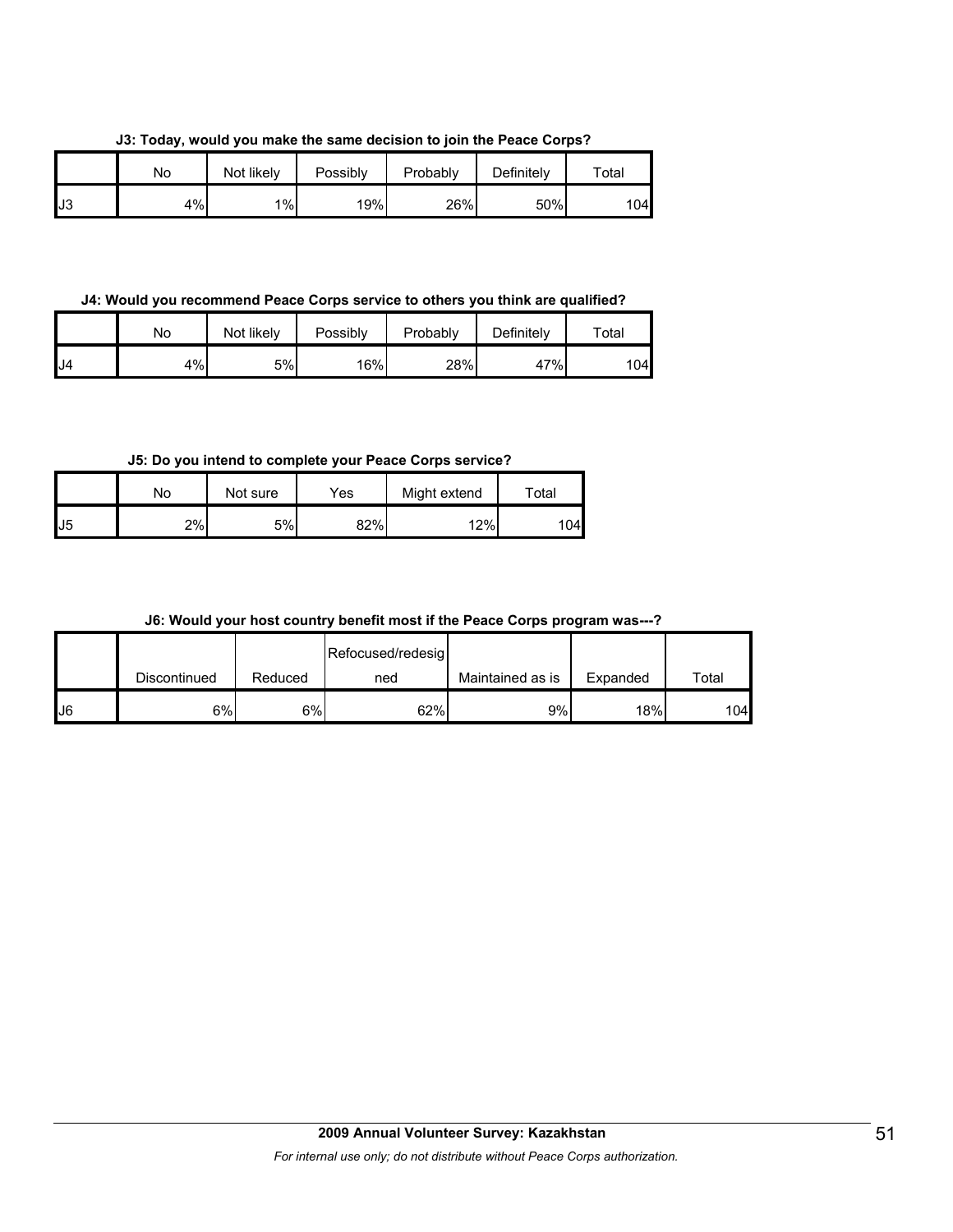**J3: Today, would you make the same decision to join the Peace Corps?**

| | No | Not likely | Possibly | Probably | Definitely | Total |
|---|---|---|---|---|---|---|
| J3 | 4% | 1% | 19% | 26% | 50% | 104 |

**J4: Would you recommend Peace Corps service to others you think are qualified?**

| | No | Not likely | Possibly | Probably | Definitely | Total |
|---|---|---|---|---|---|---|
| J4 | 4% | 5% | 16% | 28% | 47% | 104 |

**J5: Do you intend to complete your Peace Corps service?**

| | No | Not sure | Yes | Might extend | Total |
|---|---|---|---|---|---|
| J5 | 2% | 5% | 82% | 12% | 104 |

**J6: Would your host country benefit most if the Peace Corps program was---?**

| | Discontinued | Reduced | Refocused/redesigned | Maintained as is | Expanded | Total |
|---|---|---|---|---|---|---|
| J6 | 6% | 6% | 62% | 9% | 18% | 104 |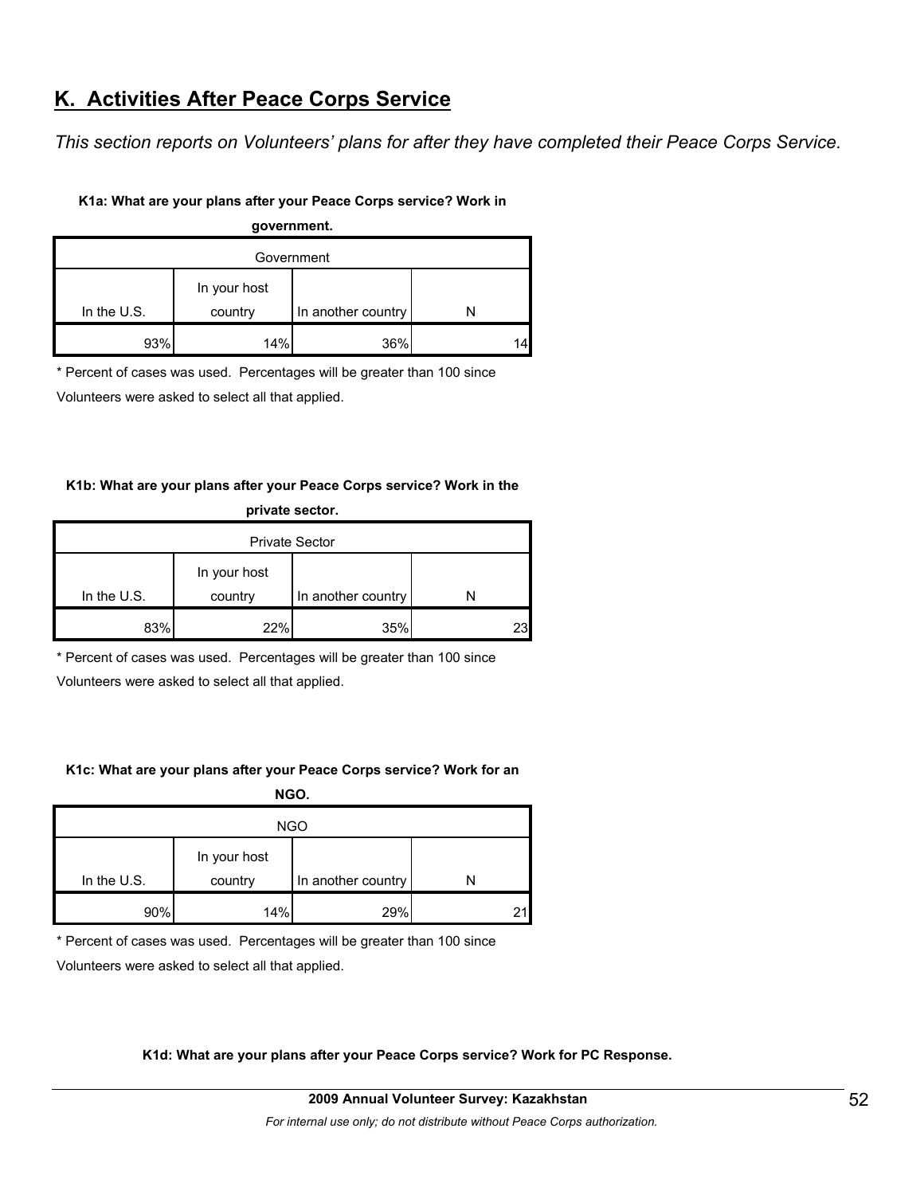## K. Activities After Peace Corps Service

*This section reports on Volunteers' plans for after they have completed their Peace Corps Service.*

**K1a: What are your plans after your Peace Corps service? Work in government.**

| Government | | | |
|---|---|---|---|
| In the U.S. | In your host country | In another country | N |
| 93% | 14% | 36% | 14 |

\* Percent of cases was used. Percentages will be greater than 100 since Volunteers were asked to select all that applied.

**K1b: What are your plans after your Peace Corps service? Work in the private sector.**

| Private Sector | | | |
|---|---|---|---|
| In the U.S. | In your host country | In another country | N |
| 83% | 22% | 35% | 23 |

\* Percent of cases was used. Percentages will be greater than 100 since Volunteers were asked to select all that applied.

**K1c: What are your plans after your Peace Corps service? Work for an NGO.**

| NGO | | | |
|---|---|---|---|
| In the U.S. | In your host country | In another country | N |
| 90% | 14% | 29% | 21 |

\* Percent of cases was used. Percentages will be greater than 100 since Volunteers were asked to select all that applied.

**K1d: What are your plans after your Peace Corps service? Work for PC Response.**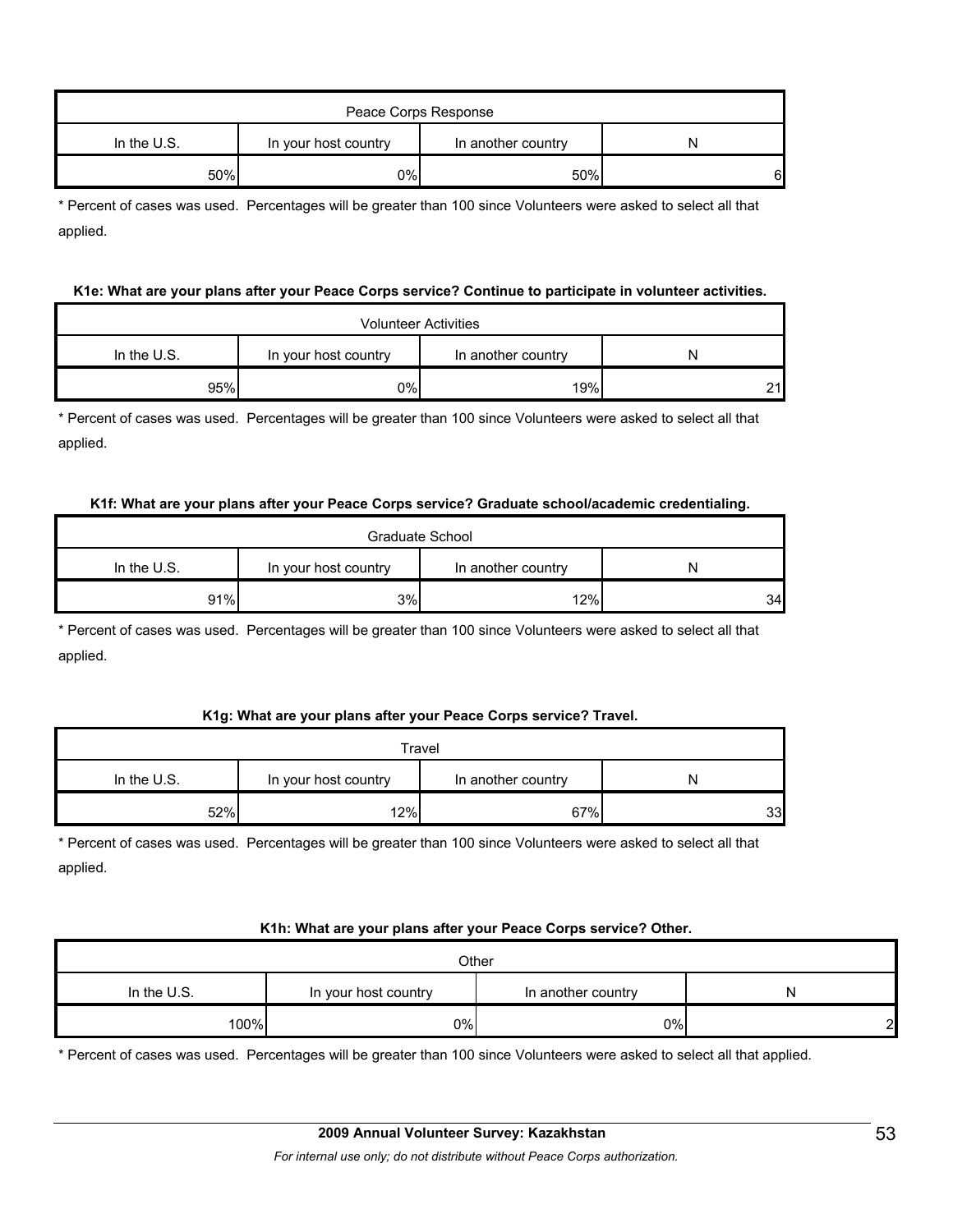| Peace Corps Response | | | |
|---|---|---|---|
| In the U.S. | In your host country | In another country | N |
| 50% | 0% | 50% | 6 |

* Percent of cases was used. Percentages will be greater than 100 since Volunteers were asked to select all that applied.

**K1e: What are your plans after your Peace Corps service? Continue to participate in volunteer activities.**

| Volunteer Activities | | | |
|---|---|---|---|
| In the U.S. | In your host country | In another country | N |
| 95% | 0% | 19% | 21 |

* Percent of cases was used. Percentages will be greater than 100 since Volunteers were asked to select all that applied.

**K1f: What are your plans after your Peace Corps service? Graduate school/academic credentialing.**

| Graduate School | | | |
|---|---|---|---|
| In the U.S. | In your host country | In another country | N |
| 91% | 3% | 12% | 34 |

* Percent of cases was used. Percentages will be greater than 100 since Volunteers were asked to select all that applied.

**K1g: What are your plans after your Peace Corps service? Travel.**

| Travel | | | |
|---|---|---|---|
| In the U.S. | In your host country | In another country | N |
| 52% | 12% | 67% | 33 |

* Percent of cases was used. Percentages will be greater than 100 since Volunteers were asked to select all that applied.

**K1h: What are your plans after your Peace Corps service? Other.**

| Other | | | |
|---|---|---|---|
| In the U.S. | In your host country | In another country | N |
| 100% | 0% | 0% | 2 |

* Percent of cases was used. Percentages will be greater than 100 since Volunteers were asked to select all that applied.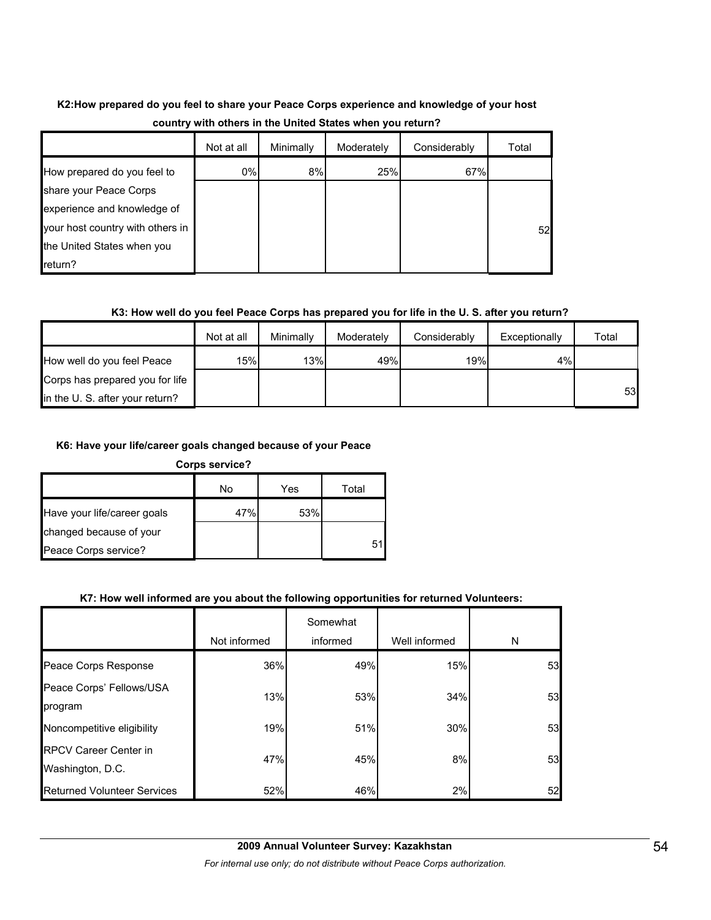**K2:How prepared do you feel to share your Peace Corps experience and knowledge of your host country with others in the United States when you return?**

| | Not at all | Minimally | Moderately | Considerably | Total |
|---|---|---|---|---|---|
| How prepared do you feel to share your Peace Corps experience and knowledge of your host country with others in the United States when you return? | 0% | 8% | 25% | 67% | 52 |

**K3: How well do you feel Peace Corps has prepared you for life in the U. S. after you return?**

| | Not at all | Minimally | Moderately | Considerably | Exceptionally | Total |
|---|---|---|---|---|---|---|
| How well do you feel Peace Corps has prepared you for life in the U. S. after your return? | 15% | 13% | 49% | 19% | 4% | 53 |

**K6: Have your life/career goals changed because of your Peace Corps service?**

| | No | Yes | Total |
|---|---|---|---|
| Have your life/career goals changed because of your Peace Corps service? | 47% | 53% | 51 |

**K7: How well informed are you about the following opportunities for returned Volunteers:**

| | Not informed | Somewhat informed | Well informed | N |
|---|---|---|---|---|
| Peace Corps Response | 36% | 49% | 15% | 53 |
| Peace Corps' Fellows/USA program | 13% | 53% | 34% | 53 |
| Noncompetitive eligibility | 19% | 51% | 30% | 53 |
| RPCV Career Center in Washington, D.C. | 47% | 45% | 8% | 53 |
| Returned Volunteer Services | 52% | 46% | 2% | 52 |

**2009 Annual Volunteer Survey: Kazakhstan**

*For internal use only; do not distribute without Peace Corps authorization.*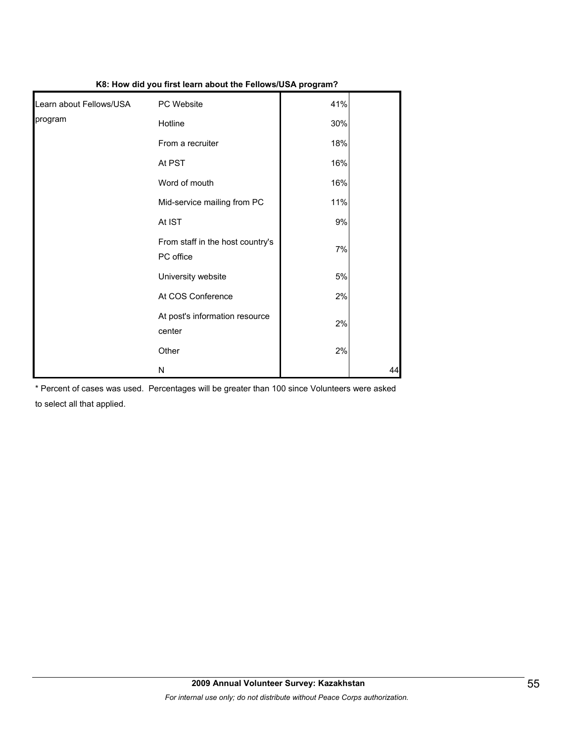**K8: How did you first learn about the Fellows/USA program?**

| | | | |
|---|---|---|---|
| Learn about Fellows/USA program | PC Website | 41% | |
| | Hotline | 30% | |
| | From a recruiter | 18% | |
| | At PST | 16% | |
| | Word of mouth | 16% | |
| | Mid-service mailing from PC | 11% | |
| | At IST | 9% | |
| | From staff in the host country's PC office | 7% | |
| | University website | 5% | |
| | At COS Conference | 2% | |
| | At post's information resource center | 2% | |
| | Other | 2% | |
| | N | | 44 |

* Percent of cases was used. Percentages will be greater than 100 since Volunteers were asked to select all that applied.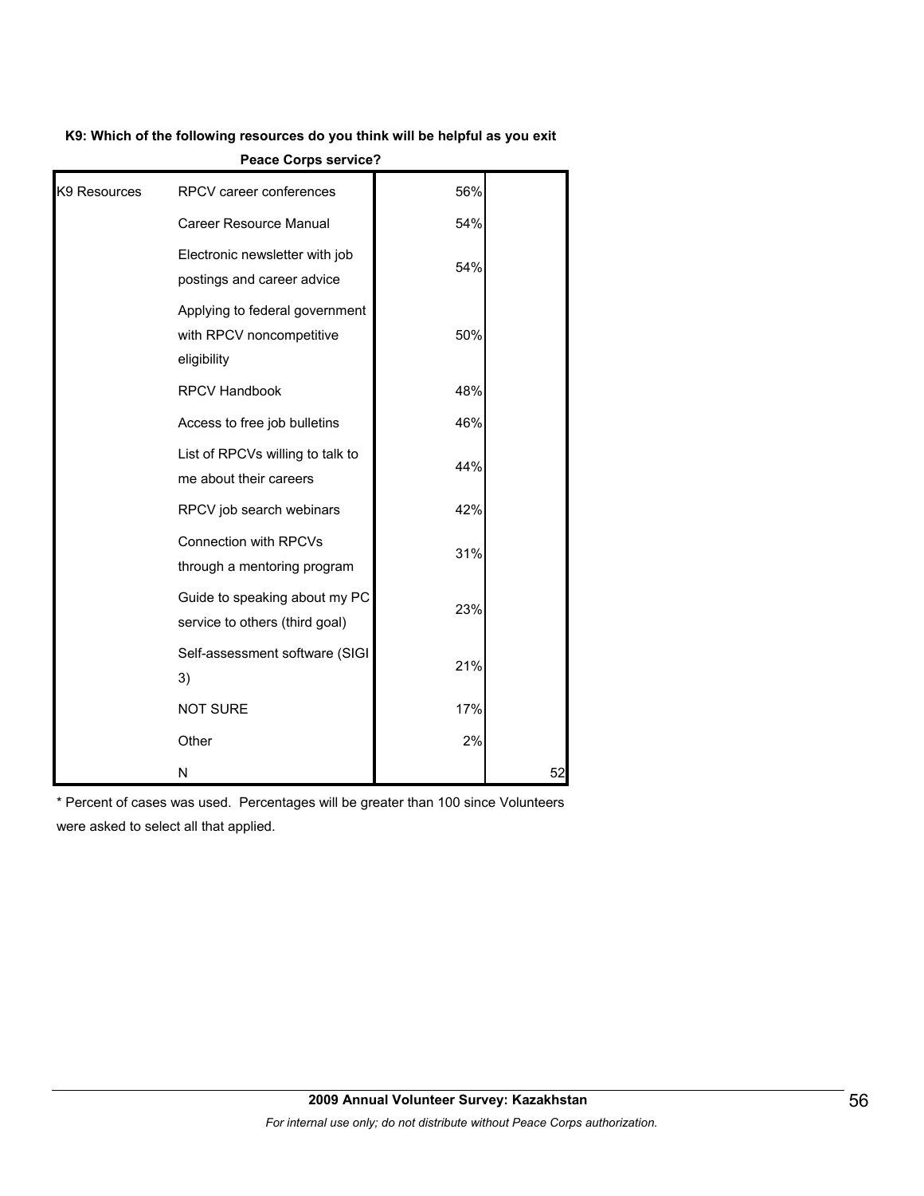**K9: Which of the following resources do you think will be helpful as you exit Peace Corps service?**

| | | | |
|---|---|---|---|
| K9 Resources | RPCV career conferences | 56% | |
| | Career Resource Manual | 54% | |
| | Electronic newsletter with job postings and career advice | 54% | |
| | Applying to federal government with RPCV noncompetitive eligibility | 50% | |
| | RPCV Handbook | 48% | |
| | Access to free job bulletins | 46% | |
| | List of RPCVs willing to talk to me about their careers | 44% | |
| | RPCV job search webinars | 42% | |
| | Connection with RPCVs through a mentoring program | 31% | |
| | Guide to speaking about my PC service to others (third goal) | 23% | |
| | Self-assessment software (SIGI 3) | 21% | |
| | NOT SURE | 17% | |
| | Other | 2% | |
| | N | | 52 |

* Percent of cases was used. Percentages will be greater than 100 since Volunteers were asked to select all that applied.

**2009 Annual Volunteer Survey: Kazakhstan**

*For internal use only; do not distribute without Peace Corps authorization.*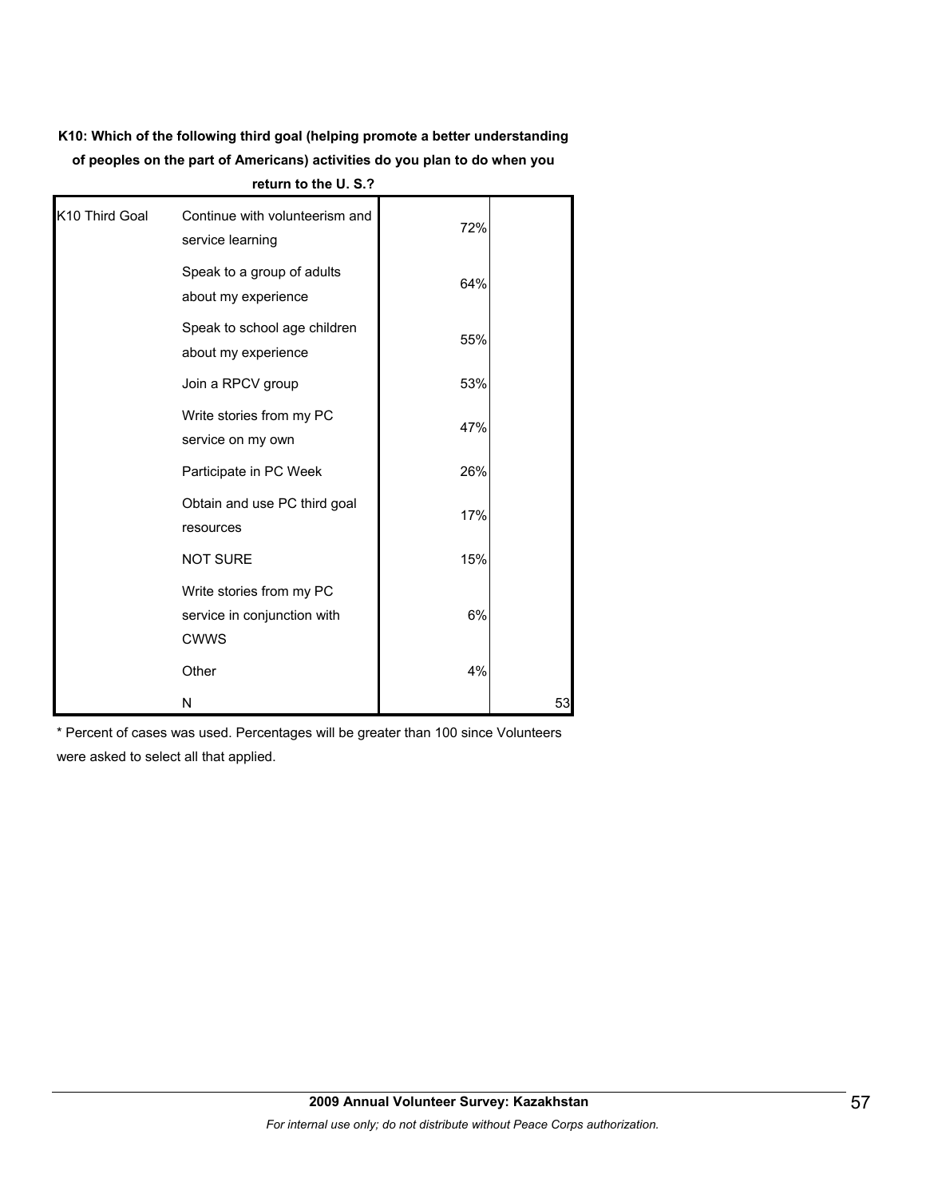**K10: Which of the following third goal (helping promote a better understanding of peoples on the part of Americans) activities do you plan to do when you return to the U. S.?**

| | | | |
|---|---|---|---|
| K10 Third Goal | Continue with volunteerism and service learning | 72% | |
| | Speak to a group of adults about my experience | 64% | |
| | Speak to school age children about my experience | 55% | |
| | Join a RPCV group | 53% | |
| | Write stories from my PC service on my own | 47% | |
| | Participate in PC Week | 26% | |
| | Obtain and use PC third goal resources | 17% | |
| | NOT SURE | 15% | |
| | Write stories from my PC service in conjunction with CWWS | 6% | |
| | Other | 4% | |
| | N | | 53 |

* Percent of cases was used. Percentages will be greater than 100 since Volunteers were asked to select all that applied.